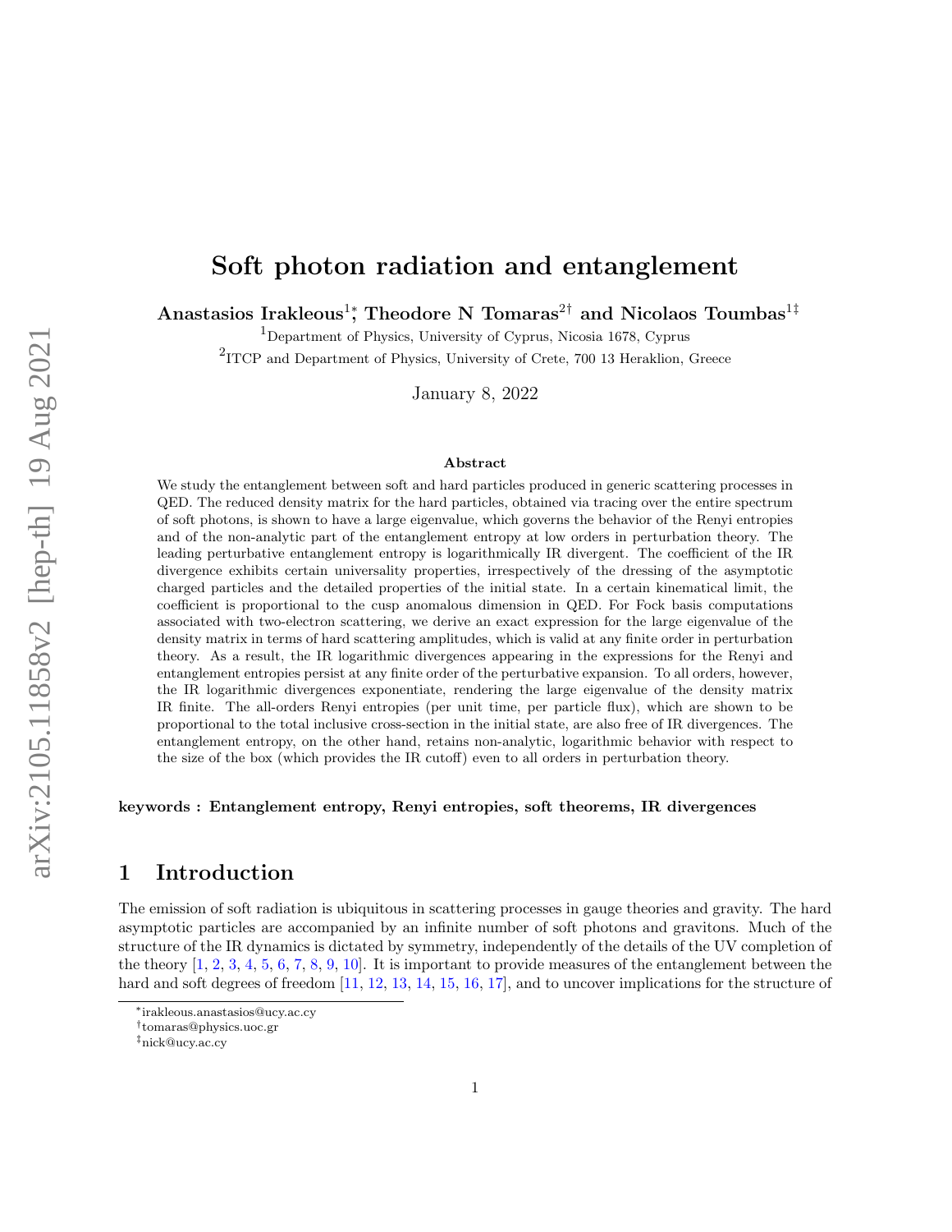# Soft photon radiation and entanglement

**Anastasios Irakleous[1]*, Theodore N Tomaras[2]† and Nicolaos Toumbas[1]‡**

[1]Department of Physics, University of Cyprus, Nicosia 1678, Cyprus

[2]ITCP and Department of Physics, University of Crete, 700 13 Heraklion, Greece

January 8, 2022

### Abstract

We study the entanglement between soft and hard particles produced in generic scattering processes in QED. The reduced density matrix for the hard particles, obtained via tracing over the entire spectrum of soft photons, is shown to have a large eigenvalue, which governs the behavior of the Renyi entropies and of the non-analytic part of the entanglement entropy at low orders in perturbation theory. The leading perturbative entanglement entropy is logarithmically IR divergent. The coefficient of the IR divergence exhibits certain universality properties, irrespectively of the dressing of the asymptotic charged particles and the detailed properties of the initial state. In a certain kinematical limit, the coefficient is proportional to the cusp anomalous dimension in QED. For Fock basis computations associated with two-electron scattering, we derive an exact expression for the large eigenvalue of the density matrix in terms of hard scattering amplitudes, which is valid at any finite order in perturbation theory. As a result, the IR logarithmic divergences appearing in the expressions for the Renyi and entanglement entropies persist at any finite order of the perturbative expansion. To all orders, however, the IR logarithmic divergences exponentiate, rendering the large eigenvalue of the density matrix IR finite. The all-orders Renyi entropies (per unit time, per particle flux), which are shown to be proportional to the total inclusive cross-section in the initial state, are also free of IR divergences. The entanglement entropy, on the other hand, retains non-analytic, logarithmic behavior with respect to the size of the box (which provides the IR cutoff) even to all orders in perturbation theory.

**keywords : Entanglement entropy, Renyi entropies, soft theorems, IR divergences**

## 1 Introduction

The emission of soft radiation is ubiquitous in scattering processes in gauge theories and gravity. The hard asymptotic particles are accompanied by an infinite number of soft photons and gravitons. Much of the structure of the IR dynamics is dictated by symmetry, independently of the details of the UV completion of the theory [1, 2, 3, 4, 5, 6, 7, 8, 9, 10]. It is important to provide measures of the entanglement between the hard and soft degrees of freedom [11, 12, 13, 14, 15, 16, 17], and to uncover implications for the structure of

*irakleous.anastasios@ucy.ac.cy

†tomaras@physics.uoc.gr

‡nick@ucy.ac.cy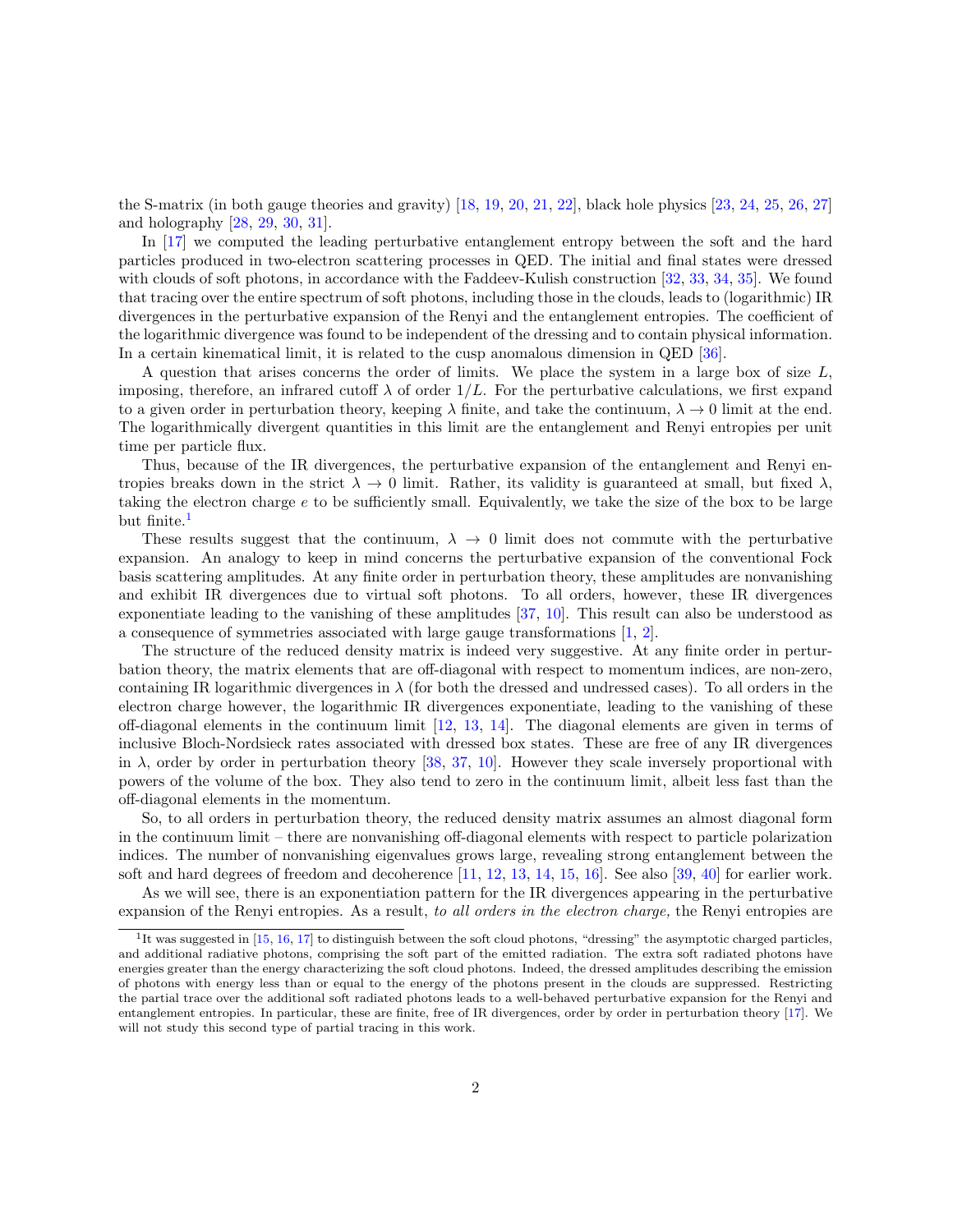the S-matrix (in both gauge theories and gravity) [18, 19, 20, 21, 22], black hole physics [23, 24, 25, 26, 27] and holography [28, 29, 30, 31].

In [17] we computed the leading perturbative entanglement entropy between the soft and the hard particles produced in two-electron scattering processes in QED. The initial and final states were dressed with clouds of soft photons, in accordance with the Faddeev-Kulish construction [32, 33, 34, 35]. We found that tracing over the entire spectrum of soft photons, including those in the clouds, leads to (logarithmic) IR divergences in the perturbative expansion of the Renyi and the entanglement entropies. The coefficient of the logarithmic divergence was found to be independent of the dressing and to contain physical information. In a certain kinematical limit, it is related to the cusp anomalous dimension in QED [36].

A question that arises concerns the order of limits. We place the system in a large box of size $L$, imposing, therefore, an infrared cutoff $\lambda$ of order $1/L$. For the perturbative calculations, we first expand to a given order in perturbation theory, keeping $\lambda$ finite, and take the continuum, $\lambda \to 0$ limit at the end. The logarithmically divergent quantities in this limit are the entanglement and Renyi entropies per unit time per particle flux.

Thus, because of the IR divergences, the perturbative expansion of the entanglement and Renyi entropies breaks down in the strict $\lambda \to 0$ limit. Rather, its validity is guaranteed at small, but fixed $\lambda$, taking the electron charge $e$ to be sufficiently small. Equivalently, we take the size of the box to be large but finite.[1]

These results suggest that the continuum, $\lambda \to 0$ limit does not commute with the perturbative expansion. An analogy to keep in mind concerns the perturbative expansion of the conventional Fock basis scattering amplitudes. At any finite order in perturbation theory, these amplitudes are nonvanishing and exhibit IR divergences due to virtual soft photons. To all orders, however, these IR divergences exponentiate leading to the vanishing of these amplitudes [37, 10]. This result can also be understood as a consequence of symmetries associated with large gauge transformations [1, 2].

The structure of the reduced density matrix is indeed very suggestive. At any finite order in perturbation theory, the matrix elements that are off-diagonal with respect to momentum indices, are non-zero, containing IR logarithmic divergences in $\lambda$ (for both the dressed and undressed cases). To all orders in the electron charge however, the logarithmic IR divergences exponentiate, leading to the vanishing of these off-diagonal elements in the continuum limit [12, 13, 14]. The diagonal elements are given in terms of inclusive Bloch-Nordsieck rates associated with dressed box states. These are free of any IR divergences in $\lambda$, order by order in perturbation theory [38, 37, 10]. However they scale inversely proportional with powers of the volume of the box. They also tend to zero in the continuum limit, albeit less fast than the off-diagonal elements in the momentum.

So, to all orders in perturbation theory, the reduced density matrix assumes an almost diagonal form in the continuum limit – there are nonvanishing off-diagonal elements with respect to particle polarization indices. The number of nonvanishing eigenvalues grows large, revealing strong entanglement between the soft and hard degrees of freedom and decoherence [11, 12, 13, 14, 15, 16]. See also [39, 40] for earlier work.

As we will see, there is an exponentiation pattern for the IR divergences appearing in the perturbative expansion of the Renyi entropies. As a result, *to all orders in the electron charge,* the Renyi entropies are

[1] It was suggested in [15, 16, 17] to distinguish between the soft cloud photons, "dressing" the asymptotic charged particles, and additional radiative photons, comprising the soft part of the emitted radiation. The extra soft radiated photons have energies greater than the energy characterizing the soft cloud photons. Indeed, the dressed amplitudes describing the emission of photons with energy less than or equal to the energy of the photons present in the clouds are suppressed. Restricting the partial trace over the additional soft radiated photons leads to a well-behaved perturbative expansion for the Renyi and entanglement entropies. In particular, these are finite, free of IR divergences, order by order in perturbation theory [17]. We will not study this second type of partial tracing in this work.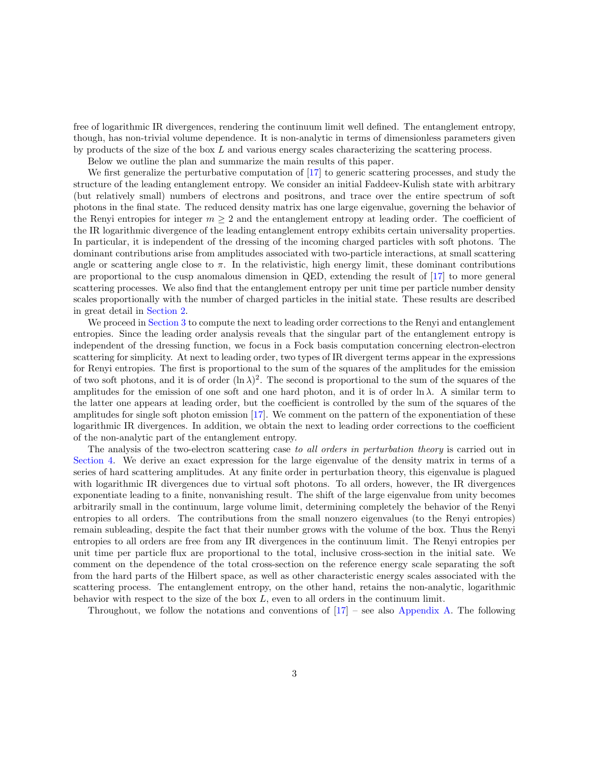free of logarithmic IR divergences, rendering the continuum limit well defined. The entanglement entropy, though, has non-trivial volume dependence. It is non-analytic in terms of dimensionless parameters given by products of the size of the box $L$ and various energy scales characterizing the scattering process.

Below we outline the plan and summarize the main results of this paper.

We first generalize the perturbative computation of [17] to generic scattering processes, and study the structure of the leading entanglement entropy. We consider an initial Faddeev-Kulish state with arbitrary (but relatively small) numbers of electrons and positrons, and trace over the entire spectrum of soft photons in the final state. The reduced density matrix has one large eigenvalue, governing the behavior of the Renyi entropies for integer $m \geq 2$ and the entanglement entropy at leading order. The coefficient of the IR logarithmic divergence of the leading entanglement entropy exhibits certain universality properties. In particular, it is independent of the dressing of the incoming charged particles with soft photons. The dominant contributions arise from amplitudes associated with two-particle interactions, at small scattering angle or scattering angle close to $\pi$. In the relativistic, high energy limit, these dominant contributions are proportional to the cusp anomalous dimension in QED, extending the result of [17] to more general scattering processes. We also find that the entanglement entropy per unit time per particle number density scales proportionally with the number of charged particles in the initial state. These results are described in great detail in Section 2.

We proceed in Section 3 to compute the next to leading order corrections to the Renyi and entanglement entropies. Since the leading order analysis reveals that the singular part of the entanglement entropy is independent of the dressing function, we focus in a Fock basis computation concerning electron-electron scattering for simplicity. At next to leading order, two types of IR divergent terms appear in the expressions for Renyi entropies. The first is proportional to the sum of the squares of the amplitudes for the emission of two soft photons, and it is of order $(\ln \lambda)^2$. The second is proportional to the sum of the squares of the amplitudes for the emission of one soft and one hard photon, and it is of order $\ln \lambda$. A similar term to the latter one appears at leading order, but the coefficient is controlled by the sum of the squares of the amplitudes for single soft photon emission [17]. We comment on the pattern of the exponentiation of these logarithmic IR divergences. In addition, we obtain the next to leading order corrections to the coefficient of the non-analytic part of the entanglement entropy.

The analysis of the two-electron scattering case *to all orders in perturbation theory* is carried out in Section 4. We derive an exact expression for the large eigenvalue of the density matrix in terms of a series of hard scattering amplitudes. At any finite order in perturbation theory, this eigenvalue is plagued with logarithmic IR divergences due to virtual soft photons. To all orders, however, the IR divergences exponentiate leading to a finite, nonvanishing result. The shift of the large eigenvalue from unity becomes arbitrarily small in the continuum, large volume limit, determining completely the behavior of the Renyi entropies to all orders. The contributions from the small nonzero eigenvalues (to the Renyi entropies) remain subleading, despite the fact that their number grows with the volume of the box. Thus the Renyi entropies to all orders are free from any IR divergences in the continuum limit. The Renyi entropies per unit time per particle flux are proportional to the total, inclusive cross-section in the initial sate. We comment on the dependence of the total cross-section on the reference energy scale separating the soft from the hard parts of the Hilbert space, as well as other characteristic energy scales associated with the scattering process. The entanglement entropy, on the other hand, retains the non-analytic, logarithmic behavior with respect to the size of the box $L$, even to all orders in the continuum limit.

Throughout, we follow the notations and conventions of [17] – see also Appendix A. The following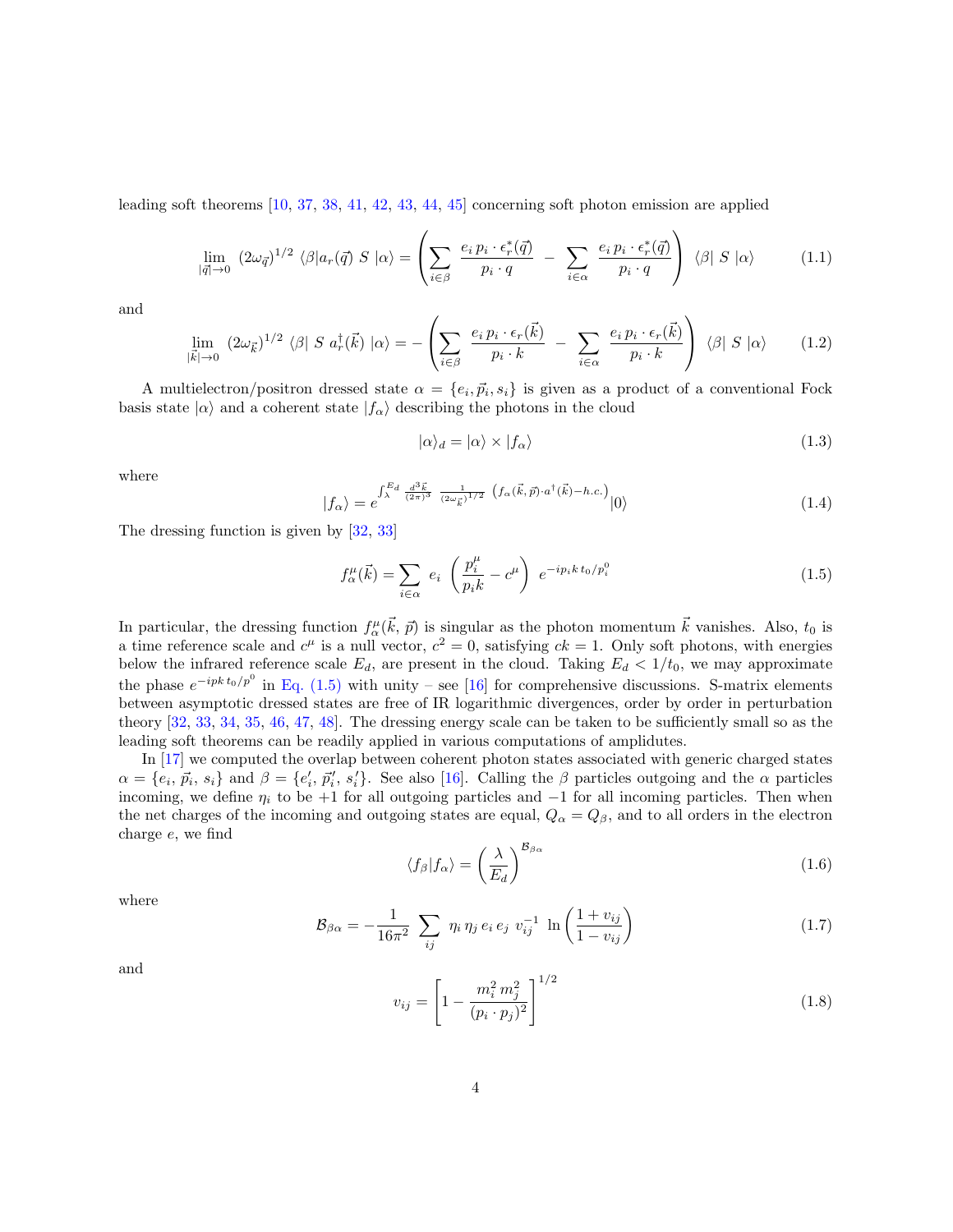leading soft theorems [10, 37, 38, 41, 42, 43, 44, 45] concerning soft photon emission are applied

$$
\lim_{|\vec{q}|\to 0} \; (2\omega_{\vec{q}})^{1/2} \; \langle\beta| a_r(\vec{q}) \; S \; |\alpha\rangle = \left( \sum_{i\in\beta} \; \frac{e_i \, p_i \cdot \epsilon^*_r(\vec{q})}{p_i \cdot q} \; - \; \sum_{i\in\alpha} \; \frac{e_i \, p_i \cdot \epsilon^*_r(\vec{q})}{p_i \cdot q} \right) \; \langle\beta| \; S \; |\alpha\rangle \tag{1.1}
$$

and

$$
\lim_{|\vec{k}|\to 0} \; (2\omega_{\vec{k}})^{1/2} \; \langle\beta| \; S \; a^\dagger_r(\vec{k}) \; |\alpha\rangle = - \left( \sum_{i\in\beta} \; \frac{e_i \, p_i \cdot \epsilon_r(\vec{k})}{p_i \cdot k} \; - \; \sum_{i\in\alpha} \; \frac{e_i \, p_i \cdot \epsilon_r(\vec{k})}{p_i \cdot k} \right) \; \langle\beta| \; S \; |\alpha\rangle \tag{1.2}
$$

A multielectron/positron dressed state $\alpha = \{e_i, \vec{p}_i, s_i\}$ is given as a product of a conventional Fock basis state $|\alpha\rangle$ and a coherent state $|f_\alpha\rangle$ describing the photons in the cloud

$$
|\alpha\rangle_d = |\alpha\rangle \times |f_\alpha\rangle \tag{1.3}
$$

where

$$
|f_\alpha\rangle = e^{\int_\lambda^{E_d} \frac{d^3\vec{k}}{(2\pi)^3} \; \frac{1}{(2\omega_{\vec{k}})^{1/2}} \; \left(f_\alpha(\vec{k},\vec{p})\cdot a^\dagger(\vec{k}) - h.c.\right)} |0\rangle \tag{1.4}
$$

The dressing function is given by [32, 33]

$$
f^\mu_\alpha(\vec{k}) = \sum_{i\in\alpha} \; e_i \; \left( \frac{p^\mu_i}{p_i k} - c^\mu \right) \; e^{-ip_i k \, t_0/p^0_i} \tag{1.5}
$$

In particular, the dressing function $f^\mu_\alpha(\vec{k}, \vec{p})$ is singular as the photon momentum $\vec{k}$ vanishes. Also, $t_0$ is a time reference scale and $c^\mu$ is a null vector, $c^2 = 0$, satisfying $ck = 1$. Only soft photons, with energies below the infrared reference scale $E_d$, are present in the cloud. Taking $E_d < 1/t_0$, we may approximate the phase $e^{-ipk \, t_0/p^0}$ in Eq. (1.5) with unity – see [16] for comprehensive discussions. S-matrix elements between asymptotic dressed states are free of IR logarithmic divergences, order by order in perturbation theory [32, 33, 34, 35, 46, 47, 48]. The dressing energy scale can be taken to be sufficiently small so as the leading soft theorems can be readily applied in various computations of amplitudes.

In [17] we computed the overlap between coherent photon states associated with generic charged states $\alpha = \{e_i, \vec{p}_i, s_i\}$ and $\beta = \{e'_i, \vec{p}'_i, s'_i\}$. See also [16]. Calling the $\beta$ particles outgoing and the $\alpha$ particles incoming, we define $\eta_i$ to be $+1$ for all outgoing particles and $-1$ for all incoming particles. Then when the net charges of the incoming and outgoing states are equal, $Q_\alpha = Q_\beta$, and to all orders in the electron charge $e$, we find

$$
\langle f_\beta | f_\alpha \rangle = \left( \frac{\lambda}{E_d} \right)^{\mathcal{B}_{\beta\alpha}} \tag{1.6}
$$

where

$$
\mathcal{B}_{\beta\alpha} = -\frac{1}{16\pi^2} \; \sum_{ij} \; \eta_i \, \eta_j \, e_i \, e_j \; v^{-1}_{ij} \; \ln \left( \frac{1+v_{ij}}{1-v_{ij}} \right) \tag{1.7}
$$

and

$$
v_{ij} = \left[ 1 - \frac{m^2_i \, m^2_j}{(p_i \cdot p_j)^2} \right]^{1/2} \tag{1.8}
$$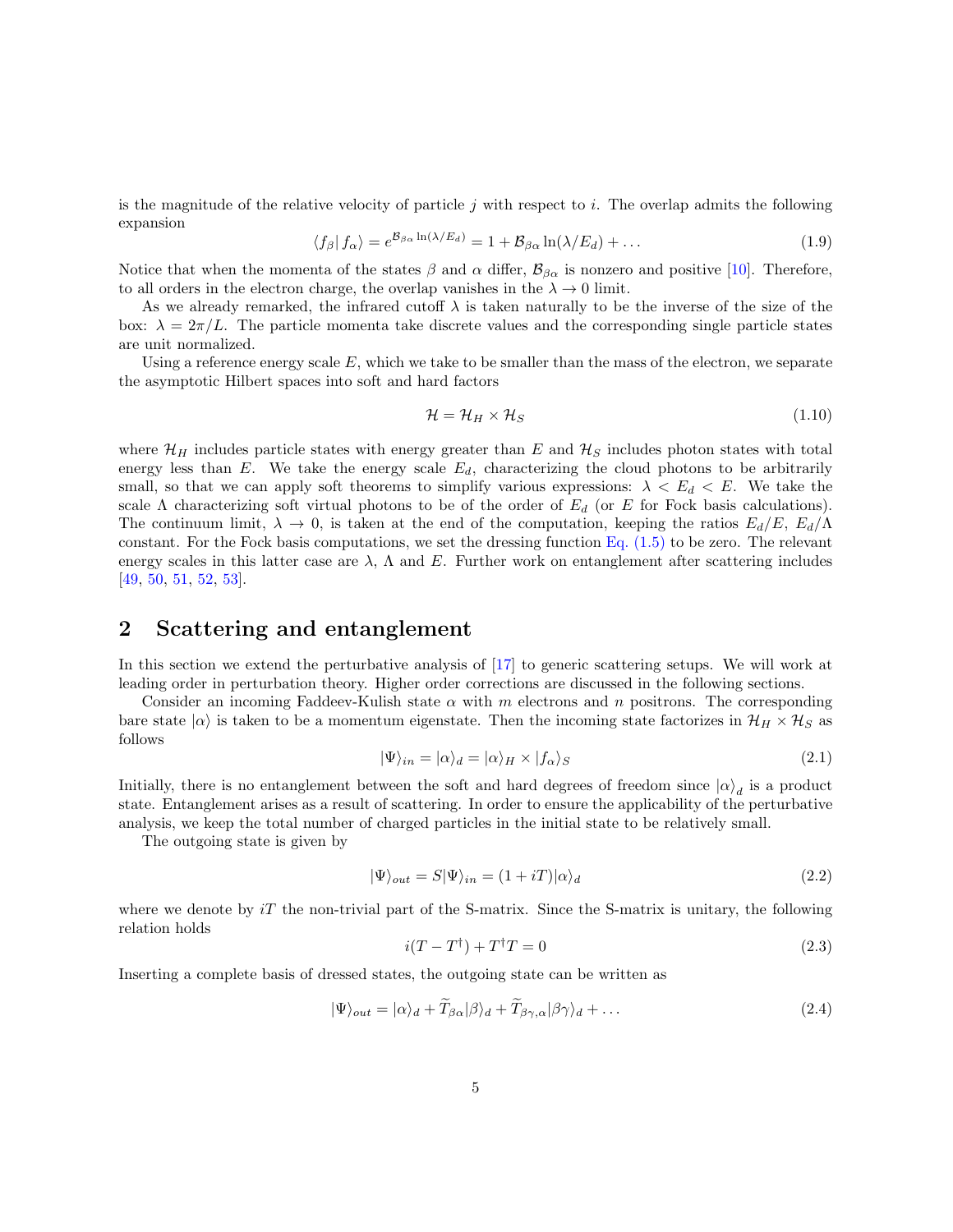is the magnitude of the relative velocity of particle $j$ with respect to $i$. The overlap admits the following expansion

$$\langle f_\beta | f_\alpha \rangle = e^{\mathcal{B}_{\beta\alpha} \ln(\lambda/E_d)} = 1 + \mathcal{B}_{\beta\alpha} \ln(\lambda/E_d) + \dots \tag{1.9}$$

Notice that when the momenta of the states $\beta$ and $\alpha$ differ, $\mathcal{B}_{\beta\alpha}$ is nonzero and positive [10]. Therefore, to all orders in the electron charge, the overlap vanishes in the $\lambda \to 0$ limit.

As we already remarked, the infrared cutoff $\lambda$ is taken naturally to be the inverse of the size of the box: $\lambda = 2\pi/L$. The particle momenta take discrete values and the corresponding single particle states are unit normalized.

Using a reference energy scale $E$, which we take to be smaller than the mass of the electron, we separate the asymptotic Hilbert spaces into soft and hard factors

$$\mathcal{H} = \mathcal{H}_H \times \mathcal{H}_S \tag{1.10}$$

where $\mathcal{H}_H$ includes particle states with energy greater than $E$ and $\mathcal{H}_S$ includes photon states with total energy less than $E$. We take the energy scale $E_d$, characterizing the cloud photons to be arbitrarily small, so that we can apply soft theorems to simplify various expressions: $\lambda < E_d < E$. We take the scale $\Lambda$ characterizing soft virtual photons to be of the order of $E_d$ (or $E$ for Fock basis calculations). The continuum limit, $\lambda \to 0$, is taken at the end of the computation, keeping the ratios $E_d/E$, $E_d/\Lambda$ constant. For the Fock basis computations, we set the dressing function Eq. (1.5) to be zero. The relevant energy scales in this latter case are $\lambda$, $\Lambda$ and $E$. Further work on entanglement after scattering includes [49, 50, 51, 52, 53].

## 2 Scattering and entanglement

In this section we extend the perturbative analysis of [17] to generic scattering setups. We will work at leading order in perturbation theory. Higher order corrections are discussed in the following sections.

Consider an incoming Faddeev-Kulish state $\alpha$ with $m$ electrons and $n$ positrons. The corresponding bare state $|\alpha\rangle$ is taken to be a momentum eigenstate. Then the incoming state factorizes in $\mathcal{H}_H \times \mathcal{H}_S$ as follows

$$|\Psi\rangle_{in} = |\alpha\rangle_d = |\alpha\rangle_H \times |f_\alpha\rangle_S \tag{2.1}$$

Initially, there is no entanglement between the soft and hard degrees of freedom since $|\alpha\rangle_d$ is a product state. Entanglement arises as a result of scattering. In order to ensure the applicability of the perturbative analysis, we keep the total number of charged particles in the initial state to be relatively small.

The outgoing state is given by

$$|\Psi\rangle_{out} = S|\Psi\rangle_{in} = (1 + iT)|\alpha\rangle_d \tag{2.2}$$

where we denote by $iT$ the non-trivial part of the S-matrix. Since the S-matrix is unitary, the following relation holds

$$i(T - T^\dagger) + T^\dagger T = 0 \tag{2.3}$$

Inserting a complete basis of dressed states, the outgoing state can be written as

$$|\Psi\rangle_{out} = |\alpha\rangle_d + \widetilde{T}_{\beta\alpha}|\beta\rangle_d + \widetilde{T}_{\beta\gamma,\alpha}|\beta\gamma\rangle_d + \dots \tag{2.4}$$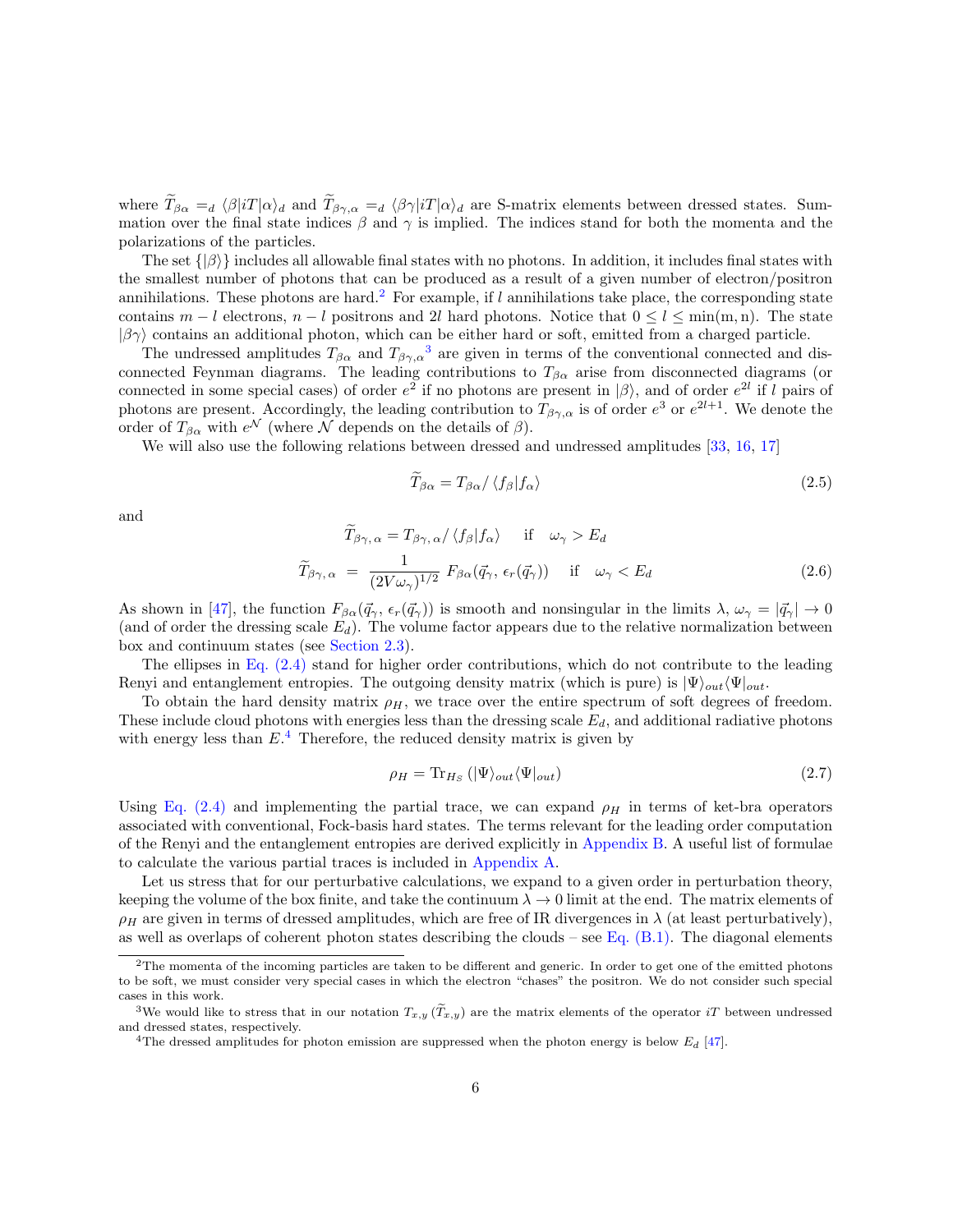where $\widetilde{T}_{\beta\alpha} =_d \langle\beta|iT|\alpha\rangle_d$ and $\widetilde{T}_{\beta\gamma,\alpha} =_d \langle\beta\gamma|iT|\alpha\rangle_d$ are S-matrix elements between dressed states. Summation over the final state indices $\beta$ and $\gamma$ is implied. The indices stand for both the momenta and the polarizations of the particles.

The set $\{|\beta\rangle\}$ includes all allowable final states with no photons. In addition, it includes final states with the smallest number of photons that can be produced as a result of a given number of electron/positron annihilations. These photons are hard.[2] For example, if $l$ annihilations take place, the corresponding state contains $m-l$ electrons, $n-l$ positrons and $2l$ hard photons. Notice that $0 \leq l \leq \min(\mathrm{m}, \mathrm{n})$. The state $|\beta\gamma\rangle$ contains an additional photon, which can be either hard or soft, emitted from a charged particle.

The undressed amplitudes $T_{\beta\alpha}$ and $T_{\beta\gamma,\alpha}$[3] are given in terms of the conventional connected and disconnected Feynman diagrams. The leading contributions to $T_{\beta\alpha}$ arise from disconnected diagrams (or connected in some special cases) of order $e^2$ if no photons are present in $|\beta\rangle$, and of order $e^{2l}$ if $l$ pairs of photons are present. Accordingly, the leading contribution to $T_{\beta\gamma,\alpha}$ is of order $e^3$ or $e^{2l+1}$. We denote the order of $T_{\beta\alpha}$ with $e^{\mathcal{N}}$ (where $\mathcal{N}$ depends on the details of $\beta$).

We will also use the following relations between dressed and undressed amplitudes [33, 16, 17]

$$
\widetilde{T}_{\beta\alpha} = T_{\beta\alpha} / \langle f_\beta | f_\alpha \rangle \tag{2.5}
$$

and

$$
\begin{aligned}
\widetilde{T}_{\beta\gamma,\,\alpha} &= T_{\beta\gamma,\,\alpha} / \langle f_\beta | f_\alpha \rangle \quad \text{if} \quad \omega_\gamma > E_d \\
\widetilde{T}_{\beta\gamma,\,\alpha} &= \frac{1}{(2V\omega_\gamma)^{1/2}} \, F_{\beta\alpha}(\vec{q}_\gamma,\, \epsilon_r(\vec{q}_\gamma)) \quad \text{if} \quad \omega_\gamma < E_d
\end{aligned} \tag{2.6}
$$

As shown in [47], the function $F_{\beta\alpha}(\vec{q}_\gamma,\, \epsilon_r(\vec{q}_\gamma))$ is smooth and nonsingular in the limits $\lambda,\, \omega_\gamma = |\vec{q}_\gamma| \to 0$ (and of order the dressing scale $E_d$). The volume factor appears due to the relative normalization between box and continuum states (see Section 2.3).

The ellipses in Eq. (2.4) stand for higher order contributions, which do not contribute to the leading Renyi and entanglement entropies. The outgoing density matrix (which is pure) is $|\Psi\rangle_{out}\langle\Psi|_{out}$.

To obtain the hard density matrix $\rho_H$, we trace over the entire spectrum of soft degrees of freedom. These include cloud photons with energies less than the dressing scale $E_d$, and additional radiative photons with energy less than $E$.[4] Therefore, the reduced density matrix is given by

$$
\rho_H = \mathrm{Tr}_{H_S}\left(|\Psi\rangle_{out}\langle\Psi|_{out}\right) \tag{2.7}
$$

Using Eq. (2.4) and implementing the partial trace, we can expand $\rho_H$ in terms of ket-bra operators associated with conventional, Fock-basis hard states. The terms relevant for the leading order computation of the Renyi and the entanglement entropies are derived explicitly in Appendix B. A useful list of formulae to calculate the various partial traces is included in Appendix A.

Let us stress that for our perturbative calculations, we expand to a given order in perturbation theory, keeping the volume of the box finite, and take the continuum $\lambda \to 0$ limit at the end. The matrix elements of $\rho_H$ are given in terms of dressed amplitudes, which are free of IR divergences in $\lambda$ (at least perturbatively), as well as overlaps of coherent photon states describing the clouds – see Eq. (B.1). The diagonal elements

[2] The momenta of the incoming particles are taken to be different and generic. In order to get one of the emitted photons to be soft, we must consider very special cases in which the electron "chases" the positron. We do not consider such special cases in this work.

[3] We would like to stress that in our notation $T_{x,y}$ ($\widetilde{T}_{x,y}$) are the matrix elements of the operator $iT$ between undressed and dressed states, respectively.

[4] The dressed amplitudes for photon emission are suppressed when the photon energy is below $E_d$ [47].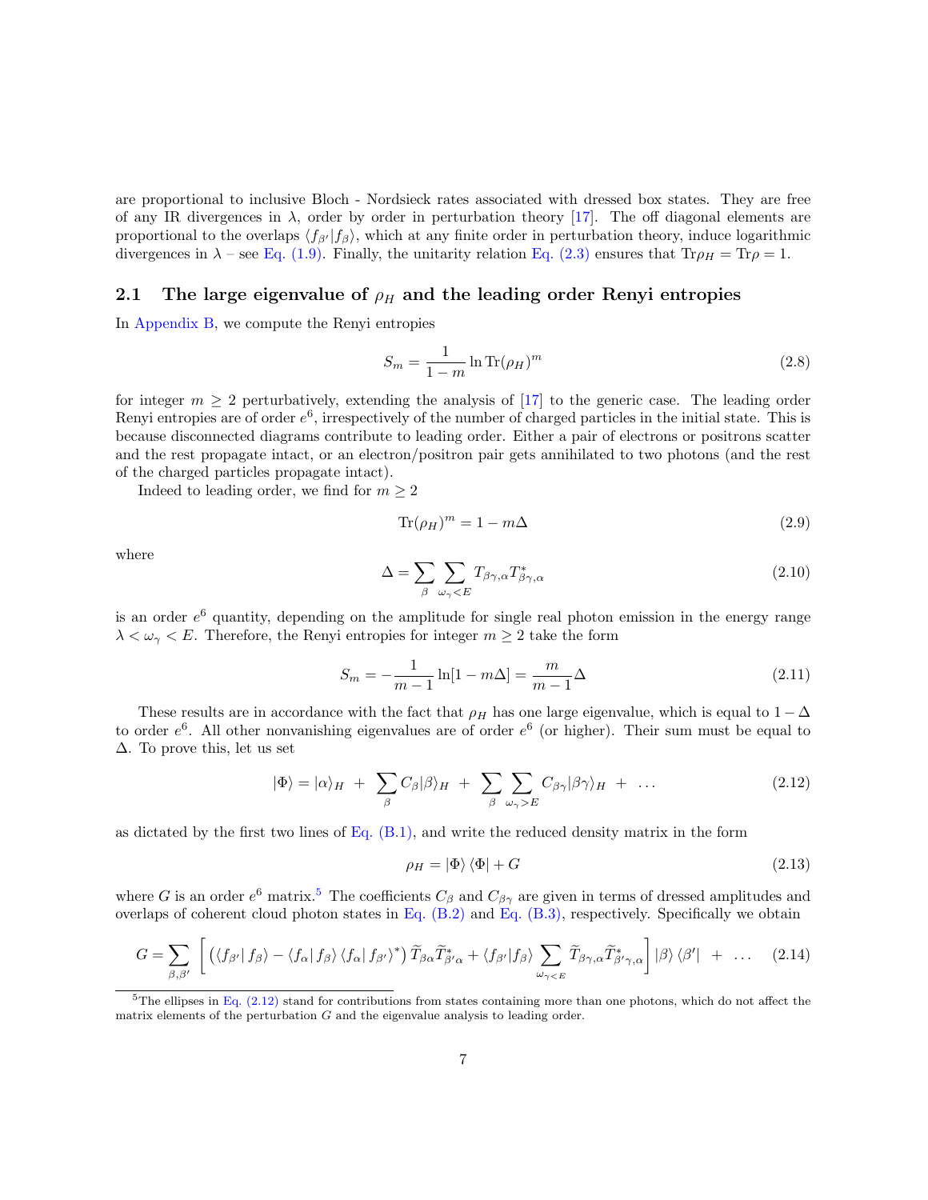are proportional to inclusive Bloch - Nordsieck rates associated with dressed box states. They are free of any IR divergences in $\lambda$, order by order in perturbation theory [17]. The off diagonal elements are proportional to the overlaps $\langle f_{\beta'}|f_\beta\rangle$, which at any finite order in perturbation theory, induce logarithmic divergences in $\lambda$ – see Eq. (1.9). Finally, the unitarity relation Eq. (2.3) ensures that $\mathrm{Tr}\rho_H = \mathrm{Tr}\rho = 1$.

## 2.1 The large eigenvalue of $\rho_H$ and the leading order Renyi entropies

In Appendix B, we compute the Renyi entropies

$$S_m = \frac{1}{1-m}\ln \mathrm{Tr}(\rho_H)^m \tag{2.8}$$

for integer $m \geq 2$ perturbatively, extending the analysis of [17] to the generic case. The leading order Renyi entropies are of order $e^6$, irrespectively of the number of charged particles in the initial state. This is because disconnected diagrams contribute to leading order. Either a pair of electrons or positrons scatter and the rest propagate intact, or an electron/positron pair gets annihilated to two photons (and the rest of the charged particles propagate intact).

Indeed to leading order, we find for $m \geq 2$

$$\mathrm{Tr}(\rho_H)^m = 1 - m\Delta \tag{2.9}$$

where

$$\Delta = \sum_\beta \sum_{\omega_\gamma < E} T_{\beta\gamma,\alpha} T^*_{\beta\gamma,\alpha} \tag{2.10}$$

is an order $e^6$ quantity, depending on the amplitude for single real photon emission in the energy range $\lambda < \omega_\gamma < E$. Therefore, the Renyi entropies for integer $m \geq 2$ take the form

$$S_m = -\frac{1}{m-1}\ln[1 - m\Delta] = \frac{m}{m-1}\Delta \tag{2.11}$$

These results are in accordance with the fact that $\rho_H$ has one large eigenvalue, which is equal to $1-\Delta$ to order $e^6$. All other nonvanishing eigenvalues are of order $e^6$ (or higher). Their sum must be equal to $\Delta$. To prove this, let us set

$$|\Phi\rangle = |\alpha\rangle_H \; + \; \sum_\beta C_\beta |\beta\rangle_H \; + \; \sum_\beta \sum_{\omega_\gamma > E} C_{\beta\gamma} |\beta\gamma\rangle_H \; + \; \ldots \tag{2.12}$$

as dictated by the first two lines of Eq. (B.1), and write the reduced density matrix in the form

$$\rho_H = |\Phi\rangle\langle\Phi| + G \tag{2.13}$$

where $G$ is an order $e^6$ matrix.[5] The coefficients $C_\beta$ and $C_{\beta\gamma}$ are given in terms of dressed amplitudes and overlaps of coherent cloud photon states in Eq. (B.2) and Eq. (B.3), respectively. Specifically we obtain

$$G = \sum_{\beta,\beta'} \left[ \left(\langle f_{\beta'}|\, f_\beta\rangle - \langle f_\alpha|\, f_\beta\rangle \langle f_\alpha|\, f_{\beta'}\rangle^*\right) \widetilde{T}_{\beta\alpha}\widetilde{T}^*_{\beta'\alpha} + \langle f_{\beta'}|f_\beta\rangle \sum_{\omega_\gamma < E} \widetilde{T}_{\beta\gamma,\alpha}\widetilde{T}^*_{\beta'\gamma,\alpha}\right] |\beta\rangle\langle\beta'| \; + \; \ldots \tag{2.14}$$

[5] The ellipses in Eq. (2.12) stand for contributions from states containing more than one photons, which do not affect the matrix elements of the perturbation $G$ and the eigenvalue analysis to leading order.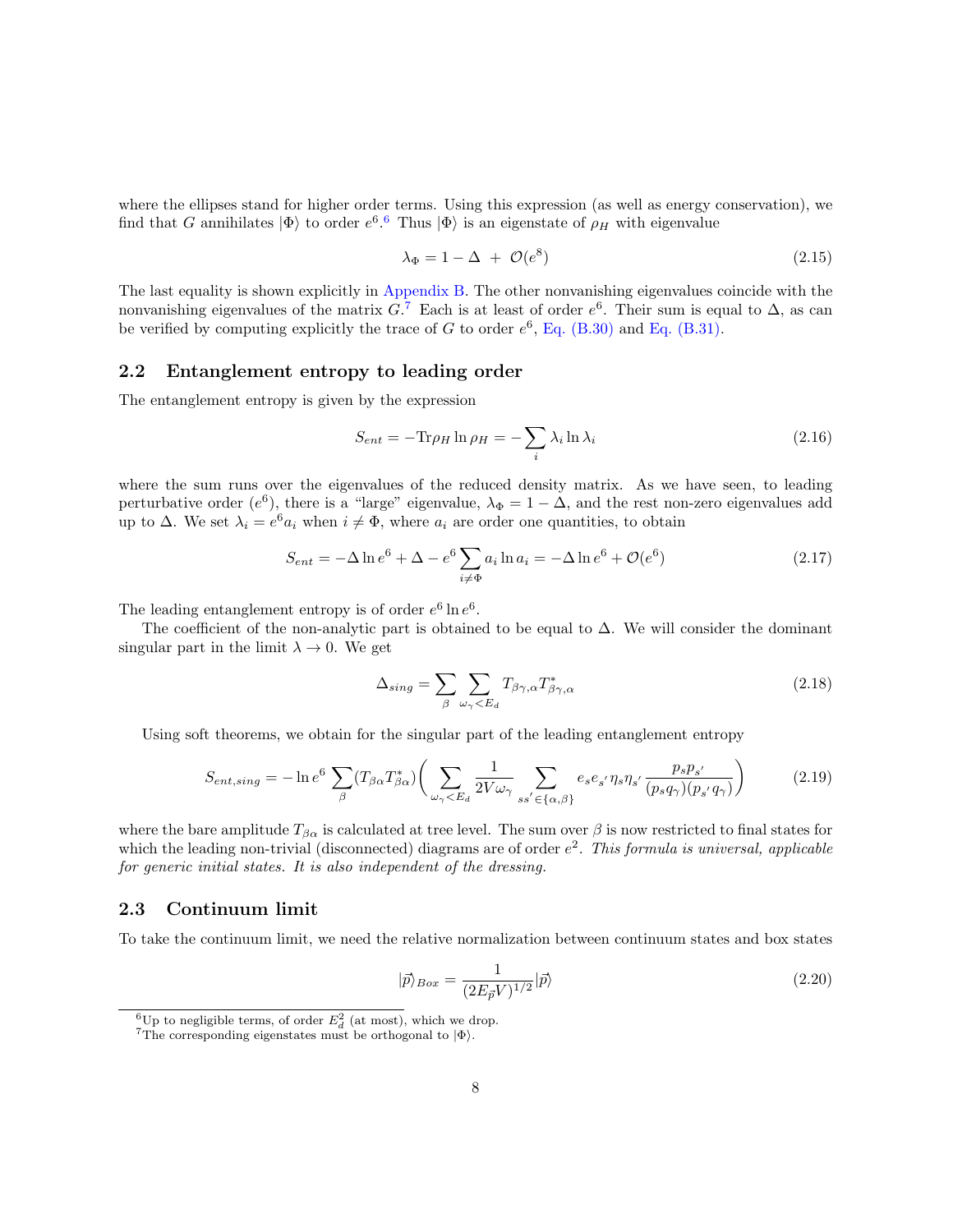where the ellipses stand for higher order terms. Using this expression (as well as energy conservation), we find that $G$ annihilates $|\Phi\rangle$ to order $e^6$.[6] Thus $|\Phi\rangle$ is an eigenstate of $\rho_H$ with eigenvalue

$$\lambda_\Phi = 1 - \Delta \; + \; \mathcal{O}(e^8) \tag{2.15}$$

The last equality is shown explicitly in Appendix B. The other nonvanishing eigenvalues coincide with the nonvanishing eigenvalues of the matrix $G$.[7] Each is at least of order $e^6$. Their sum is equal to $\Delta$, as can be verified by computing explicitly the trace of $G$ to order $e^6$, Eq. (B.30) and Eq. (B.31).

## 2.2 Entanglement entropy to leading order

The entanglement entropy is given by the expression

$$S_{ent} = -\mathrm{Tr}\rho_H \ln \rho_H = -\sum_i \lambda_i \ln \lambda_i \tag{2.16}$$

where the sum runs over the eigenvalues of the reduced density matrix. As we have seen, to leading perturbative order ($e^6$), there is a "large" eigenvalue, $\lambda_\Phi = 1 - \Delta$, and the rest non-zero eigenvalues add up to $\Delta$. We set $\lambda_i = e^6 a_i$ when $i \neq \Phi$, where $a_i$ are order one quantities, to obtain

$$S_{ent} = -\Delta \ln e^6 + \Delta - e^6 \sum_{i \neq \Phi} a_i \ln a_i = -\Delta \ln e^6 + \mathcal{O}(e^6) \tag{2.17}$$

The leading entanglement entropy is of order $e^6 \ln e^6$.

The coefficient of the non-analytic part is obtained to be equal to $\Delta$. We will consider the dominant singular part in the limit $\lambda \to 0$. We get

$$\Delta_{sing} = \sum_\beta \sum_{\omega_\gamma < E_d} T_{\beta\gamma,\alpha} T^*_{\beta\gamma,\alpha} \tag{2.18}$$

Using soft theorems, we obtain for the singular part of the leading entanglement entropy

$$S_{ent,sing} = -\ln e^6 \sum_\beta (T_{\beta\alpha} T^*_{\beta\alpha}) \bigg( \sum_{\omega_\gamma < E_d} \frac{1}{2V\omega_\gamma} \sum_{ss' \in \{\alpha,\beta\}} e_s e_{s'} \eta_s \eta_{s'} \frac{p_s p_{s'}}{(p_s q_\gamma)(p_{s'} q_\gamma)} \bigg) \tag{2.19}$$

where the bare amplitude $T_{\beta\alpha}$ is calculated at tree level. The sum over $\beta$ is now restricted to final states for which the leading non-trivial (disconnected) diagrams are of order $e^2$. *This formula is universal, applicable for generic initial states. It is also independent of the dressing.*

## 2.3 Continuum limit

To take the continuum limit, we need the relative normalization between continuum states and box states

$$|\vec{p}\rangle_{Box} = \frac{1}{(2E_{\vec{p}} V)^{1/2}} |\vec{p}\rangle \tag{2.20}$$

[6] Up to negligible terms, of order $E_d^2$ (at most), which we drop.

[7] The corresponding eigenstates must be orthogonal to $|\Phi\rangle$.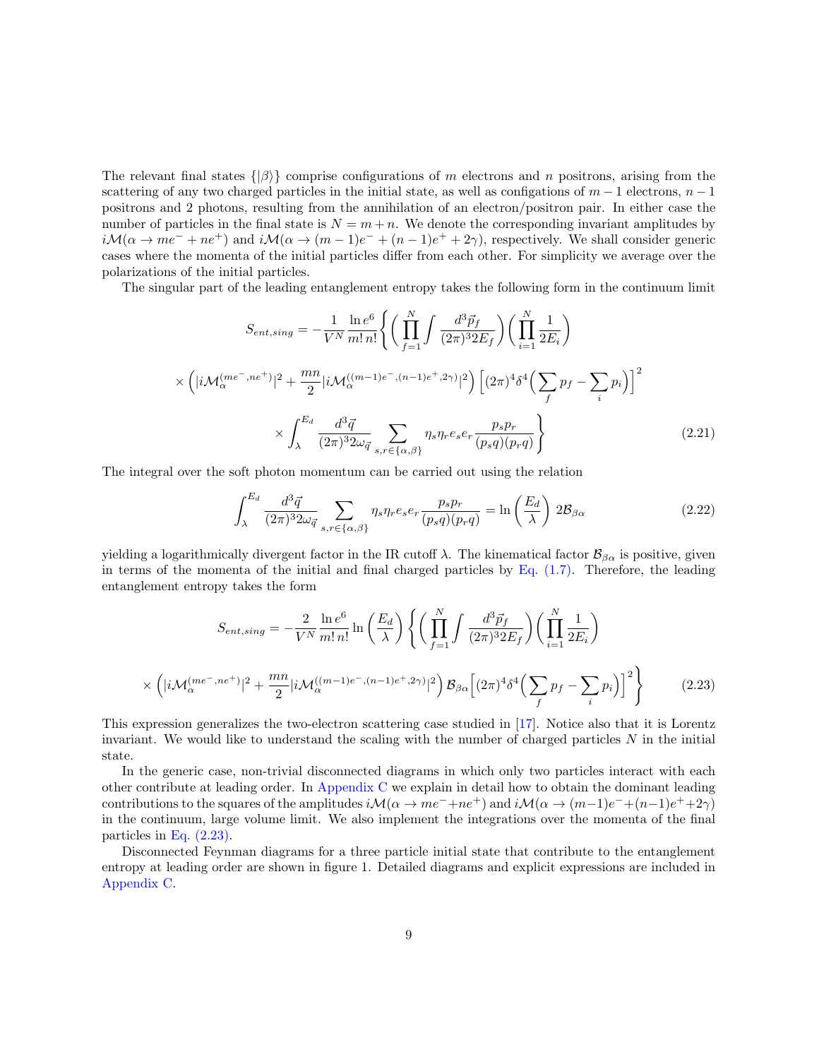The relevant final states $\{|\beta\rangle\}$ comprise configurations of $m$ electrons and $n$ positrons, arising from the scattering of any two charged particles in the initial state, as well as configations of $m-1$ electrons, $n-1$ positrons and 2 photons, resulting from the annihilation of an electron/positron pair. In either case the number of particles in the final state is $N = m+n$. We denote the corresponding invariant amplitudes by $i\mathcal{M}(\alpha \to me^- + ne^+)$ and $i\mathcal{M}(\alpha \to (m-1)e^- + (n-1)e^+ + 2\gamma)$, respectively. We shall consider generic cases where the momenta of the initial particles differ from each other. For simplicity we average over the polarizations of the initial particles.

The singular part of the leading entanglement entropy takes the following form in the continuum limit

$$
\begin{aligned}
S_{ent,sing} = &-\frac{1}{V^N}\frac{\ln e^6}{m!\,n!}\Bigg\{\Bigg(\prod_{f=1}^{N}\int\frac{d^3\vec{p}_f}{(2\pi)^3 2E_f}\Bigg)\Bigg(\prod_{i=1}^{N}\frac{1}{2E_i}\Bigg) \\
&\times\Big(|i\mathcal{M}_\alpha^{(me^-,ne^+)}|^2 + \frac{mn}{2}|i\mathcal{M}_\alpha^{((m-1)e^-,(n-1)e^+,2\gamma)}|^2\Big)\Big[(2\pi)^4\delta^4\Big(\sum_f p_f - \sum_i p_i\Big)\Big]^2 \\
&\times\int_\lambda^{E_d}\frac{d^3\vec{q}}{(2\pi)^3 2\omega_{\vec{q}}}\sum_{s,r\in\{\alpha,\beta\}}\eta_s\eta_r e_s e_r\frac{p_s p_r}{(p_s q)(p_r q)}\Bigg\}
\end{aligned}
\tag{2.21}
$$

The integral over the soft photon momentum can be carried out using the relation

$$
\int_\lambda^{E_d}\frac{d^3\vec{q}}{(2\pi)^3 2\omega_{\vec{q}}}\sum_{s,r\in\{\alpha,\beta\}}\eta_r e_s e_r\frac{p_s p_r}{(p_s q)(p_r q)} = \ln\left(\frac{E_d}{\lambda}\right)\,2\mathcal{B}_{\beta\alpha}
\tag{2.22}
$$

yielding a logarithmically divergent factor in the IR cutoff $\lambda$. The kinematical factor $\mathcal{B}_{\beta\alpha}$ is positive, given in terms of the momenta of the initial and final charged particles by Eq. (1.7). Therefore, the leading entanglement entropy takes the form

$$
\begin{aligned}
S_{ent,sing} = &-\frac{2}{V^N}\frac{\ln e^6}{m!\,n!}\ln\left(\frac{E_d}{\lambda}\right)\Bigg\{\Bigg(\prod_{f=1}^{N}\int\frac{d^3\vec{p}_f}{(2\pi)^3 2E_f}\Bigg)\Bigg(\prod_{i=1}^{N}\frac{1}{2E_i}\Bigg) \\
&\times\Big(|i\mathcal{M}_\alpha^{(me^-,ne^+)}|^2 + \frac{mn}{2}|i\mathcal{M}_\alpha^{((m-1)e^-,(n-1)e^+,2\gamma)}|^2\Big)\mathcal{B}_{\beta\alpha}\Big[(2\pi)^4\delta^4\Big(\sum_f p_f - \sum_i p_i\Big)\Big]^2\Bigg\}
\end{aligned}
\tag{2.23}
$$

This expression generalizes the two-electron scattering case studied in [17]. Notice also that it is Lorentz invariant. We would like to understand the scaling with the number of charged particles $N$ in the initial state.

In the generic case, non-trivial disconnected diagrams in which only two particles interact with each other contribute at leading order. In Appendix C we explain in detail how to obtain the dominant leading contributions to the squares of the amplitudes $i\mathcal{M}(\alpha \to me^- + ne^+)$ and $i\mathcal{M}(\alpha \to (m-1)e^- + (n-1)e^+ + 2\gamma)$ in the continuum, large volume limit. We also implement the integrations over the momenta of the final particles in Eq. (2.23).

Disconnected Feynman diagrams for a three particle initial state that contribute to the entanglement entropy at leading order are shown in figure 1. Detailed diagrams and explicit expressions are included in Appendix C.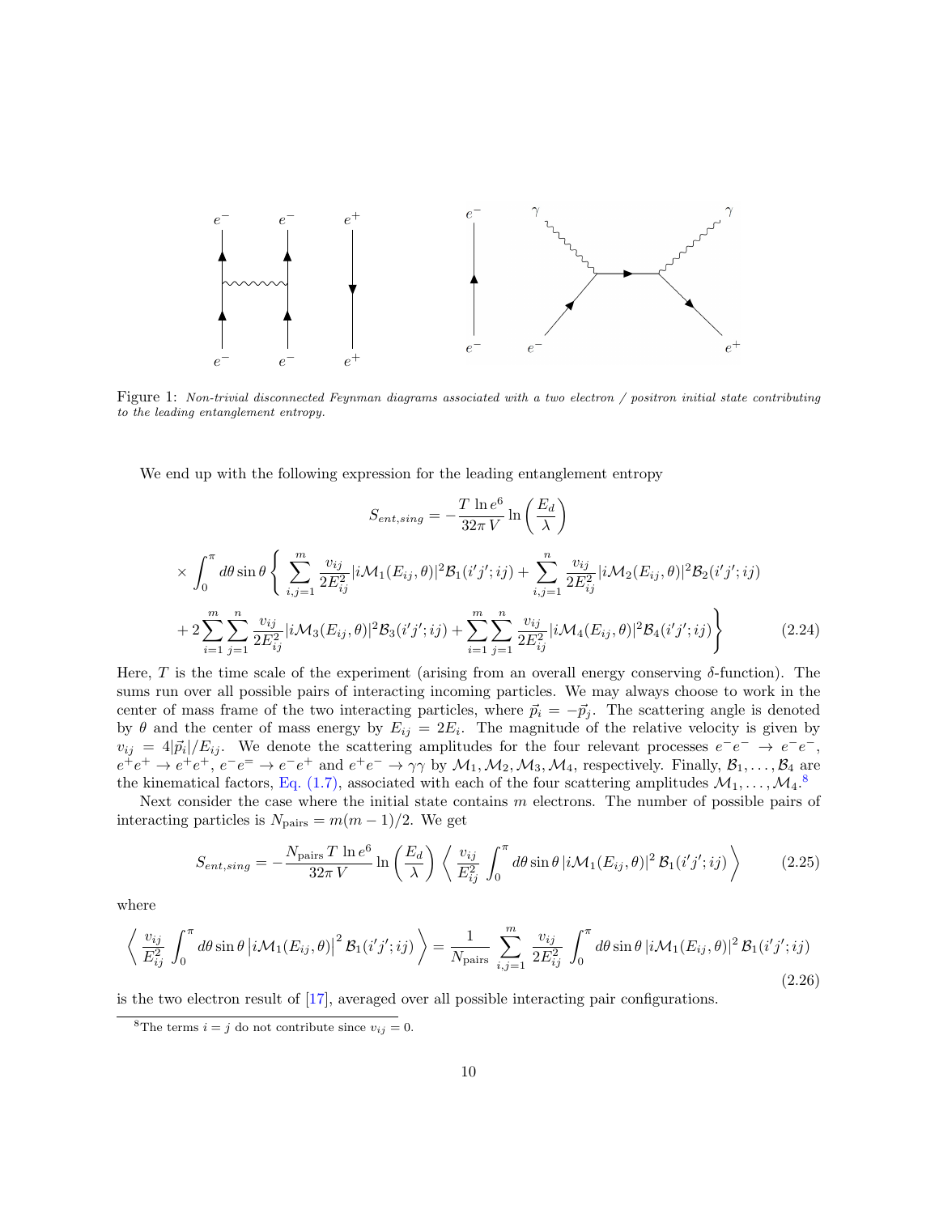Figure 1: *Non-trivial disconnected Feynman diagrams associated with a two electron / positron initial state contributing to the leading entanglement entropy.*

We end up with the following expression for the leading entanglement entropy

$$
\begin{aligned}
S_{ent,sing} = & -\frac{T\,\ln e^6}{32\pi\,V}\ln\left(\frac{E_d}{\lambda}\right) \\
\times & \int_0^\pi d\theta \sin\theta \Bigg\{ \sum_{i,j=1}^{m} \frac{v_{ij}}{2E_{ij}^2}|i\mathcal{M}_1(E_{ij},\theta)|^2 \mathcal{B}_1(i'j';ij) + \sum_{i,j=1}^{n} \frac{v_{ij}}{2E_{ij}^2}|i\mathcal{M}_2(E_{ij},\theta)|^2 \mathcal{B}_2(i'j';ij) \\
& + 2\sum_{i=1}^{m}\sum_{j=1}^{n} \frac{v_{ij}}{2E_{ij}^2}|i\mathcal{M}_3(E_{ij},\theta)|^2 \mathcal{B}_3(i'j';ij) + \sum_{i=1}^{m}\sum_{j=1}^{n} \frac{v_{ij}}{2E_{ij}^2}|i\mathcal{M}_4(E_{ij},\theta)|^2 \mathcal{B}_4(i'j';ij) \Bigg\}
\end{aligned}
\tag{2.24}
$$

Here, $T$ is the time scale of the experiment (arising from an overall energy conserving $\delta$-function). The sums run over all possible pairs of interacting incoming particles. We may always choose to work in the center of mass frame of the two interacting particles, where $\vec{p}_i = -\vec{p}_j$. The scattering angle is denoted by $\theta$ and the center of mass energy by $E_{ij} = 2E_i$. The magnitude of the relative velocity is given by $v_{ij} = 4|\vec{p}_i|/E_{ij}$. We denote the scattering amplitudes for the four relevant processes $e^-e^- \to e^-e^-$, $e^+e^+ \to e^+e^+$, $e^-e^= \to e^-e^+$ and $e^+e^- \to \gamma\gamma$ by $\mathcal{M}_1, \mathcal{M}_2, \mathcal{M}_3, \mathcal{M}_4$, respectively. Finally, $\mathcal{B}_1, \ldots, \mathcal{B}_4$ are the kinematical factors, Eq. (1.7), associated with each of the four scattering amplitudes $\mathcal{M}_1, \ldots, \mathcal{M}_4$.[8]

Next consider the case where the initial state contains $m$ electrons. The number of possible pairs of interacting particles is $N_{\text{pairs}} = m(m-1)/2$. We get

$$
S_{ent,sing} = -\frac{N_{\text{pairs}}\,T\,\ln e^6}{32\pi\,V}\ln\left(\frac{E_d}{\lambda}\right)\left\langle \frac{v_{ij}}{E_{ij}^2}\int_0^\pi d\theta \sin\theta\,|i\mathcal{M}_1(E_{ij},\theta)|^2\,\mathcal{B}_1(i'j';ij)\right\rangle \tag{2.25}
$$

where

$$
\left\langle \frac{v_{ij}}{E_{ij}^2}\int_0^\pi d\theta \sin\theta\,\left|i\mathcal{M}_1(E_{ij},\theta)\right|^2\mathcal{B}_1(i'j';ij)\right\rangle = \frac{1}{N_{\text{pairs}}}\sum_{i,j=1}^{m}\frac{v_{ij}}{2E_{ij}^2}\int_0^\pi d\theta \sin\theta\,|i\mathcal{M}_1(E_{ij},\theta)|^2\,\mathcal{B}_1(i'j';ij) \tag{2.26}
$$

is the two electron result of [17], averaged over all possible interacting pair configurations.

[8] The terms $i = j$ do not contribute since $v_{ij} = 0$.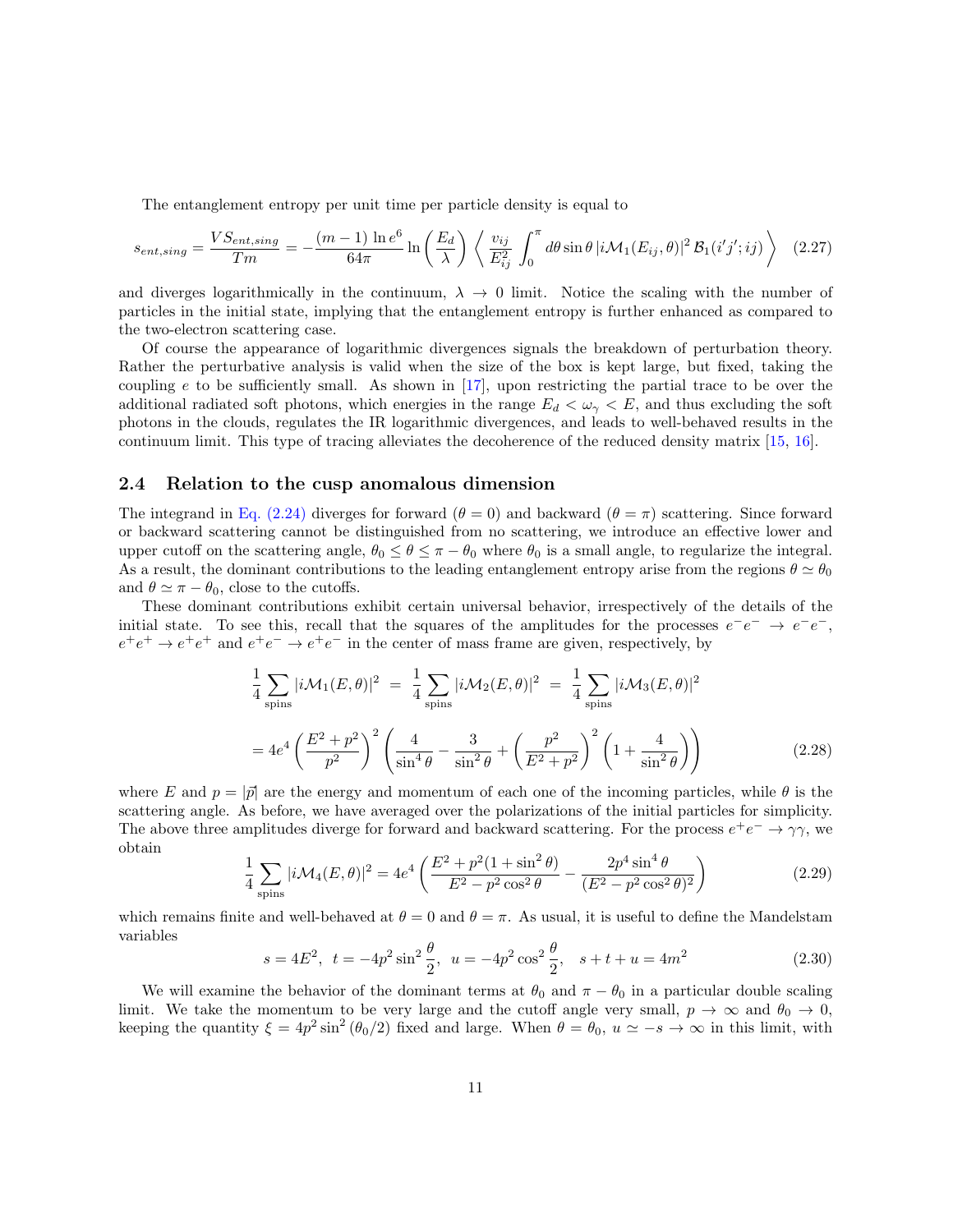The entanglement entropy per unit time per particle density is equal to

$$s_{ent,sing} = \frac{VS_{ent,sing}}{Tm} = -\frac{(m-1)\,\ln e^6}{64\pi}\ln\left(\frac{E_d}{\lambda}\right)\left\langle \frac{v_{ij}}{E_{ij}^2}\int_0^\pi d\theta \sin\theta\, |i\mathcal{M}_1(E_{ij},\theta)|^2\, \mathcal{B}_1(i'j';ij)\right\rangle \quad (2.27)$$

and diverges logarithmically in the continuum, $\lambda \to 0$ limit. Notice the scaling with the number of particles in the initial state, implying that the entanglement entropy is further enhanced as compared to the two-electron scattering case.

Of course the appearance of logarithmic divergences signals the breakdown of perturbation theory. Rather the perturbative analysis is valid when the size of the box is kept large, but fixed, taking the coupling $e$ to be sufficiently small. As shown in [17], upon restricting the partial trace to be over the additional radiated soft photons, which energies in the range $E_d < \omega_\gamma < E$, and thus excluding the soft photons in the clouds, regulates the IR logarithmic divergences, and leads to well-behaved results in the continuum limit. This type of tracing alleviates the decoherence of the reduced density matrix [15, 16].

### 2.4 Relation to the cusp anomalous dimension

The integrand in Eq. (2.24) diverges for forward ($\theta = 0$) and backward ($\theta = \pi$) scattering. Since forward or backward scattering cannot be distinguished from no scattering, we introduce an effective lower and upper cutoff on the scattering angle, $\theta_0 \leq \theta \leq \pi - \theta_0$ where $\theta_0$ is a small angle, to regularize the integral. As a result, the dominant contributions to the leading entanglement entropy arise from the regions $\theta \simeq \theta_0$ and $\theta \simeq \pi - \theta_0$, close to the cutoffs.

These dominant contributions exhibit certain universal behavior, irrespectively of the details of the initial state. To see this, recall that the squares of the amplitudes for the processes $e^-e^- \to e^-e^-$, $e^+e^+ \to e^+e^+$ and $e^+e^- \to e^+e^-$ in the center of mass frame are given, respectively, by

$$\begin{aligned}
\frac{1}{4}\sum_{\text{spins}} |i\mathcal{M}_1(E,\theta)|^2 \;&=\; \frac{1}{4}\sum_{\text{spins}} |i\mathcal{M}_2(E,\theta)|^2 \;=\; \frac{1}{4}\sum_{\text{spins}} |i\mathcal{M}_3(E,\theta)|^2 \\
&= 4e^4\left(\frac{E^2+p^2}{p^2}\right)^2\left(\frac{4}{\sin^4\theta} - \frac{3}{\sin^2\theta} + \left(\frac{p^2}{E^2+p^2}\right)^2\left(1+\frac{4}{\sin^2\theta}\right)\right) \quad (2.28)
\end{aligned}$$

where $E$ and $p = |\vec{p}|$ are the energy and momentum of each one of the incoming particles, while $\theta$ is the scattering angle. As before, we have averaged over the polarizations of the initial particles for simplicity. The above three amplitudes diverge for forward and backward scattering. For the process $e^+e^- \to \gamma\gamma$, we obtain

$$\frac{1}{4}\sum_{\text{spins}} |i\mathcal{M}_4(E,\theta)|^2 = 4e^4\left(\frac{E^2+p^2(1+\sin^2\theta)}{E^2-p^2\cos^2\theta} - \frac{2p^4\sin^4\theta}{(E^2-p^2\cos^2\theta)^2}\right) \quad (2.29)$$

which remains finite and well-behaved at $\theta = 0$ and $\theta = \pi$. As usual, it is useful to define the Mandelstam variables

$$s = 4E^2,\;\; t = -4p^2\sin^2\frac{\theta}{2},\;\; u = -4p^2\cos^2\frac{\theta}{2},\quad s+t+u = 4m^2 \quad (2.30)$$

We will examine the behavior of the dominant terms at $\theta_0$ and $\pi - \theta_0$ in a particular double scaling limit. We take the momentum to be very large and the cutoff angle very small, $p \to \infty$ and $\theta_0 \to 0$, keeping the quantity $\xi = 4p^2\sin^2(\theta_0/2)$ fixed and large. When $\theta = \theta_0$, $u \simeq -s \to \infty$ in this limit, with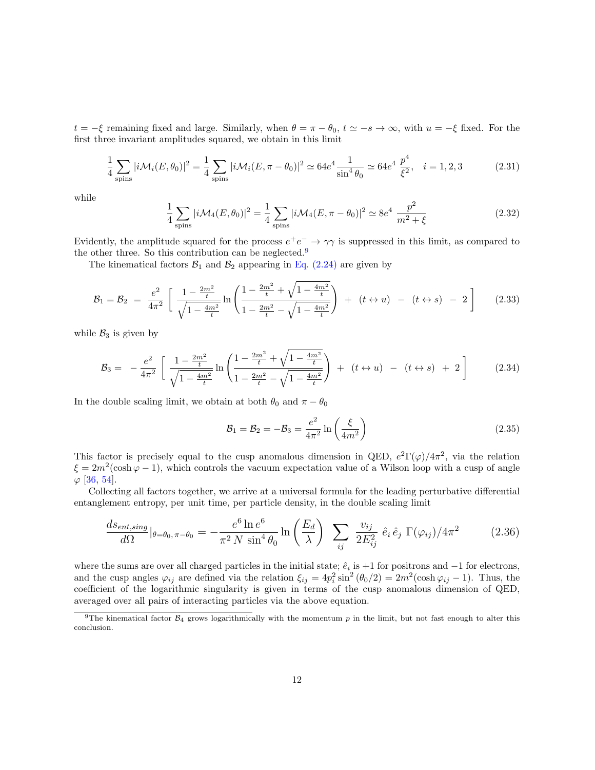$t = -\xi$ remaining fixed and large. Similarly, when $\theta = \pi - \theta_0$, $t \simeq -s \to \infty$, with $u = -\xi$ fixed. For the first three invariant amplitudes squared, we obtain in this limit

$$\frac{1}{4}\sum_{\text{spins}} |i\mathcal{M}_i(E,\theta_0)|^2 = \frac{1}{4}\sum_{\text{spins}} |i\mathcal{M}_i(E,\pi-\theta_0)|^2 \simeq 64e^4 \frac{1}{\sin^4\theta_0} \simeq 64e^4\,\frac{p^4}{\xi^2}, \quad i=1,2,3 \tag{2.31}$$

while

$$\frac{1}{4}\sum_{\text{spins}} |i\mathcal{M}_4(E,\theta_0)|^2 = \frac{1}{4}\sum_{\text{spins}} |i\mathcal{M}_4(E,\pi-\theta_0)|^2 \simeq 8e^4\,\frac{p^2}{m^2+\xi} \tag{2.32}$$

Evidently, the amplitude squared for the process $e^+e^- \to \gamma\gamma$ is suppressed in this limit, as compared to the other three. So this contribution can be neglected.[9]

The kinematical factors $\mathcal{B}_1$ and $\mathcal{B}_2$ appearing in Eq. (2.24) are given by

$$\mathcal{B}_1 = \mathcal{B}_2 \;=\; \frac{e^2}{4\pi^2}\left[\;\frac{1-\frac{2m^2}{t}}{\sqrt{1-\frac{4m^2}{t}}}\ln\left(\frac{1-\frac{2m^2}{t}+\sqrt{1-\frac{4m^2}{t}}}{1-\frac{2m^2}{t}-\sqrt{1-\frac{4m^2}{t}}}\right) \;+\; (t\leftrightarrow u) \;-\; (t\leftrightarrow s) \;-\; 2\;\right] \tag{2.33}$$

while $\mathcal{B}_3$ is given by

$$\mathcal{B}_3 = \;-\frac{e^2}{4\pi^2}\left[\;\frac{1-\frac{2m^2}{t}}{\sqrt{1-\frac{4m^2}{t}}}\ln\left(\frac{1-\frac{2m^2}{t}+\sqrt{1-\frac{4m^2}{t}}}{1-\frac{2m^2}{t}-\sqrt{1-\frac{4m^2}{t}}}\right) \;+\; (t\leftrightarrow u) \;-\; (t\leftrightarrow s) \;+\; 2\;\right] \tag{2.34}$$

In the double scaling limit, we obtain at both $\theta_0$ and $\pi - \theta_0$

$$\mathcal{B}_1 = \mathcal{B}_2 = -\mathcal{B}_3 = \frac{e^2}{4\pi^2}\ln\left(\frac{\xi}{4m^2}\right) \tag{2.35}$$

This factor is precisely equal to the cusp anomalous dimension in QED, $e^2\Gamma(\varphi)/4\pi^2$, via the relation $\xi = 2m^2(\cosh\varphi - 1)$, which controls the vacuum expectation value of a Wilson loop with a cusp of angle $\varphi$ [36, 54].

Collecting all factors together, we arrive at a universal formula for the leading perturbative differential entanglement entropy, per unit time, per particle density, in the double scaling limit

$$\frac{ds_{ent,sing}}{d\Omega}\Big|_{\theta=\theta_0,\,\pi-\theta_0} = -\frac{e^6\ln e^6}{\pi^2\,N\,\sin^4\theta_0}\ln\left(\frac{E_d}{\lambda}\right)\;\sum_{ij}\;\frac{v_{ij}}{2E_{ij}^2}\;\hat{e}_i\,\hat{e}_j\;\Gamma(\varphi_{ij})/4\pi^2 \tag{2.36}$$

where the sums are over all charged particles in the initial state; $\hat{e}_i$ is $+1$ for positrons and $-1$ for electrons, and the cusp angles $\varphi_{ij}$ are defined via the relation $\xi_{ij} = 4p_i^2\sin^2(\theta_0/2) = 2m^2(\cosh\varphi_{ij} - 1)$. Thus, the coefficient of the logarithmic singularity is given in terms of the cusp anomalous dimension of QED, averaged over all pairs of interacting particles via the above equation.

[9] The kinematical factor $\mathcal{B}_4$ grows logarithmically with the momentum $p$ in the limit, but not fast enough to alter this conclusion.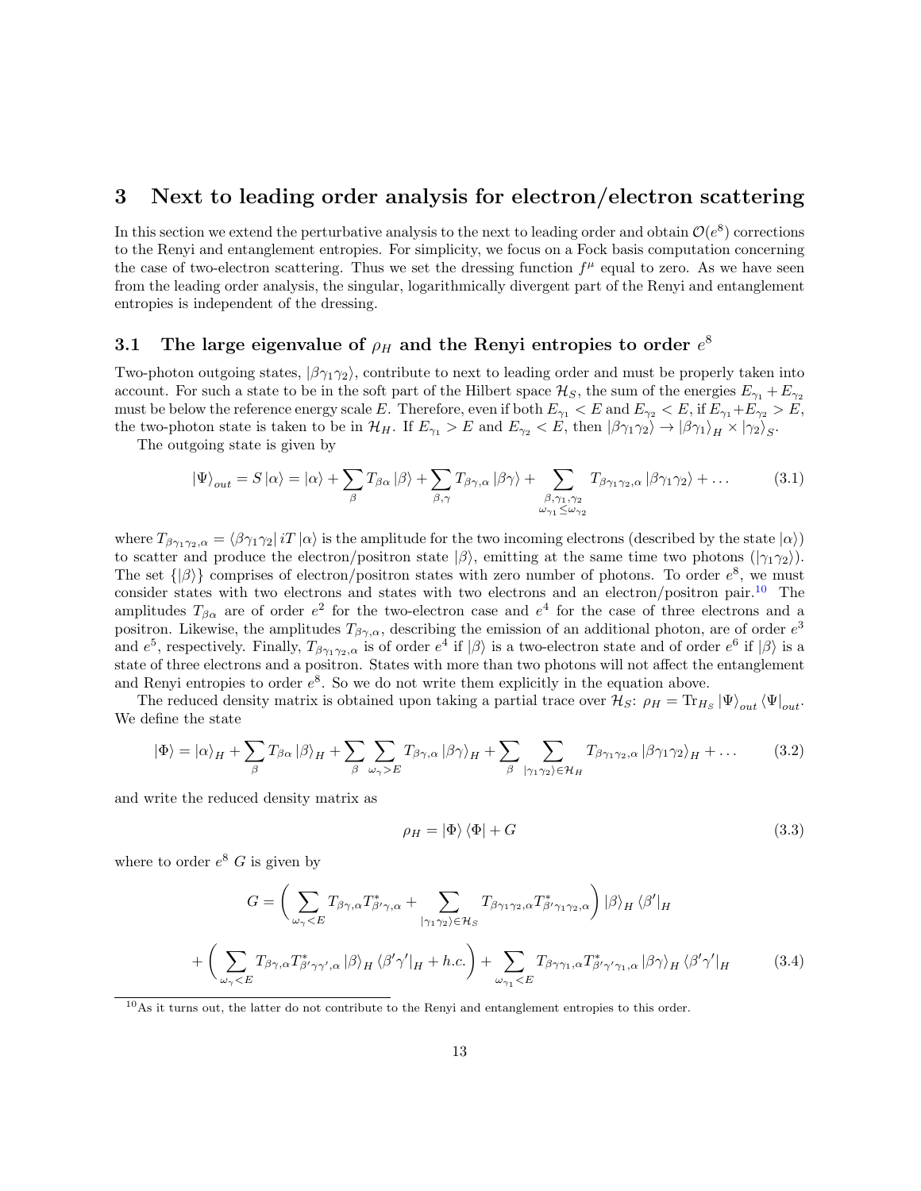# 3 Next to leading order analysis for electron/electron scattering

In this section we extend the perturbative analysis to the next to leading order and obtain $\mathcal{O}(e^8)$ corrections to the Renyi and entanglement entropies. For simplicity, we focus on a Fock basis computation concerning the case of two-electron scattering. Thus we set the dressing function $f^\mu$ equal to zero. As we have seen from the leading order analysis, the singular, logarithmically divergent part of the Renyi and entanglement entropies is independent of the dressing.

## 3.1 The large eigenvalue of $\rho_H$ and the Renyi entropies to order $e^8$

Two-photon outgoing states, $|\beta\gamma_1\gamma_2\rangle$, contribute to next to leading order and must be properly taken into account. For such a state to be in the soft part of the Hilbert space $\mathcal{H}_S$, the sum of the energies $E_{\gamma_1} + E_{\gamma_2}$ must be below the reference energy scale $E$. Therefore, even if both $E_{\gamma_1} < E$ and $E_{\gamma_2} < E$, if $E_{\gamma_1}+E_{\gamma_2} > E$, the two-photon state is taken to be in $\mathcal{H}_H$. If $E_{\gamma_1} > E$ and $E_{\gamma_2} < E$, then $|\beta\gamma_1\gamma_2\rangle \to |\beta\gamma_1\rangle_H \times |\gamma_2\rangle_S$.

The outgoing state is given by

$$|\Psi\rangle_{out} = S\,|\alpha\rangle = |\alpha\rangle + \sum_\beta T_{\beta\alpha}\,|\beta\rangle + \sum_{\beta,\gamma} T_{\beta\gamma,\alpha}\,|\beta\gamma\rangle + \sum_{\substack{\beta,\gamma_1,\gamma_2\\ \omega_{\gamma_1}\le\omega_{\gamma_2}}} T_{\beta\gamma_1\gamma_2,\alpha}\,|\beta\gamma_1\gamma_2\rangle + \dots \tag{3.1}$$

where $T_{\beta\gamma_1\gamma_2,\alpha} = \langle\beta\gamma_1\gamma_2|\,iT\,|\alpha\rangle$ is the amplitude for the two incoming electrons (described by the state $|\alpha\rangle$) to scatter and produce the electron/positron state $|\beta\rangle$, emitting at the same time two photons ($|\gamma_1\gamma_2\rangle$). The set $\{|\beta\rangle\}$ comprises of electron/positron states with zero number of photons. To order $e^8$, we must consider states with two electrons and states with two electrons and an electron/positron pair.[10] The amplitudes $T_{\beta\alpha}$ are of order $e^2$ for the two-electron case and $e^4$ for the case of three electrons and a positron. Likewise, the amplitudes $T_{\beta\gamma,\alpha}$, describing the emission of an additional photon, are of order $e^3$ and $e^5$, respectively. Finally, $T_{\beta\gamma_1\gamma_2,\alpha}$ is of order $e^4$ if $|\beta\rangle$ is a two-electron state and of order $e^6$ if $|\beta\rangle$ is a state of three electrons and a positron. States with more than two photons will not affect the entanglement and Renyi entropies to order $e^8$. So we do not write them explicitly in the equation above.

The reduced density matrix is obtained upon taking a partial trace over $\mathcal{H}_S$: $\rho_H = \mathrm{Tr}_{H_S}\,|\Psi\rangle_{out}\,\langle\Psi|_{out}$. We define the state

$$|\Phi\rangle = |\alpha\rangle_H + \sum_\beta T_{\beta\alpha}\,|\beta\rangle_H + \sum_\beta \sum_{\omega_\gamma > E} T_{\beta\gamma,\alpha}\,|\beta\gamma\rangle_H + \sum_\beta \sum_{|\gamma_1\gamma_2\rangle\in\mathcal{H}_H} T_{\beta\gamma_1\gamma_2,\alpha}\,|\beta\gamma_1\gamma_2\rangle_H + \dots \tag{3.2}$$

and write the reduced density matrix as

$$\rho_H = |\Phi\rangle\,\langle\Phi| + G \tag{3.3}$$

where to order $e^8$ $G$ is given by

$$\begin{aligned} G = &\left( \sum_{\omega_\gamma<E} T_{\beta\gamma,\alpha}T^*_{\beta'\gamma,\alpha} + \sum_{|\gamma_1\gamma_2\rangle\in\mathcal{H}_S} T_{\beta\gamma_1\gamma_2,\alpha}T^*_{\beta'\gamma_1\gamma_2,\alpha} \right) |\beta\rangle_H\,\langle\beta'|_H \\ &+ \left( \sum_{\omega_\gamma<E} T_{\beta\gamma,\alpha}T^*_{\beta'\gamma\gamma',\alpha}\,|\beta\rangle_H\,\langle\beta'\gamma'|_H + h.c. \right) + \sum_{\omega_{\gamma_1}<E} T_{\beta\gamma\gamma_1,\alpha}T^*_{\beta'\gamma'\gamma_1,\alpha}\,|\beta\gamma\rangle_H\,\langle\beta'\gamma'|_H \end{aligned} \tag{3.4}$$

[10] As it turns out, the latter do not contribute to the Renyi and entanglement entropies to this order.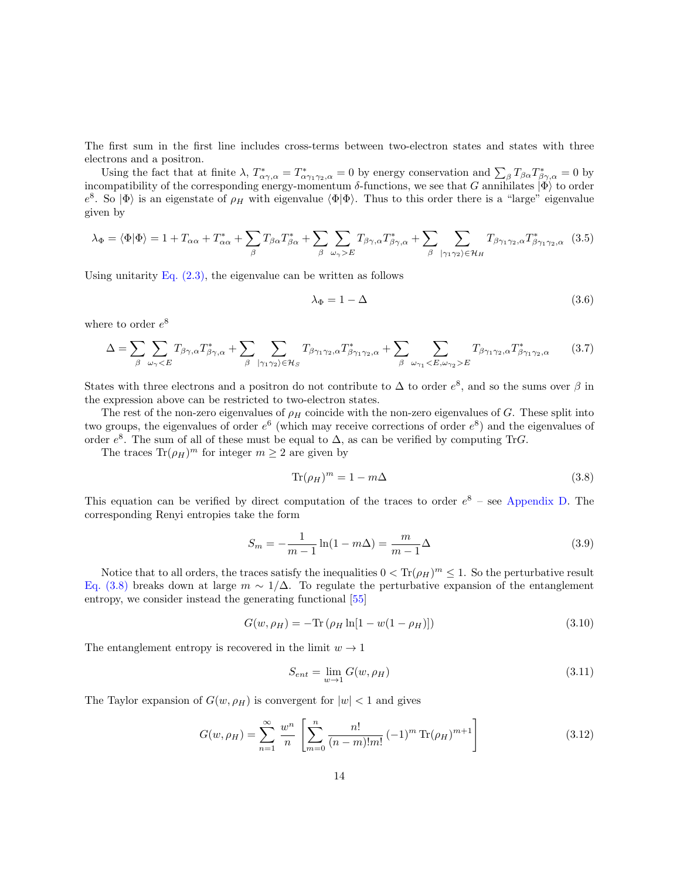The first sum in the first line includes cross-terms between two-electron states and states with three electrons and a positron.

Using the fact that at finite $\lambda$, $T^*_{\alpha\gamma,\alpha} = T^*_{\alpha\gamma_1\gamma_2,\alpha} = 0$ by energy conservation and $\sum_\beta T_{\beta\alpha} T^*_{\beta\gamma,\alpha} = 0$ by incompatibility of the corresponding energy-momentum $\delta$-functions, we see that $G$ annihilates $|\Phi\rangle$ to order $e^8$. So $|\Phi\rangle$ is an eigenstate of $\rho_H$ with eigenvalue $\langle\Phi|\Phi\rangle$. Thus to this order there is a "large" eigenvalue given by

$$\lambda_\Phi = \langle\Phi|\Phi\rangle = 1 + T_{\alpha\alpha} + T^*_{\alpha\alpha} + \sum_\beta T_{\beta\alpha} T^*_{\beta\alpha} + \sum_\beta \sum_{\omega_\gamma > E} T_{\beta\gamma,\alpha} T^*_{\beta\gamma,\alpha} + \sum_\beta \sum_{|\gamma_1\gamma_2\rangle \in \mathcal{H}_H} T_{\beta\gamma_1\gamma_2,\alpha} T^*_{\beta\gamma_1\gamma_2,\alpha} \tag{3.5}$$

Using unitarity Eq. (2.3), the eigenvalue can be written as follows

$$\lambda_\Phi = 1 - \Delta \tag{3.6}$$

where to order $e^8$

$$\Delta = \sum_\beta \sum_{\omega_\gamma < E} T_{\beta\gamma,\alpha} T^*_{\beta\gamma,\alpha} + \sum_\beta \sum_{|\gamma_1\gamma_2\rangle \in \mathcal{H}_S} T_{\beta\gamma_1\gamma_2,\alpha} T^*_{\beta\gamma_1\gamma_2,\alpha} + \sum_\beta \sum_{\omega_{\gamma_1} < E, \omega_{\gamma_2} > E} T_{\beta\gamma_1\gamma_2,\alpha} T^*_{\beta\gamma_1\gamma_2,\alpha} \tag{3.7}$$

States with three electrons and a positron do not contribute to $\Delta$ to order $e^8$, and so the sums over $\beta$ in the expression above can be restricted to two-electron states.

The rest of the non-zero eigenvalues of $\rho_H$ coincide with the non-zero eigenvalues of $G$. These split into two groups, the eigenvalues of order $e^6$ (which may receive corrections of order $e^8$) and the eigenvalues of order $e^8$. The sum of all of these must be equal to $\Delta$, as can be verified by computing Tr$G$.

The traces $\mathrm{Tr}(\rho_H)^m$ for integer $m \geq 2$ are given by

$$\mathrm{Tr}(\rho_H)^m = 1 - m\Delta \tag{3.8}$$

This equation can be verified by direct computation of the traces to order $e^8$ – see Appendix D. The corresponding Renyi entropies take the form

$$S_m = -\frac{1}{m-1} \ln(1 - m\Delta) = \frac{m}{m-1}\Delta \tag{3.9}$$

Notice that to all orders, the traces satisfy the inequalities $0 < \mathrm{Tr}(\rho_H)^m \leq 1$. So the perturbative result Eq. (3.8) breaks down at large $m \sim 1/\Delta$. To regulate the perturbative expansion of the entanglement entropy, we consider instead the generating functional [55]

$$G(w, \rho_H) = -\mathrm{Tr}\left(\rho_H \ln[1 - w(1 - \rho_H)]\right) \tag{3.10}$$

The entanglement entropy is recovered in the limit $w \to 1$

$$S_{ent} = \lim_{w \to 1} G(w, \rho_H) \tag{3.11}$$

The Taylor expansion of $G(w, \rho_H)$ is convergent for $|w| < 1$ and gives

$$G(w, \rho_H) = \sum_{n=1}^{\infty} \frac{w^n}{n} \left[\sum_{m=0}^{n} \frac{n!}{(n-m)!m!} (-1)^m \, \mathrm{Tr}(\rho_H)^{m+1}\right] \tag{3.12}$$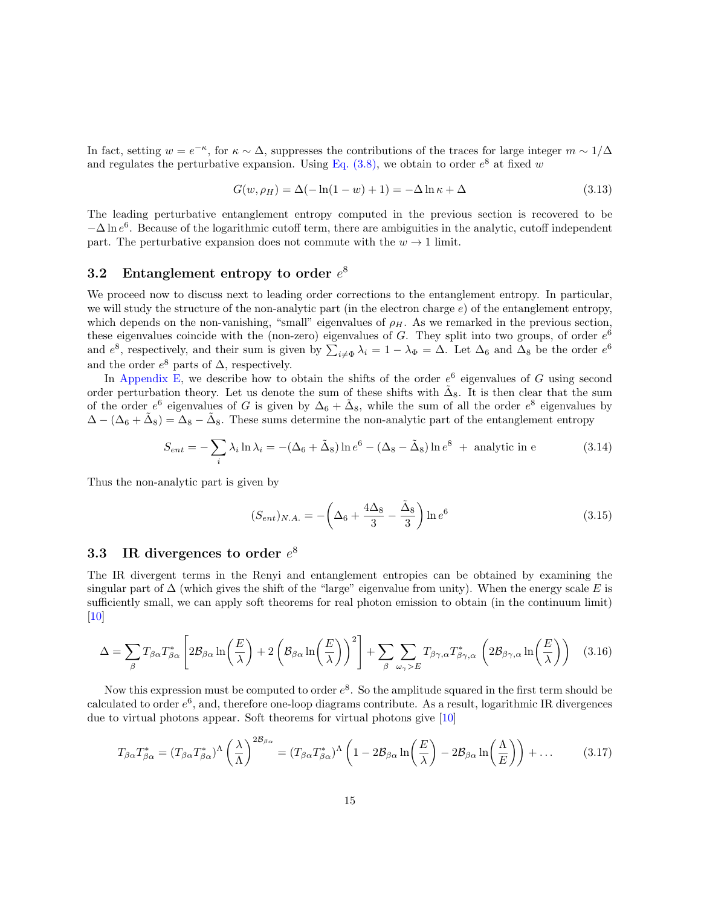In fact, setting $w = e^{-\kappa}$, for $\kappa \sim \Delta$, suppresses the contributions of the traces for large integer $m \sim 1/\Delta$ and regulates the perturbative expansion. Using Eq. (3.8), we obtain to order $e^8$ at fixed $w$

$$G(w, \rho_H) = \Delta(-\ln(1-w) + 1) = -\Delta \ln \kappa + \Delta \tag{3.13}$$

The leading perturbative entanglement entropy computed in the previous section is recovered to be $-\Delta \ln e^6$. Because of the logarithmic cutoff term, there are ambiguities in the analytic, cutoff independent part. The perturbative expansion does not commute with the $w \to 1$ limit.

## 3.2 Entanglement entropy to order $e^8$

We proceed now to discuss next to leading order corrections to the entanglement entropy. In particular, we will study the structure of the non-analytic part (in the electron charge $e$) of the entanglement entropy, which depends on the non-vanishing, "small" eigenvalues of $\rho_H$. As we remarked in the previous section, these eigenvalues coincide with the (non-zero) eigenvalues of $G$. They split into two groups, of order $e^6$ and $e^8$, respectively, and their sum is given by $\sum_{i \neq \Phi} \lambda_i = 1 - \lambda_\Phi = \Delta$. Let $\Delta_6$ and $\Delta_8$ be the order $e^6$ and the order $e^8$ parts of $\Delta$, respectively.

In Appendix E, we describe how to obtain the shifts of the order $e^6$ eigenvalues of $G$ using second order perturbation theory. Let us denote the sum of these shifts with $\tilde{\Delta}_8$. It is then clear that the sum of the order $e^6$ eigenvalues of $G$ is given by $\Delta_6 + \tilde{\Delta}_8$, while the sum of all the order $e^8$ eigenvalues by $\Delta - (\Delta_6 + \tilde{\Delta}_8) = \Delta_8 - \tilde{\Delta}_8$. These sums determine the non-analytic part of the entanglement entropy

$$S_{ent} = -\sum_i \lambda_i \ln \lambda_i = -(\Delta_6 + \tilde{\Delta}_8) \ln e^6 - (\Delta_8 - \tilde{\Delta}_8) \ln e^8 \; + \; \text{analytic in e} \tag{3.14}$$

Thus the non-analytic part is given by

$$(S_{ent})_{N.A.} = -\left( \Delta_6 + \frac{4\Delta_8}{3} - \frac{\tilde{\Delta}_8}{3} \right) \ln e^6 \tag{3.15}$$

## 3.3 IR divergences to order $e^8$

The IR divergent terms in the Renyi and entanglement entropies can be obtained by examining the singular part of $\Delta$ (which gives the shift of the "large" eigenvalue from unity). When the energy scale $E$ is sufficiently small, we can apply soft theorems for real photon emission to obtain (in the continuum limit) [10]

$$\Delta = \sum_\beta T_{\beta\alpha} T^*_{\beta\alpha} \left[ 2\mathcal{B}_{\beta\alpha} \ln\left(\frac{E}{\lambda}\right) + 2\left(\mathcal{B}_{\beta\alpha} \ln\left(\frac{E}{\lambda}\right)\right)^2 \right] + \sum_\beta \sum_{\omega_\gamma > E} T_{\beta\gamma,\alpha} T^*_{\beta\gamma,\alpha} \left( 2\mathcal{B}_{\beta\gamma,\alpha} \ln\left(\frac{E}{\lambda}\right) \right) \tag{3.16}$$

Now this expression must be computed to order $e^8$. So the amplitude squared in the first term should be calculated to order $e^6$, and, therefore one-loop diagrams contribute. As a result, logarithmic IR divergences due to virtual photons appear. Soft theorems for virtual photons give [10]

$$T_{\beta\alpha} T^*_{\beta\alpha} = (T_{\beta\alpha} T^*_{\beta\alpha})^\Lambda \left(\frac{\lambda}{\Lambda}\right)^{2\mathcal{B}_{\beta\alpha}} = (T_{\beta\alpha} T^*_{\beta\alpha})^\Lambda \left(1 - 2\mathcal{B}_{\beta\alpha} \ln\left(\frac{E}{\lambda}\right) - 2\mathcal{B}_{\beta\alpha} \ln\left(\frac{\Lambda}{E}\right)\right) + \ldots \tag{3.17}$$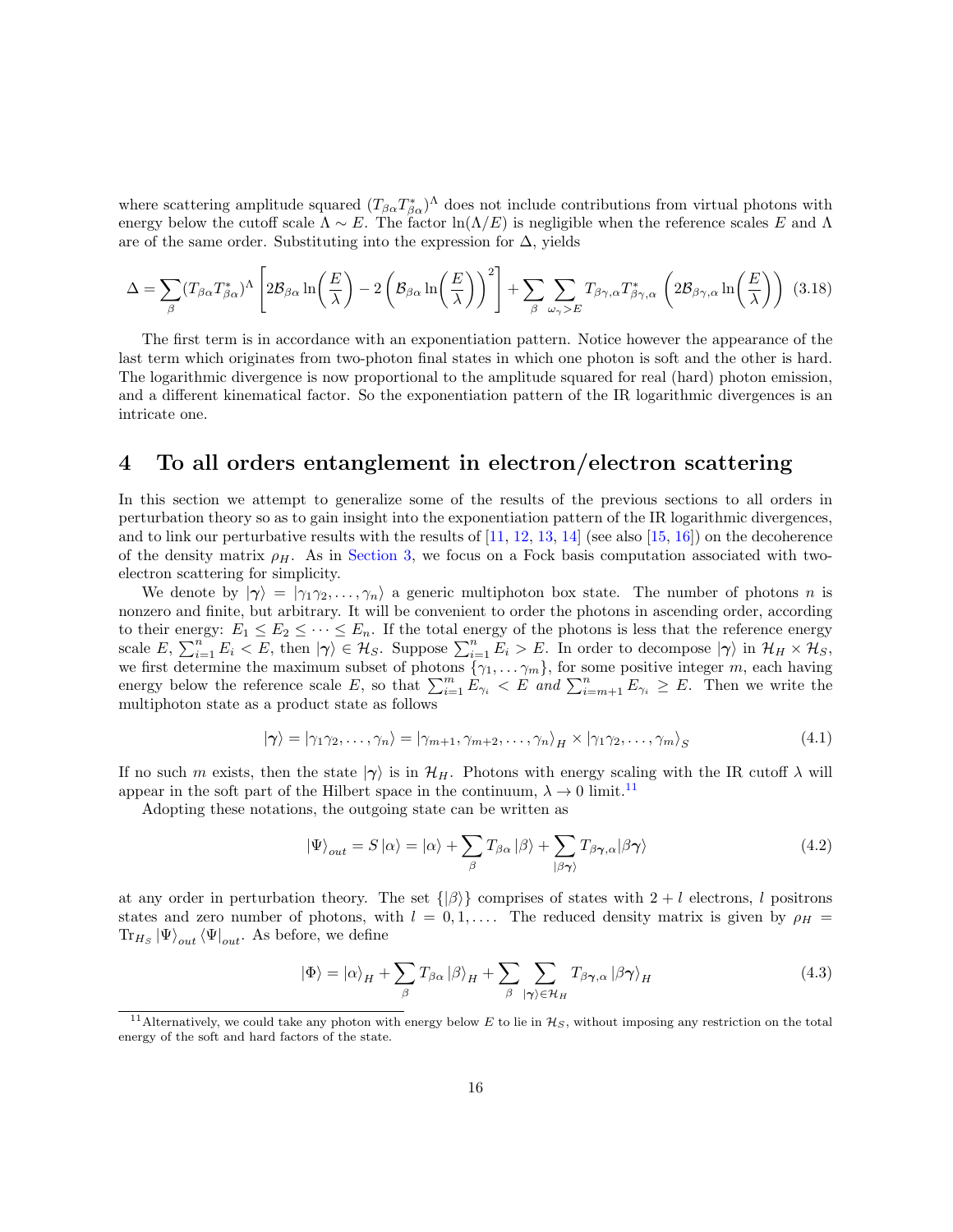where scattering amplitude squared $(T_{\beta\alpha}T^*_{\beta\alpha})^\Lambda$ does not include contributions from virtual photons with energy below the cutoff scale $\Lambda \sim E$. The factor $\ln(\Lambda/E)$ is negligible when the reference scales $E$ and $\Lambda$ are of the same order. Substituting into the expression for $\Delta$, yields

$$\Delta = \sum_\beta (T_{\beta\alpha}T^*_{\beta\alpha})^\Lambda \left[ 2\mathcal{B}_{\beta\alpha} \ln\left(\frac{E}{\lambda}\right) - 2\left(\mathcal{B}_{\beta\alpha} \ln\left(\frac{E}{\lambda}\right)\right)^2 \right] + \sum_\beta \sum_{\omega_\gamma > E} T_{\beta\gamma,\alpha}T^*_{\beta\gamma,\alpha} \left( 2\mathcal{B}_{\beta\gamma,\alpha} \ln\left(\frac{E}{\lambda}\right)\right) \quad (3.18)$$

The first term is in accordance with an exponentiation pattern. Notice however the appearance of the last term which originates from two-photon final states in which one photon is soft and the other is hard. The logarithmic divergence is now proportional to the amplitude squared for real (hard) photon emission, and a different kinematical factor. So the exponentiation pattern of the IR logarithmic divergences is an intricate one.

# 4 To all orders entanglement in electron/electron scattering

In this section we attempt to generalize some of the results of the previous sections to all orders in perturbation theory so as to gain insight into the exponentiation pattern of the IR logarithmic divergences, and to link our perturbative results with the results of [11, 12, 13, 14] (see also [15, 16]) on the decoherence of the density matrix $\rho_H$. As in Section 3, we focus on a Fock basis computation associated with two-electron scattering for simplicity.

We denote by $|\boldsymbol{\gamma}\rangle = |\gamma_1\gamma_2, \ldots, \gamma_n\rangle$ a generic multiphoton box state. The number of photons $n$ is nonzero and finite, but arbitrary. It will be convenient to order the photons in ascending order, according to their energy: $E_1 \leq E_2 \leq \cdots \leq E_n$. If the total energy of the photons is less that the reference energy scale $E$, $\sum_{i=1}^n E_i < E$, then $|\boldsymbol{\gamma}\rangle \in \mathcal{H}_S$. Suppose $\sum_{i=1}^n E_i > E$. In order to decompose $|\boldsymbol{\gamma}\rangle$ in $\mathcal{H}_H \times \mathcal{H}_S$, we first determine the maximum subset of photons $\{\gamma_1, \ldots \gamma_m\}$, for some positive integer $m$, each having energy below the reference scale $E$, so that $\sum_{i=1}^m E_{\gamma_i} < E$ *and* $\sum_{i=m+1}^n E_{\gamma_i} \geq E$. Then we write the multiphoton state as a product state as follows

$$|\boldsymbol{\gamma}\rangle = |\gamma_1\gamma_2, \ldots, \gamma_n\rangle = |\gamma_{m+1}, \gamma_{m+2}, \ldots, \gamma_n\rangle_H \times |\gamma_1\gamma_2, \ldots, \gamma_m\rangle_S \quad (4.1)$$

If no such $m$ exists, then the state $|\boldsymbol{\gamma}\rangle$ is in $\mathcal{H}_H$. Photons with energy scaling with the IR cutoff $\lambda$ will appear in the soft part of the Hilbert space in the continuum, $\lambda \to 0$ limit.[11]

Adopting these notations, the outgoing state can be written as

$$|\Psi\rangle_{out} = S\,|\alpha\rangle = |\alpha\rangle + \sum_\beta T_{\beta\alpha}\,|\beta\rangle + \sum_{|\beta\boldsymbol{\gamma}\rangle} T_{\beta\boldsymbol{\gamma},\alpha}|\beta\boldsymbol{\gamma}\rangle \quad (4.2)$$

at any order in perturbation theory. The set $\{|\beta\rangle\}$ comprises of states with $2 + l$ electrons, $l$ positrons states and zero number of photons, with $l = 0, 1, \ldots$. The reduced density matrix is given by $\rho_H = \mathrm{Tr}_{H_S}\,|\Psi\rangle_{out}\,\langle\Psi|_{out}$. As before, we define

$$|\Phi\rangle = |\alpha\rangle_H + \sum_\beta T_{\beta\alpha}\,|\beta\rangle_H + \sum_\beta \sum_{|\boldsymbol{\gamma}\rangle \in \mathcal{H}_H} T_{\beta\boldsymbol{\gamma},\alpha}\,|\beta\boldsymbol{\gamma}\rangle_H \quad (4.3)$$

[11] Alternatively, we could take any photon with energy below $E$ to lie in $\mathcal{H}_S$, without imposing any restriction on the total energy of the soft and hard factors of the state.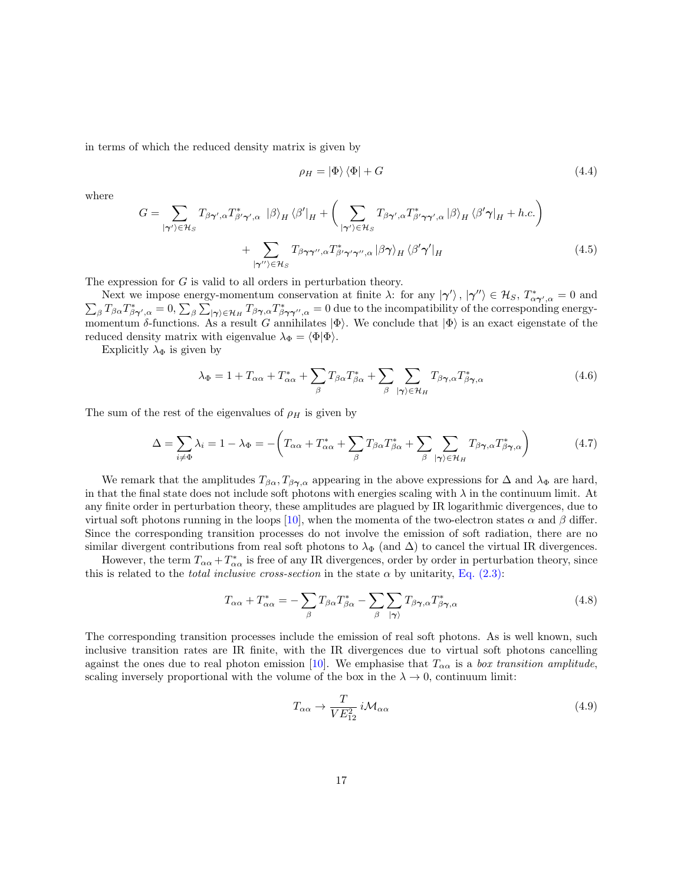in terms of which the reduced density matrix is given by

$$\rho_H = |\Phi\rangle\langle\Phi| + G \tag{4.4}$$

where

$$G = \sum_{|\boldsymbol{\gamma}'\rangle\in\mathcal{H}_S} T_{\beta\boldsymbol{\gamma}',\alpha}T^*_{\beta'\boldsymbol{\gamma}',\alpha}\ |\beta\rangle_H\langle\beta'|_H + \bigg(\sum_{|\boldsymbol{\gamma}'\rangle\in\mathcal{H}_S} T_{\beta\boldsymbol{\gamma}',\alpha}T^*_{\beta'\boldsymbol{\gamma}\boldsymbol{\gamma}',\alpha}\,|\beta\rangle_H\langle\beta'\boldsymbol{\gamma}|_H + h.c.\bigg)$$
$$+ \sum_{|\boldsymbol{\gamma}''\rangle\in\mathcal{H}_S} T_{\beta\boldsymbol{\gamma}\boldsymbol{\gamma}'',\alpha}T^*_{\beta'\boldsymbol{\gamma}'\boldsymbol{\gamma}'',\alpha}\,|\beta\boldsymbol{\gamma}\rangle_H\langle\beta'\boldsymbol{\gamma}'|_H \tag{4.5}$$

The expression for $G$ is valid to all orders in perturbation theory.

Next we impose energy-momentum conservation at finite $\lambda$: for any $|\boldsymbol{\gamma}'\rangle, |\boldsymbol{\gamma}''\rangle \in \mathcal{H}_S$, $T^*_{\alpha\boldsymbol{\gamma}',\alpha} = 0$ and $\sum_\beta T_{\beta\alpha}T^*_{\beta\boldsymbol{\gamma}',\alpha} = 0$, $\sum_\beta\sum_{|\boldsymbol{\gamma}\rangle\in\mathcal{H}_H} T_{\beta\boldsymbol{\gamma},\alpha}T^*_{\beta\boldsymbol{\gamma}\boldsymbol{\gamma}'',\alpha} = 0$ due to the incompatibility of the corresponding energy-momentum $\delta$-functions. As a result $G$ annihilates $|\Phi\rangle$. We conclude that $|\Phi\rangle$ is an exact eigenstate of the reduced density matrix with eigenvalue $\lambda_\Phi = \langle\Phi|\Phi\rangle$.

Explicitly $\lambda_\Phi$ is given by

$$\lambda_\Phi = 1 + T_{\alpha\alpha} + T^*_{\alpha\alpha} + \sum_\beta T_{\beta\alpha}T^*_{\beta\alpha} + \sum_\beta\sum_{|\boldsymbol{\gamma}\rangle\in\mathcal{H}_H} T_{\beta\boldsymbol{\gamma},\alpha}T^*_{\beta\boldsymbol{\gamma},\alpha} \tag{4.6}$$

The sum of the rest of the eigenvalues of $\rho_H$ is given by

$$\Delta = \sum_{i\neq\Phi}\lambda_i = 1 - \lambda_\Phi = -\bigg(T_{\alpha\alpha} + T^*_{\alpha\alpha} + \sum_\beta T_{\beta\alpha}T^*_{\beta\alpha} + \sum_\beta\sum_{|\boldsymbol{\gamma}\rangle\in\mathcal{H}_H} T_{\beta\boldsymbol{\gamma},\alpha}T^*_{\beta\boldsymbol{\gamma},\alpha}\bigg) \tag{4.7}$$

We remark that the amplitudes $T_{\beta\alpha}, T_{\beta\boldsymbol{\gamma},\alpha}$ appearing in the above expressions for $\Delta$ and $\lambda_\Phi$ are hard, in that the final state does not include soft photons with energies scaling with $\lambda$ in the continuum limit. At any finite order in perturbation theory, these amplitudes are plagued by IR logarithmic divergences, due to virtual soft photons running in the loops [10], when the momenta of the two-electron states $\alpha$ and $\beta$ differ. Since the corresponding transition processes do not involve the emission of soft radiation, there are no similar divergent contributions from real soft photons to $\lambda_\Phi$ (and $\Delta$) to cancel the virtual IR divergences.

However, the term $T_{\alpha\alpha} + T^*_{\alpha\alpha}$ is free of any IR divergences, order by order in perturbation theory, since this is related to the *total inclusive cross-section* in the state $\alpha$ by unitarity, Eq. (2.3):

$$T_{\alpha\alpha} + T^*_{\alpha\alpha} = -\sum_\beta T_{\beta\alpha}T^*_{\beta\alpha} - \sum_\beta\sum_{|\boldsymbol{\gamma}\rangle} T_{\beta\boldsymbol{\gamma},\alpha}T^*_{\beta\boldsymbol{\gamma},\alpha} \tag{4.8}$$

The corresponding transition processes include the emission of real soft photons. As is well known, such inclusive transition rates are IR finite, with the IR divergences due to virtual soft photons cancelling against the ones due to real photon emission [10]. We emphasise that $T_{\alpha\alpha}$ is a *box transition amplitude*, scaling inversely proportional with the volume of the box in the $\lambda \to 0$, continuum limit:

$$T_{\alpha\alpha} \to \frac{T}{VE_{12}^2}\, i\mathcal{M}_{\alpha\alpha} \tag{4.9}$$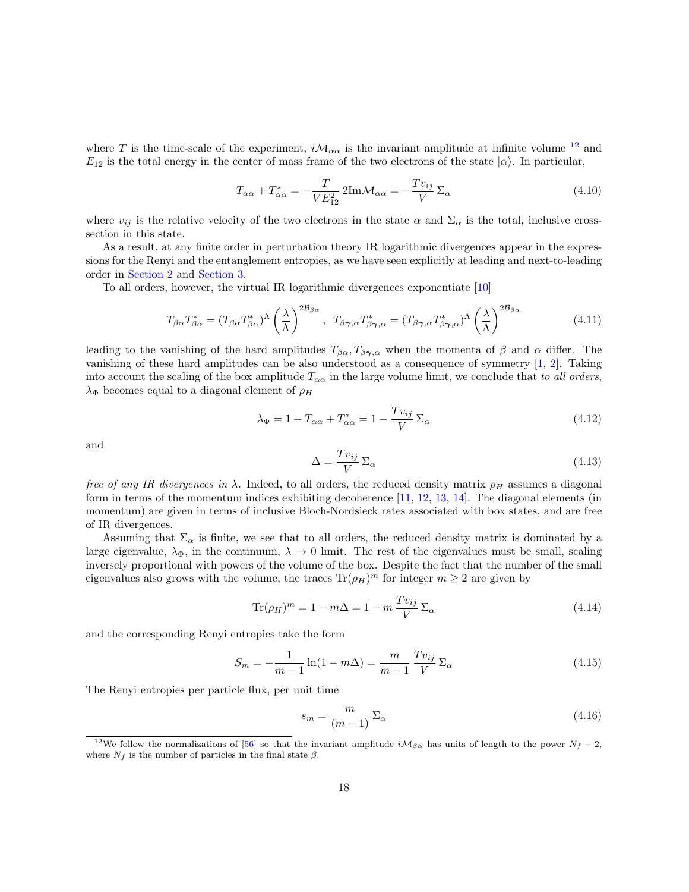where $T$ is the time-scale of the experiment, $i\mathcal{M}_{\alpha\alpha}$ is the invariant amplitude at infinite volume [12] and $E_{12}$ is the total energy in the center of mass frame of the two electrons of the state $|\alpha\rangle$. In particular,

$$T_{\alpha\alpha} + T^*_{\alpha\alpha} = -\frac{T}{VE_{12}^2}\, 2\text{Im}\mathcal{M}_{\alpha\alpha} = -\frac{Tv_{ij}}{V}\,\Sigma_\alpha \tag{4.10}$$

where $v_{ij}$ is the relative velocity of the two electrons in the state $\alpha$ and $\Sigma_\alpha$ is the total, inclusive cross-section in this state.

As a result, at any finite order in perturbation theory IR logarithmic divergences appear in the expressions for the Renyi and the entanglement entropies, as we have seen explicitly at leading and next-to-leading order in Section 2 and Section 3.

To all orders, however, the virtual IR logarithmic divergences exponentiate [10]

$$T_{\beta\alpha}T^*_{\beta\alpha} = (T_{\beta\alpha}T^*_{\beta\alpha})^\Lambda \left(\frac{\lambda}{\Lambda}\right)^{2\mathcal{B}_{\beta\alpha}}\,,\;\; T_{\beta\boldsymbol{\gamma},\alpha}T^*_{\beta\boldsymbol{\gamma},\alpha} = (T_{\beta\boldsymbol{\gamma},\alpha}T^*_{\beta\boldsymbol{\gamma},\alpha})^\Lambda \left(\frac{\lambda}{\Lambda}\right)^{2\mathcal{B}_{\beta\alpha}} \tag{4.11}$$

leading to the vanishing of the hard amplitudes $T_{\beta\alpha}, T_{\beta\boldsymbol{\gamma},\alpha}$ when the momenta of $\beta$ and $\alpha$ differ. The vanishing of these hard amplitudes can be also understood as a consequence of symmetry [1, 2]. Taking into account the scaling of the box amplitude $T_{\alpha\alpha}$ in the large volume limit, we conclude that *to all orders*, $\lambda_\Phi$ becomes equal to a diagonal element of $\rho_H$

$$\lambda_\Phi = 1 + T_{\alpha\alpha} + T^*_{\alpha\alpha} = 1 - \frac{Tv_{ij}}{V}\,\Sigma_\alpha \tag{4.12}$$

and

$$\Delta = \frac{Tv_{ij}}{V}\,\Sigma_\alpha \tag{4.13}$$

*free of any IR divergences in* $\lambda$. Indeed, to all orders, the reduced density matrix $\rho_H$ assumes a diagonal form in terms of the momentum indices exhibiting decoherence [11, 12, 13, 14]. The diagonal elements (in momentum) are given in terms of inclusive Bloch-Nordsieck rates associated with box states, and are free of IR divergences.

Assuming that $\Sigma_\alpha$ is finite, we see that to all orders, the reduced density matrix is dominated by a large eigenvalue, $\lambda_\Phi$, in the continuum, $\lambda \to 0$ limit. The rest of the eigenvalues must be small, scaling inversely proportional with powers of the volume of the box. Despite the fact that the number of the small eigenvalues also grows with the volume, the traces $\text{Tr}(\rho_H)^m$ for integer $m \geq 2$ are given by

$$\text{Tr}(\rho_H)^m = 1 - m\Delta = 1 - m\,\frac{Tv_{ij}}{V}\,\Sigma_\alpha \tag{4.14}$$

and the corresponding Renyi entropies take the form

$$S_m = -\frac{1}{m-1}\ln(1 - m\Delta) = \frac{m}{m-1}\,\frac{Tv_{ij}}{V}\,\Sigma_\alpha \tag{4.15}$$

The Renyi entropies per particle flux, per unit time

$$s_m = \frac{m}{(m-1)}\,\Sigma_\alpha \tag{4.16}$$

[12] We follow the normalizations of [56] so that the invariant amplitude $i\mathcal{M}_{\beta\alpha}$ has units of length to the power $N_f - 2$, where $N_f$ is the number of particles in the final state $\beta$.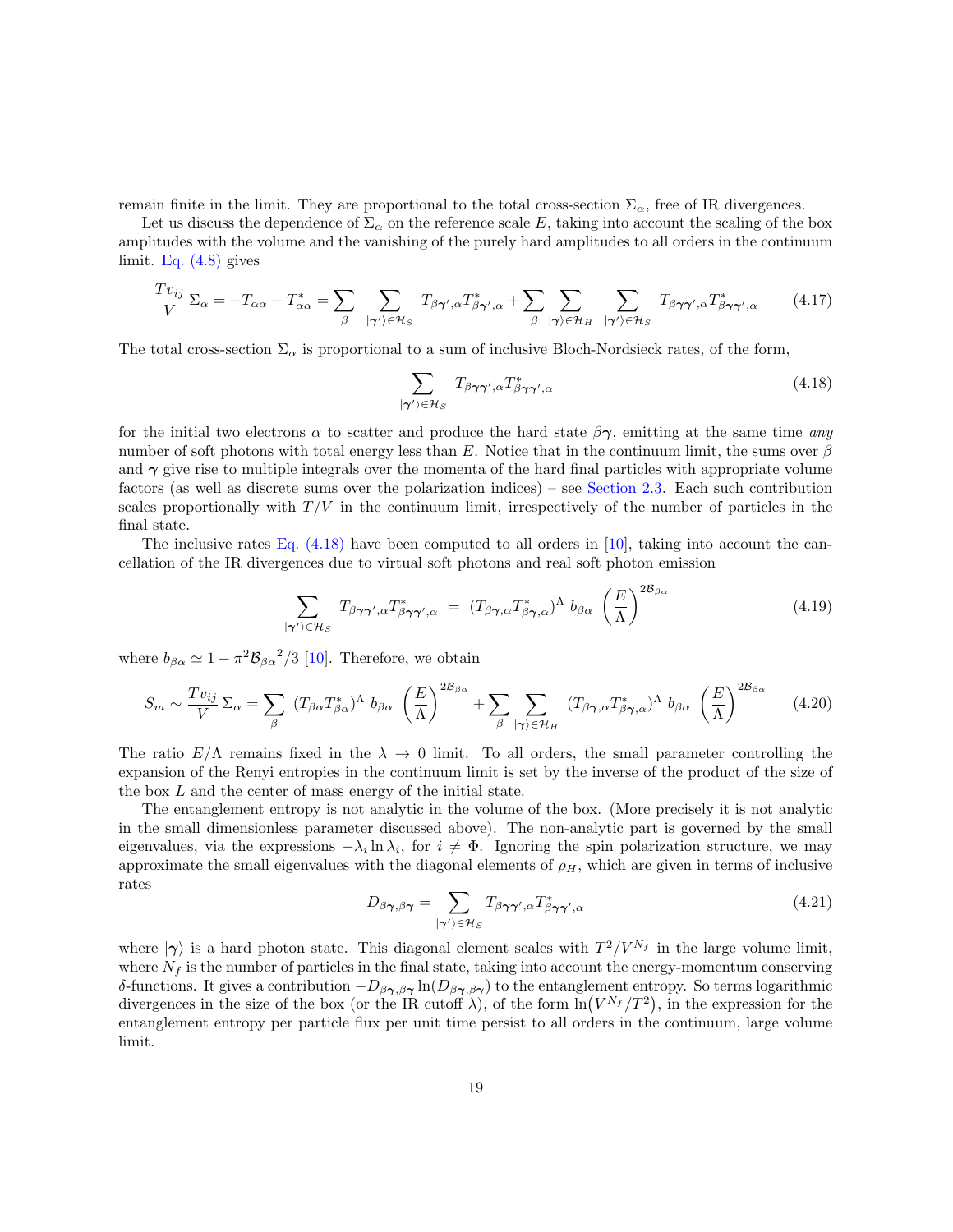remain finite in the limit. They are proportional to the total cross-section $\Sigma_\alpha$, free of IR divergences.

Let us discuss the dependence of $\Sigma_\alpha$ on the reference scale $E$, taking into account the scaling of the box amplitudes with the volume and the vanishing of the purely hard amplitudes to all orders in the continuum limit. Eq. (4.8) gives

$$\frac{Tv_{ij}}{V}\,\Sigma_\alpha = -T_{\alpha\alpha} - T^*_{\alpha\alpha} = \sum_\beta \sum_{|\boldsymbol{\gamma}'\rangle\in\mathcal{H}_S} T_{\beta\boldsymbol{\gamma}',\alpha}T^*_{\beta\boldsymbol{\gamma}',\alpha} + \sum_\beta \sum_{|\boldsymbol{\gamma}\rangle\in\mathcal{H}_H} \sum_{|\boldsymbol{\gamma}'\rangle\in\mathcal{H}_S} T_{\beta\boldsymbol{\gamma}\boldsymbol{\gamma}',\alpha}T^*_{\beta\boldsymbol{\gamma}\boldsymbol{\gamma}',\alpha} \tag{4.17}$$

The total cross-section $\Sigma_\alpha$ is proportional to a sum of inclusive Bloch-Nordsieck rates, of the form,

$$\sum_{|\boldsymbol{\gamma}'\rangle\in\mathcal{H}_S} T_{\beta\boldsymbol{\gamma}\boldsymbol{\gamma}',\alpha}T^*_{\beta\boldsymbol{\gamma}\boldsymbol{\gamma}',\alpha} \tag{4.18}$$

for the initial two electrons $\alpha$ to scatter and produce the hard state $\beta\boldsymbol{\gamma}$, emitting at the same time *any* number of soft photons with total energy less than $E$. Notice that in the continuum limit, the sums over $\beta$ and $\boldsymbol{\gamma}$ give rise to multiple integrals over the momenta of the hard final particles with appropriate volume factors (as well as discrete sums over the polarization indices) – see Section 2.3. Each such contribution scales proportionally with $T/V$ in the continuum limit, irrespectively of the number of particles in the final state.

The inclusive rates Eq. (4.18) have been computed to all orders in [10], taking into account the cancellation of the IR divergences due to virtual soft photons and real soft photon emission

$$\sum_{|\boldsymbol{\gamma}'\rangle\in\mathcal{H}_S} T_{\beta\boldsymbol{\gamma}\boldsymbol{\gamma}',\alpha}T^*_{\beta\boldsymbol{\gamma}\boldsymbol{\gamma}',\alpha} \;=\; (T_{\beta\boldsymbol{\gamma},\alpha}T^*_{\beta\boldsymbol{\gamma},\alpha})^\Lambda\; b_{\beta\alpha}\,\left(\frac{E}{\Lambda}\right)^{2\mathcal{B}_{\beta\alpha}} \tag{4.19}$$

where $b_{\beta\alpha} \simeq 1 - \pi^2{\mathcal{B}_{\beta\alpha}}^2/3$ [10]. Therefore, we obtain

$$S_m \sim \frac{Tv_{ij}}{V}\,\Sigma_\alpha = \sum_\beta\,(T_{\beta\alpha}T^*_{\beta\alpha})^\Lambda\; b_{\beta\alpha}\,\left(\frac{E}{\Lambda}\right)^{2\mathcal{B}_{\beta\alpha}} + \sum_\beta \sum_{|\boldsymbol{\gamma}\rangle\in\mathcal{H}_H} (T_{\beta\boldsymbol{\gamma},\alpha}T^*_{\beta\boldsymbol{\gamma},\alpha})^\Lambda\; b_{\beta\alpha}\,\left(\frac{E}{\Lambda}\right)^{2\mathcal{B}_{\beta\alpha}} \tag{4.20}$$

The ratio $E/\Lambda$ remains fixed in the $\lambda \to 0$ limit. To all orders, the small parameter controlling the expansion of the Renyi entropies in the continuum limit is set by the inverse of the product of the size of the box $L$ and the center of mass energy of the initial state.

The entanglement entropy is not analytic in the volume of the box. (More precisely it is not analytic in the small dimensionless parameter discussed above). The non-analytic part is governed by the small eigenvalues, via the expressions $-\lambda_i \ln \lambda_i$, for $i \neq \Phi$. Ignoring the spin polarization structure, we may approximate the small eigenvalues with the diagonal elements of $\rho_H$, which are given in terms of inclusive rates

$$D_{\beta\boldsymbol{\gamma},\beta\boldsymbol{\gamma}} = \sum_{|\boldsymbol{\gamma}'\rangle\in\mathcal{H}_S} T_{\beta\boldsymbol{\gamma}\boldsymbol{\gamma}',\alpha}T^*_{\beta\boldsymbol{\gamma}\boldsymbol{\gamma}',\alpha} \tag{4.21}$$

where $|\boldsymbol{\gamma}\rangle$ is a hard photon state. This diagonal element scales with $T^2/V^{N_f}$ in the large volume limit, where $N_f$ is the number of particles in the final state, taking into account the energy-momentum conserving $\delta$-functions. It gives a contribution $-D_{\beta\boldsymbol{\gamma},\beta\boldsymbol{\gamma}}\ln(D_{\beta\boldsymbol{\gamma},\beta\boldsymbol{\gamma}})$ to the entanglement entropy. So terms logarithmic divergences in the size of the box (or the IR cutoff $\lambda$), of the form $\ln\!\left(V^{N_f}/T^2\right)$, in the expression for the entanglement entropy per particle flux per unit time persist to all orders in the continuum, large volume limit.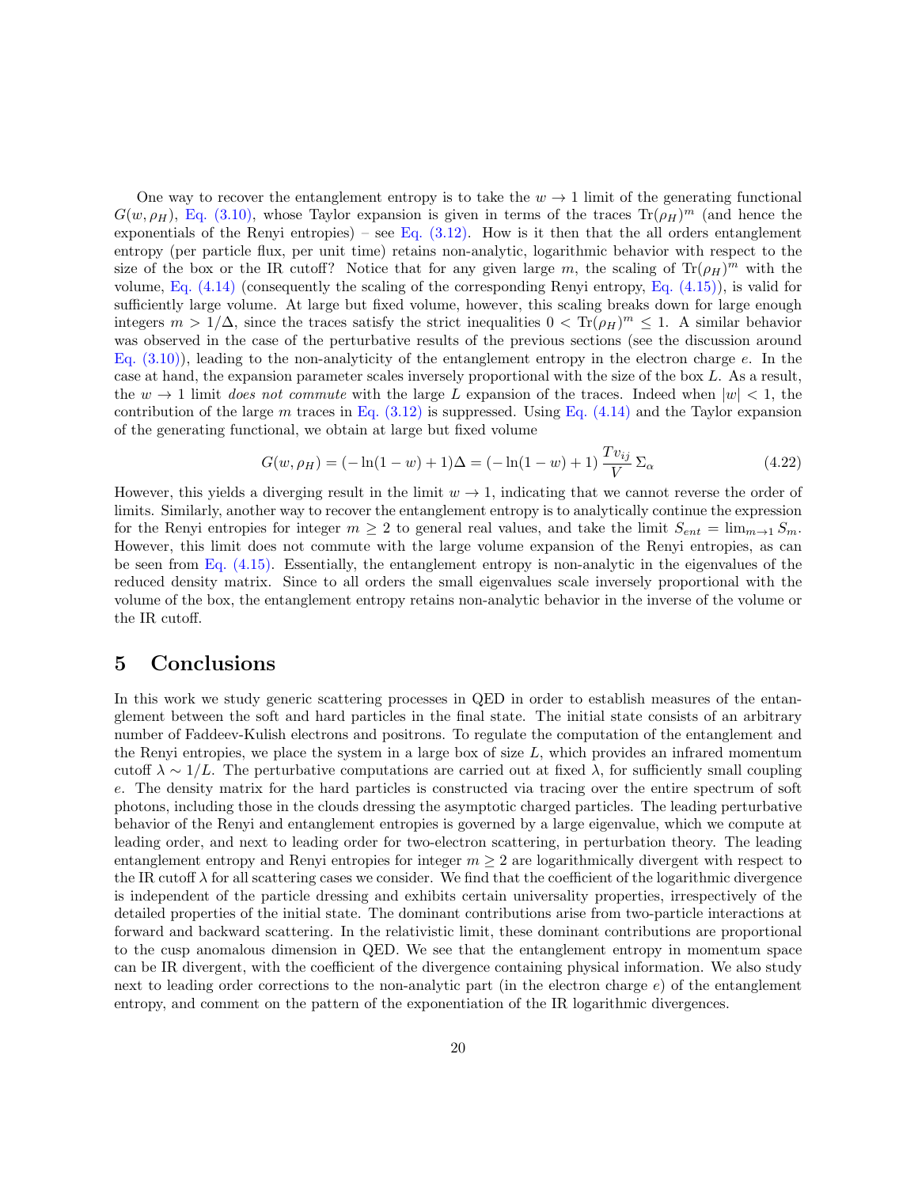One way to recover the entanglement entropy is to take the $w \to 1$ limit of the generating functional $G(w, \rho_H)$, Eq. (3.10), whose Taylor expansion is given in terms of the traces $\text{Tr}(\rho_H)^m$ (and hence the exponentials of the Renyi entropies) – see Eq. (3.12). How is it then that the all orders entanglement entropy (per particle flux, per unit time) retains non-analytic, logarithmic behavior with respect to the size of the box or the IR cutoff? Notice that for any given large $m$, the scaling of $\text{Tr}(\rho_H)^m$ with the volume, Eq. (4.14) (consequently the scaling of the corresponding Renyi entropy, Eq. (4.15)), is valid for sufficiently large volume. At large but fixed volume, however, this scaling breaks down for large enough integers $m > 1/\Delta$, since the traces satisfy the strict inequalities $0 < \text{Tr}(\rho_H)^m \leq 1$. A similar behavior was observed in the case of the perturbative results of the previous sections (see the discussion around Eq. (3.10)), leading to the non-analyticity of the entanglement entropy in the electron charge $e$. In the case at hand, the expansion parameter scales inversely proportional with the size of the box $L$. As a result, the $w \to 1$ limit *does not commute* with the large $L$ expansion of the traces. Indeed when $|w| < 1$, the contribution of the large $m$ traces in Eq. (3.12) is suppressed. Using Eq. (4.14) and the Taylor expansion of the generating functional, we obtain at large but fixed volume

$$G(w, \rho_H) = (-\ln(1-w) + 1)\Delta = (-\ln(1-w) + 1)\,\frac{T v_{ij}}{V}\,\Sigma_\alpha \tag{4.22}$$

However, this yields a diverging result in the limit $w \to 1$, indicating that we cannot reverse the order of limits. Similarly, another way to recover the entanglement entropy is to analytically continue the expression for the Renyi entropies for integer $m \geq 2$ to general real values, and take the limit $S_{ent} = \lim_{m\to 1} S_m$. However, this limit does not commute with the large volume expansion of the Renyi entropies, as can be seen from Eq. (4.15). Essentially, the entanglement entropy is non-analytic in the eigenvalues of the reduced density matrix. Since to all orders the small eigenvalues scale inversely proportional with the volume of the box, the entanglement entropy retains non-analytic behavior in the inverse of the volume or the IR cutoff.

# 5 Conclusions

In this work we study generic scattering processes in QED in order to establish measures of the entanglement between the soft and hard particles in the final state. The initial state consists of an arbitrary number of Faddeev-Kulish electrons and positrons. To regulate the computation of the entanglement and the Renyi entropies, we place the system in a large box of size $L$, which provides an infrared momentum cutoff $\lambda \sim 1/L$. The perturbative computations are carried out at fixed $\lambda$, for sufficiently small coupling $e$. The density matrix for the hard particles is constructed via tracing over the entire spectrum of soft photons, including those in the clouds dressing the asymptotic charged particles. The leading perturbative behavior of the Renyi and entanglement entropies is governed by a large eigenvalue, which we compute at leading order, and next to leading order for two-electron scattering, in perturbation theory. The leading entanglement entropy and Renyi entropies for integer $m \geq 2$ are logarithmically divergent with respect to the IR cutoff $\lambda$ for all scattering cases we consider. We find that the coefficient of the logarithmic divergence is independent of the particle dressing and exhibits certain universality properties, irrespectively of the detailed properties of the initial state. The dominant contributions arise from two-particle interactions at forward and backward scattering. In the relativistic limit, these dominant contributions are proportional to the cusp anomalous dimension in QED. We see that the entanglement entropy in momentum space can be IR divergent, with the coefficient of the divergence containing physical information. We also study next to leading order corrections to the non-analytic part (in the electron charge $e$) of the entanglement entropy, and comment on the pattern of the exponentiation of the IR logarithmic divergences.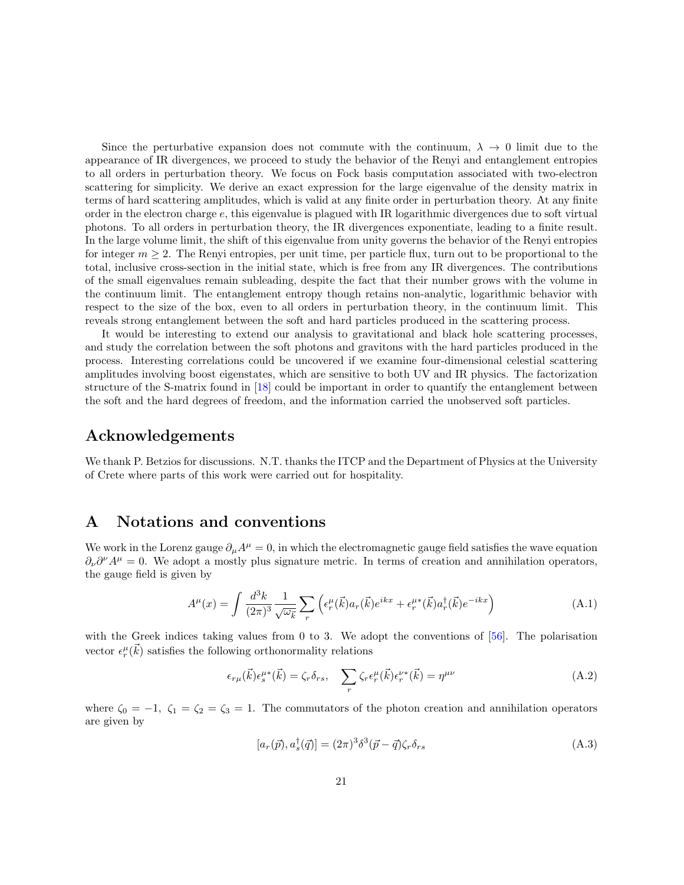Since the perturbative expansion does not commute with the continuum, $\lambda \to 0$ limit due to the appearance of IR divergences, we proceed to study the behavior of the Renyi and entanglement entropies to all orders in perturbation theory. We focus on Fock basis computation associated with two-electron scattering for simplicity. We derive an exact expression for the large eigenvalue of the density matrix in terms of hard scattering amplitudes, which is valid at any finite order in perturbation theory. At any finite order in the electron charge $e$, this eigenvalue is plagued with IR logarithmic divergences due to soft virtual photons. To all orders in perturbation theory, the IR divergences exponentiate, leading to a finite result. In the large volume limit, the shift of this eigenvalue from unity governs the behavior of the Renyi entropies for integer $m \geq 2$. The Renyi entropies, per unit time, per particle flux, turn out to be proportional to the total, inclusive cross-section in the initial state, which is free from any IR divergences. The contributions of the small eigenvalues remain subleading, despite the fact that their number grows with the volume in the continuum limit. The entanglement entropy though retains non-analytic, logarithmic behavior with respect to the size of the box, even to all orders in perturbation theory, in the continuum limit. This reveals strong entanglement between the soft and hard particles produced in the scattering process.

It would be interesting to extend our analysis to gravitational and black hole scattering processes, and study the correlation between the soft photons and gravitons with the hard particles produced in the process. Interesting correlations could be uncovered if we examine four-dimensional celestial scattering amplitudes involving boost eigenstates, which are sensitive to both UV and IR physics. The factorization structure of the S-matrix found in [18] could be important in order to quantify the entanglement between the soft and the hard degrees of freedom, and the information carried the unobserved soft particles.

## Acknowledgements

We thank P. Betzios for discussions. N.T. thanks the ITCP and the Department of Physics at the University of Crete where parts of this work were carried out for hospitality.

## A Notations and conventions

We work in the Lorenz gauge $\partial_\mu A^\mu = 0$, in which the electromagnetic gauge field satisfies the wave equation $\partial_\nu \partial^\nu A^\mu = 0$. We adopt a mostly plus signature metric. In terms of creation and annihilation operators, the gauge field is given by

$$A^\mu(x) = \int \frac{d^3k}{(2\pi)^3} \frac{1}{\sqrt{\omega_{\vec{k}}}} \sum_r \left( \epsilon_r^\mu(\vec{k}) a_r(\vec{k}) e^{ikx} + \epsilon_r^{\mu *}(\vec{k}) a_r^\dagger(\vec{k}) e^{-ikx} \right) \tag{A.1}$$

with the Greek indices taking values from 0 to 3. We adopt the conventions of [56]. The polarisation vector $\epsilon_r^\mu(\vec{k})$ satisfies the following orthonormality relations

$$\epsilon_{r\mu}(\vec{k}) \epsilon_s^{\mu *}(\vec{k}) = \zeta_r \delta_{rs}, \quad \sum_r \zeta_r \epsilon_r^\mu(\vec{k}) \epsilon_r^{\nu *}(\vec{k}) = \eta^{\mu\nu} \tag{A.2}$$

where $\zeta_0 = -1,\ \zeta_1 = \zeta_2 = \zeta_3 = 1$. The commutators of the photon creation and annihilation operators are given by

$$[a_r(\vec{p}), a_s^\dagger(\vec{q})] = (2\pi)^3 \delta^3(\vec{p} - \vec{q}) \zeta_r \delta_{rs} \tag{A.3}$$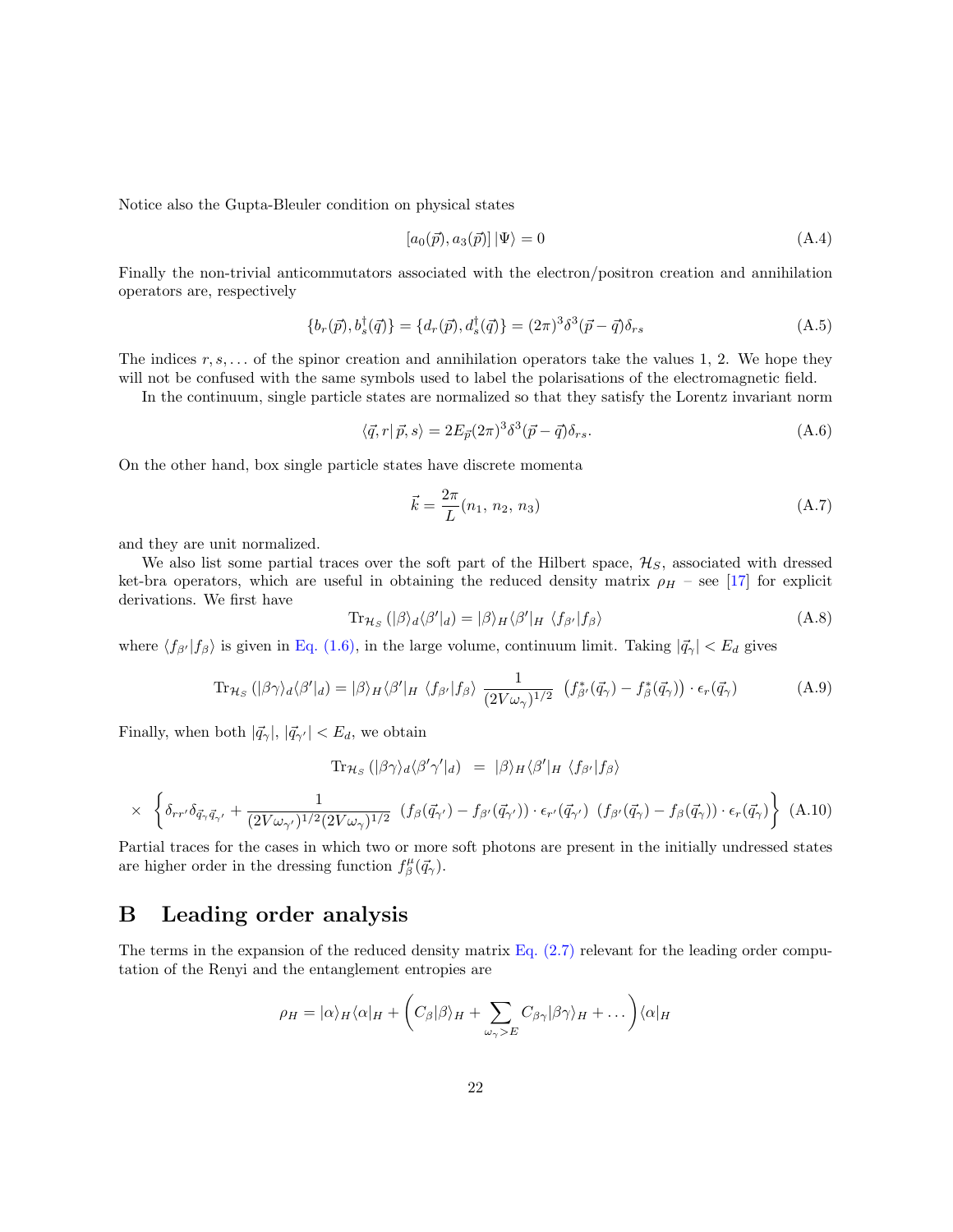Notice also the Gupta-Bleuler condition on physical states

$$[a_0(\vec{p}), a_3(\vec{p})]\,|\Psi\rangle = 0 \tag{A.4}$$

Finally the non-trivial anticommutators associated with the electron/positron creation and annihilation operators are, respectively

$$\{b_r(\vec{p}), b_s^\dagger(\vec{q})\} = \{d_r(\vec{p}), d_s^\dagger(\vec{q})\} = (2\pi)^3\delta^3(\vec{p}-\vec{q})\delta_{rs} \tag{A.5}$$

The indices $r, s, \ldots$ of the spinor creation and annihilation operators take the values 1, 2. We hope they will not be confused with the same symbols used to label the polarisations of the electromagnetic field.

In the continuum, single particle states are normalized so that they satisfy the Lorentz invariant norm

$$\langle \vec{q}, r|\,\vec{p}, s\rangle = 2E_{\vec{p}}(2\pi)^3\delta^3(\vec{p}-\vec{q})\delta_{rs}. \tag{A.6}$$

On the other hand, box single particle states have discrete momenta

$$\vec{k} = \frac{2\pi}{L}(n_1,\, n_2,\, n_3) \tag{A.7}$$

and they are unit normalized.

We also list some partial traces over the soft part of the Hilbert space, $\mathcal{H}_S$, associated with dressed ket-bra operators, which are useful in obtaining the reduced density matrix $\rho_H$ – see [17] for explicit derivations. We first have

$$\mathrm{Tr}_{\mathcal{H}_S}\left(|\beta\rangle_d\langle\beta'|_d\right) = |\beta\rangle_H\langle\beta'|_H\ \langle f_{\beta'}|f_\beta\rangle \tag{A.8}$$

where $\langle f_{\beta'}|f_\beta\rangle$ is given in Eq. (1.6), in the large volume, continuum limit. Taking $|\vec{q}_\gamma| < E_d$ gives

$$\mathrm{Tr}_{\mathcal{H}_S}\left(|\beta\gamma\rangle_d\langle\beta'|_d\right) = |\beta\rangle_H\langle\beta'|_H\ \langle f_{\beta'}|f_\beta\rangle\ \frac{1}{(2V\omega_\gamma)^{1/2}}\ \left(f^*_{\beta'}(\vec{q}_\gamma) - f^*_\beta(\vec{q}_\gamma)\right)\cdot\epsilon_r(\vec{q}_\gamma) \tag{A.9}$$

Finally, when both $|\vec{q}_\gamma|$, $|\vec{q}_{\gamma'}| < E_d$, we obtain

$$\begin{aligned}\mathrm{Tr}_{\mathcal{H}_S}\left(|\beta\gamma\rangle_d\langle\beta'\gamma'|_d\right) \;&=\; |\beta\rangle_H\langle\beta'|_H\ \langle f_{\beta'}|f_\beta\rangle \\ \times\ \Bigg\{\delta_{rr'}\delta_{\vec{q}_\gamma\vec{q}_{\gamma'}} + \frac{1}{(2V\omega_{\gamma'})^{1/2}(2V\omega_\gamma)^{1/2}}\ &\left(f_\beta(\vec{q}_{\gamma'}) - f_{\beta'}(\vec{q}_{\gamma'})\right)\cdot\epsilon_{r'}(\vec{q}_{\gamma'})\ \left(f_{\beta'}(\vec{q}_\gamma) - f_\beta(\vec{q}_\gamma)\right)\cdot\epsilon_r(\vec{q}_\gamma)\Bigg\}\end{aligned} \tag{A.10}$$

Partial traces for the cases in which two or more soft photons are present in the initially undressed states are higher order in the dressing function $f^\mu_\beta(\vec{q}_\gamma)$.

# B Leading order analysis

The terms in the expansion of the reduced density matrix Eq. (2.7) relevant for the leading order computation of the Renyi and the entanglement entropies are

$$\rho_H = |\alpha\rangle_H\langle\alpha|_H + \Bigg(C_\beta|\beta\rangle_H + \sum_{\omega_\gamma > E} C_{\beta\gamma}|\beta\gamma\rangle_H + \ldots\Bigg)\langle\alpha|_H$$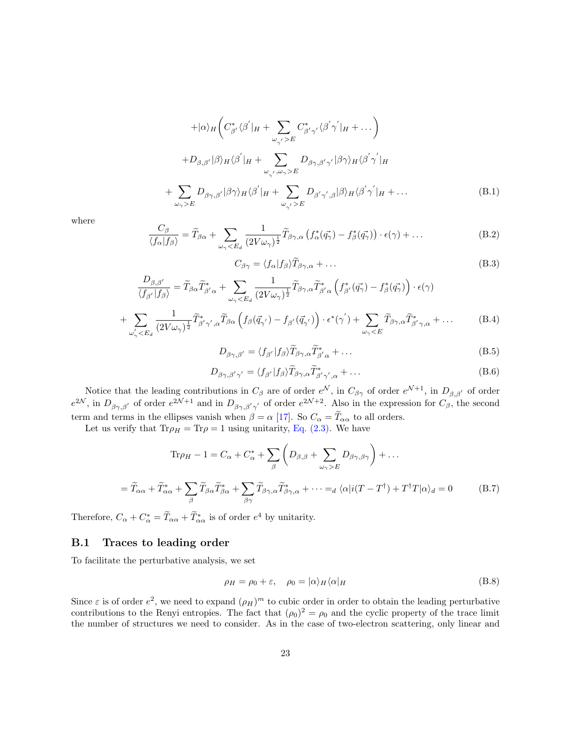$$
+|\alpha\rangle_H \bigg( C^*_{\beta'} \langle \beta^{'}|_H + \sum_{\omega_{\gamma'} > E} C^*_{\beta'\gamma'} \langle \beta^{'} \gamma^{'}|_H + \dots \bigg)
$$

$$
+ D_{\beta,\beta'} |\beta\rangle_H \langle \beta^{'}|_H + \sum_{\omega_{\gamma'}, \omega_\gamma > E} D_{\beta\gamma,\beta'\gamma'} |\beta\gamma\rangle_H \langle \beta^{'} \gamma^{'}|_H
$$

$$
+ \sum_{\omega_\gamma > E} D_{\beta\gamma,\beta'} |\beta\gamma\rangle_H \langle \beta^{'}|_H + \sum_{\omega_{\gamma'} > E} D_{\beta'\gamma',\beta} |\beta\rangle_H \langle \beta^{'} \gamma^{'}|_H + \dots \tag{B.1}
$$

where

$$
\frac{C_\beta}{\langle f_\alpha | f_\beta \rangle} = \widetilde{T}_{\beta\alpha} + \sum_{\omega_\gamma < E_d} \frac{1}{(2V\omega_\gamma)^{\frac{1}{2}}} \widetilde{T}_{\beta\gamma,\alpha} \left( f^*_\alpha(\vec{q_\gamma}) - f^*_\beta(\vec{q_\gamma}) \right) \cdot \epsilon(\gamma) + \dots \tag{B.2}
$$

$$
C_{\beta\gamma} = \langle f_\alpha | f_\beta \rangle \widetilde{T}_{\beta\gamma,\alpha} + \dots \tag{B.3}
$$

$$
\frac{D_{\beta,\beta'}}{\langle f_{\beta'} | f_\beta \rangle} = \widetilde{T}_{\beta\alpha} \widetilde{T}^*_{\beta'\alpha} + \sum_{\omega_\gamma < E_d} \frac{1}{(2V\omega_\gamma)^{\frac{1}{2}}} \widetilde{T}_{\beta\gamma,\alpha} \widetilde{T}^*_{\beta'\alpha} \left( f^*_{\beta'}(\vec{q_\gamma}) - f^*_\beta(\vec{q_\gamma}) \right) \cdot \epsilon(\gamma)
$$

$$
+ \sum_{\omega^{'}_\gamma < E_d} \frac{1}{(2V\omega_\gamma)^{\frac{1}{2}}} \widetilde{T}^*_{\beta'\gamma',\alpha} \widetilde{T}_{\beta\alpha} \left( f_\beta(\vec{q}_{\gamma'}) - f_{\beta'}(\vec{q}_{\gamma'}) \right) \cdot \epsilon^*(\gamma^{'}) + \sum_{\omega_\gamma < E} \widetilde{T}_{\beta\gamma,\alpha} \widetilde{T}^*_{\beta'\gamma,\alpha} + \dots \tag{B.4}
$$

$$
D_{\beta\gamma,\beta'} = \langle f_{\beta'} | f_\beta \rangle \widetilde{T}_{\beta\gamma,\alpha} \widetilde{T}^*_{\beta'\alpha} + \dots \tag{B.5}
$$

$$
D_{\beta\gamma,\beta'\gamma'} = \langle f_{\beta'} | f_\beta \rangle \widetilde{T}_{\beta\gamma,\alpha} \widetilde{T}^*_{\beta'\gamma',\alpha} + \dots \tag{B.6}
$$

Notice that the leading contributions in $C_\beta$ are of order $e^{\mathcal{N}}$, in $C_{\beta\gamma}$ of order $e^{\mathcal{N}+1}$, in $D_{\beta,\beta'}$ of order $e^{2\mathcal{N}}$, in $D_{\beta\gamma,\beta'}$ of order $e^{2\mathcal{N}+1}$ and in $D_{\beta\gamma,\beta'\gamma'}$ of order $e^{2\mathcal{N}+2}$. Also in the expression for $C_\beta$, the second term and terms in the ellipses vanish when $\beta = \alpha$ [17]. So $C_\alpha = \widetilde{T}_{\alpha\alpha}$ to all orders.

Let us verify that $\mathrm{Tr}\rho_H = \mathrm{Tr}\rho = 1$ using unitarity, Eq. (2.3). We have

$$
\mathrm{Tr}\rho_H - 1 = C_\alpha + C^*_\alpha + \sum_\beta \left( D_{\beta,\beta} + \sum_{\omega_\gamma > E} D_{\beta\gamma,\beta\gamma} \right) + \dots
$$

$$
= \widetilde{T}_{\alpha\alpha} + \widetilde{T}^*_{\alpha\alpha} + \sum_\beta \widetilde{T}_{\beta\alpha} \widetilde{T}^*_{\beta\alpha} + \sum_{\beta\gamma} \widetilde{T}_{\beta\gamma,\alpha} \widetilde{T}^*_{\beta\gamma,\alpha} + \dots =_d \langle \alpha | i(T - T^\dagger) + T^\dagger T | \alpha \rangle_d = 0 \tag{B.7}
$$

Therefore, $C_\alpha + C^*_\alpha = \widetilde{T}_{\alpha\alpha} + \widetilde{T}^*_{\alpha\alpha}$ is of order $e^4$ by unitarity.

## B.1 Traces to leading order

To facilitate the perturbative analysis, we set

$$
\rho_H = \rho_0 + \varepsilon, \quad \rho_0 = |\alpha\rangle_H \langle \alpha|_H \tag{B.8}
$$

Since $\varepsilon$ is of order $e^2$, we need to expand $(\rho_H)^m$ to cubic order in order to obtain the leading perturbative contributions to the Renyi entropies. The fact that $(\rho_0)^2 = \rho_0$ and the cyclic property of the trace limit the number of structures we need to consider. As in the case of two-electron scattering, only linear and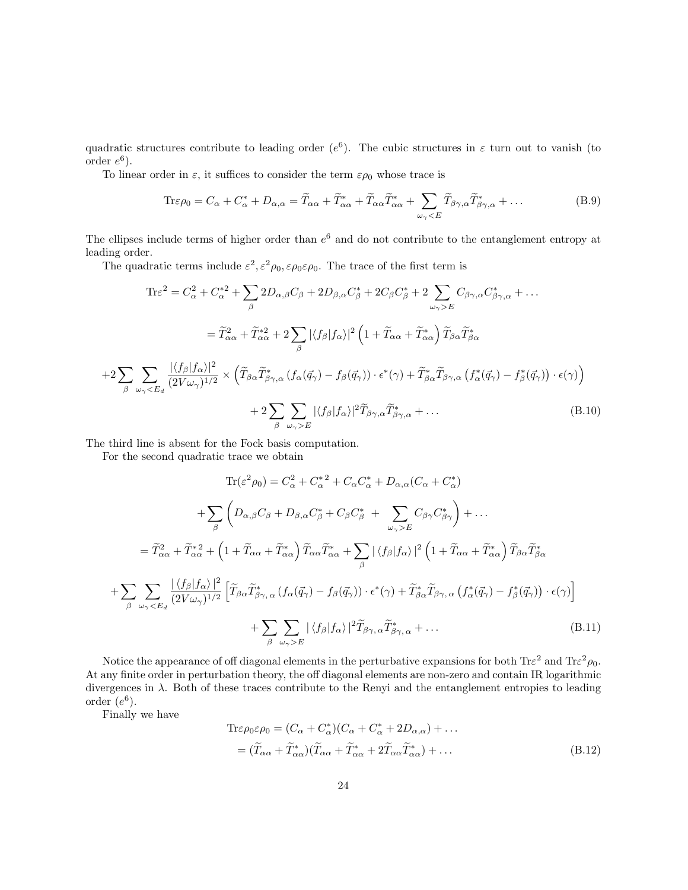quadratic structures contribute to leading order ($e^6$). The cubic structures in $\varepsilon$ turn out to vanish (to order $e^6$).

To linear order in $\varepsilon$, it suffices to consider the term $\varepsilon\rho_0$ whose trace is

$$
\mathrm{Tr}\varepsilon\rho_0 = C_\alpha + C^*_\alpha + D_{\alpha,\alpha} = \widetilde{T}_{\alpha\alpha} + \widetilde{T}^*_{\alpha\alpha} + \widetilde{T}_{\alpha\alpha}\widetilde{T}^*_{\alpha\alpha} + \sum_{\omega_\gamma < E} \widetilde{T}_{\beta\gamma,\alpha}\widetilde{T}^*_{\beta\gamma,\alpha} + \dots \tag{B.9}
$$

The ellipses include terms of higher order than $e^6$ and do not contribute to the entanglement entropy at leading order.

The quadratic terms include $\varepsilon^2, \varepsilon^2\rho_0, \varepsilon\rho_0\varepsilon\rho_0$. The trace of the first term is

$$
\begin{aligned}
\mathrm{Tr}\varepsilon^2 &= C^2_\alpha + C^{*2}_\alpha + \sum_\beta 2D_{\alpha,\beta}C_\beta + 2D_{\beta,\alpha}C^*_\beta + 2C_\beta C^*_\beta + 2\sum_{\omega_\gamma > E} C_{\beta\gamma,\alpha}C^*_{\beta\gamma,\alpha} + \dots \\
&= \widetilde{T}^2_{\alpha\alpha} + \widetilde{T}^{*2}_{\alpha\alpha} + 2\sum_\beta |\langle f_\beta | f_\alpha\rangle|^2 \left(1 + \widetilde{T}_{\alpha\alpha} + \widetilde{T}^*_{\alpha\alpha}\right)\widetilde{T}_{\beta\alpha}\widetilde{T}^*_{\beta\alpha} \\
+2&\sum_\beta \sum_{\omega_\gamma < E_d} \frac{|\langle f_\beta | f_\alpha\rangle|^2}{(2V\omega_\gamma)^{1/2}} \times \left(\widetilde{T}_{\beta\alpha}\widetilde{T}^*_{\beta\gamma,\alpha}\left(f_\alpha(\vec{q}_\gamma) - f_\beta(\vec{q}_\gamma)\right)\cdot\epsilon^*(\gamma) + \widetilde{T}^*_{\beta\alpha}\widetilde{T}_{\beta\gamma,\alpha}\left(f^*_\alpha(\vec{q}_\gamma) - f^*_\beta(\vec{q}_\gamma)\right)\cdot\epsilon(\gamma)\right) \\
&\quad + 2\sum_\beta \sum_{\omega_\gamma > E} |\langle f_\beta | f_\alpha\rangle|^2 \widetilde{T}_{\beta\gamma,\alpha}\widetilde{T}^*_{\beta\gamma,\alpha} + \dots
\end{aligned} \tag{B.10}
$$

The third line is absent for the Fock basis computation.

For the second quadratic trace we obtain

$$
\begin{aligned}
\mathrm{Tr}(\varepsilon^2\rho_0) &= C^2_\alpha + C^{*\,2}_\alpha + C_\alpha C^*_\alpha + D_{\alpha,\alpha}(C_\alpha + C^*_\alpha) \\
&+ \sum_\beta \left(D_{\alpha,\beta}C_\beta + D_{\beta,\alpha}C^*_\beta + C_\beta C^*_\beta \;+ \sum_{\omega_\gamma > E} C_{\beta\gamma}C^*_{\beta\gamma}\right) + \dots \\
&= \widetilde{T}^2_{\alpha\alpha} + \widetilde{T}^{*\,2}_{\alpha\alpha} + \left(1 + \widetilde{T}_{\alpha\alpha} + \widetilde{T}^*_{\alpha\alpha}\right)\widetilde{T}_{\alpha\alpha}\widetilde{T}^*_{\alpha\alpha} + \sum_\beta |\langle f_\beta | f_\alpha\rangle|^2 \left(1 + \widetilde{T}_{\alpha\alpha} + \widetilde{T}^*_{\alpha\alpha}\right)\widetilde{T}_{\beta\alpha}\widetilde{T}^*_{\beta\alpha} \\
&+ \sum_\beta \sum_{\omega_\gamma < E_d} \frac{|\langle f_\beta | f_\alpha\rangle|^2}{(2V\omega_\gamma)^{1/2}} \left[\widetilde{T}_{\beta\alpha}\widetilde{T}^*_{\beta\gamma,\,\alpha}\left(f_\alpha(\vec{q}_\gamma) - f_\beta(\vec{q}_\gamma)\right)\cdot\epsilon^*(\gamma) + \widetilde{T}^*_{\beta\alpha}\widetilde{T}_{\beta\gamma,\,\alpha}\left(f^*_\alpha(\vec{q}_\gamma) - f^*_\beta(\vec{q}_\gamma)\right)\cdot\epsilon(\gamma)\right] \\
&\quad + \sum_\beta \sum_{\omega_\gamma > E} |\langle f_\beta | f_\alpha\rangle|^2 \widetilde{T}_{\beta\gamma,\,\alpha}\widetilde{T}^*_{\beta\gamma,\,\alpha} + \dots
\end{aligned} \tag{B.11}
$$

Notice the appearance of off diagonal elements in the perturbative expansions for both $\mathrm{Tr}\varepsilon^2$ and $\mathrm{Tr}\varepsilon^2\rho_0$. At any finite order in perturbation theory, the off diagonal elements are non-zero and contain IR logarithmic divergences in $\lambda$. Both of these traces contribute to the Renyi and the entanglement entropies to leading order ($e^6$).

Finally we have

$$
\begin{aligned}
\mathrm{Tr}\varepsilon\rho_0\varepsilon\rho_0 &= (C_\alpha + C^*_\alpha)(C_\alpha + C^*_\alpha + 2D_{\alpha,\alpha}) + \dots \\
&= (\widetilde{T}_{\alpha\alpha} + \widetilde{T}^*_{\alpha\alpha})(\widetilde{T}_{\alpha\alpha} + \widetilde{T}^*_{\alpha\alpha} + 2\widetilde{T}_{\alpha\alpha}\widetilde{T}^*_{\alpha\alpha}) + \dots
\end{aligned} \tag{B.12}
$$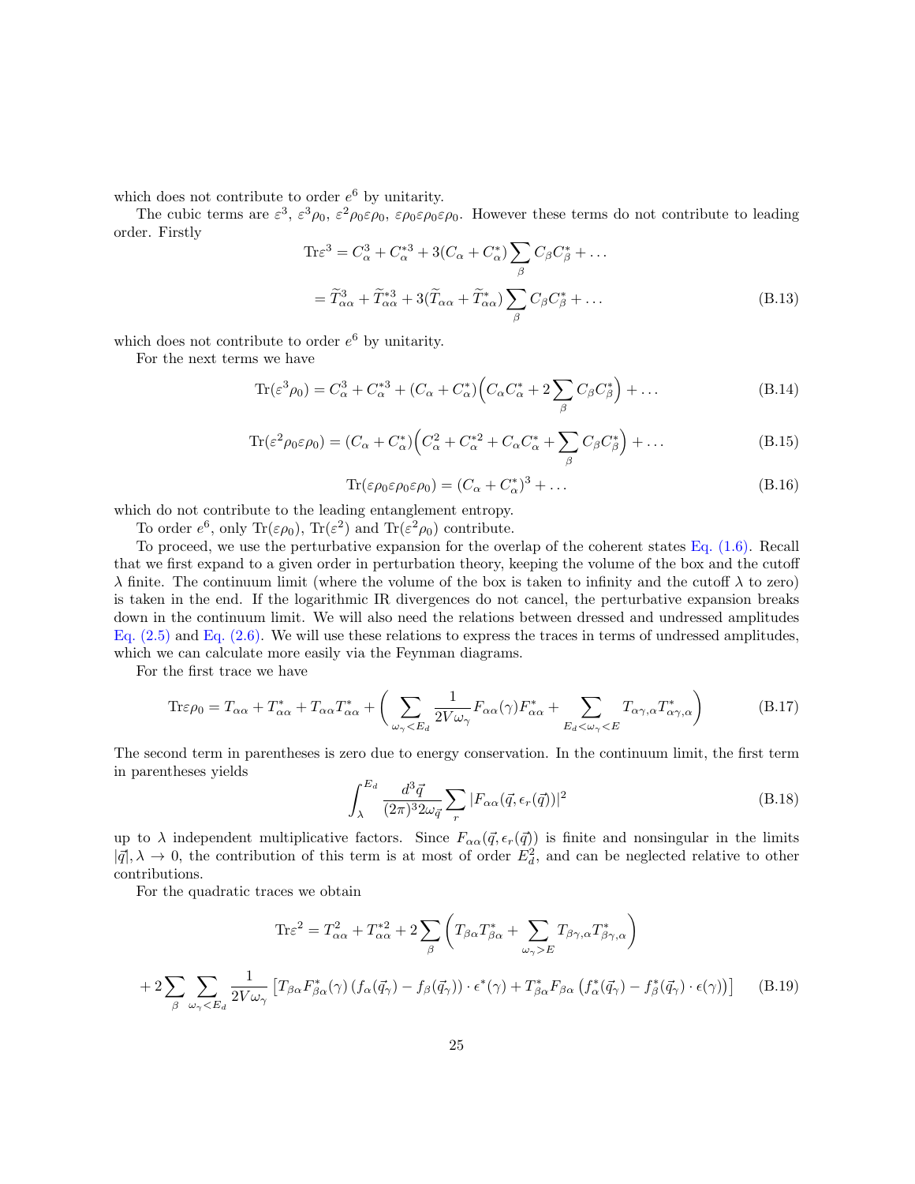which does not contribute to order $e^6$ by unitarity.

The cubic terms are $\varepsilon^3$, $\varepsilon^3\rho_0$, $\varepsilon^2\rho_0\varepsilon\rho_0$, $\varepsilon\rho_0\varepsilon\rho_0\varepsilon\rho_0$. However these terms do not contribute to leading order. Firstly

$$
\begin{aligned}
\mathrm{Tr}\varepsilon^3 &= C_\alpha^3 + C_\alpha^{*3} + 3(C_\alpha + C_\alpha^*)\sum_\beta C_\beta C_\beta^* + \ldots \\
&= \widetilde{T}_{\alpha\alpha}^3 + \widetilde{T}_{\alpha\alpha}^{*3} + 3(\widetilde{T}_{\alpha\alpha} + \widetilde{T}_{\alpha\alpha}^*)\sum_\beta C_\beta C_\beta^* + \ldots
\end{aligned}
\tag{B.13}
$$

which does not contribute to order $e^6$ by unitarity.

For the next terms we have

$$
\mathrm{Tr}(\varepsilon^3\rho_0) = C_\alpha^3 + C_\alpha^{*3} + (C_\alpha + C_\alpha^*)\Big(C_\alpha C_\alpha^* + 2\sum_\beta C_\beta C_\beta^*\Big) + \ldots \tag{B.14}
$$

$$
\mathrm{Tr}(\varepsilon^2\rho_0\varepsilon\rho_0) = (C_\alpha + C_\alpha^*)\Big(C_\alpha^2 + C_\alpha^{*2} + C_\alpha C_\alpha^* + \sum_\beta C_\beta C_\beta^*\Big) + \ldots \tag{B.15}
$$

$$
\mathrm{Tr}(\varepsilon\rho_0\varepsilon\rho_0\varepsilon\rho_0) = (C_\alpha + C_\alpha^*)^3 + \ldots \tag{B.16}
$$

which do not contribute to the leading entanglement entropy.

To order $e^6$, only $\mathrm{Tr}(\varepsilon\rho_0)$, $\mathrm{Tr}(\varepsilon^2)$ and $\mathrm{Tr}(\varepsilon^2\rho_0)$ contribute.

To proceed, we use the perturbative expansion for the overlap of the coherent states Eq. (1.6). Recall that we first expand to a given order in perturbation theory, keeping the volume of the box and the cutoff $\lambda$ finite. The continuum limit (where the volume of the box is taken to infinity and the cutoff $\lambda$ to zero) is taken in the end. If the logarithmic IR divergences do not cancel, the perturbative expansion breaks down in the continuum limit. We will also need the relations between dressed and undressed amplitudes Eq. (2.5) and Eq. (2.6). We will use these relations to express the traces in terms of undressed amplitudes, which we can calculate more easily via the Feynman diagrams.

For the first trace we have

$$
\mathrm{Tr}\varepsilon\rho_0 = T_{\alpha\alpha} + T_{\alpha\alpha}^* + T_{\alpha\alpha}T_{\alpha\alpha}^* + \Bigg(\sum_{\omega_\gamma < E_d} \frac{1}{2V\omega_\gamma} F_{\alpha\alpha}(\gamma)F_{\alpha\alpha}^* + \sum_{E_d < \omega_\gamma < E} T_{\alpha\gamma,\alpha}T_{\alpha\gamma,\alpha}^*\Bigg) \tag{B.17}
$$

The second term in parentheses is zero due to energy conservation. In the continuum limit, the first term in parentheses yields

$$
\int_\lambda^{E_d} \frac{d^3\vec{q}}{(2\pi)^3 2\omega_{\vec{q}}} \sum_r |F_{\alpha\alpha}(\vec{q}, \epsilon_r(\vec{q}))|^2 \tag{B.18}
$$

up to $\lambda$ independent multiplicative factors. Since $F_{\alpha\alpha}(\vec{q}, \epsilon_r(\vec{q}))$ is finite and nonsingular in the limits $|\vec{q}|, \lambda \to 0$, the contribution of this term is at most of order $E_d^2$, and can be neglected relative to other contributions.

For the quadratic traces we obtain

$$
\begin{aligned}
\mathrm{Tr}\varepsilon^2 &= T_{\alpha\alpha}^2 + T_{\alpha\alpha}^{*2} + 2\sum_\beta \Bigg(T_{\beta\alpha}T_{\beta\alpha}^* + \sum_{\omega_\gamma > E} T_{\beta\gamma,\alpha}T_{\beta\gamma,\alpha}^*\Bigg) \\
&+ 2\sum_\beta \sum_{\omega_\gamma < E_d} \frac{1}{2V\omega_\gamma}\left[T_{\beta\alpha}F_{\beta\alpha}^*(\gamma)\left(f_\alpha(\vec{q}_\gamma) - f_\beta(\vec{q}_\gamma)\right)\cdot\epsilon^*(\gamma) + T_{\beta\alpha}^*F_{\beta\alpha}\left(f_\alpha^*(\vec{q}_\gamma) - f_\beta^*(\vec{q}_\gamma)\cdot\epsilon(\gamma)\right)\right]
\end{aligned}
\tag{B.19}
$$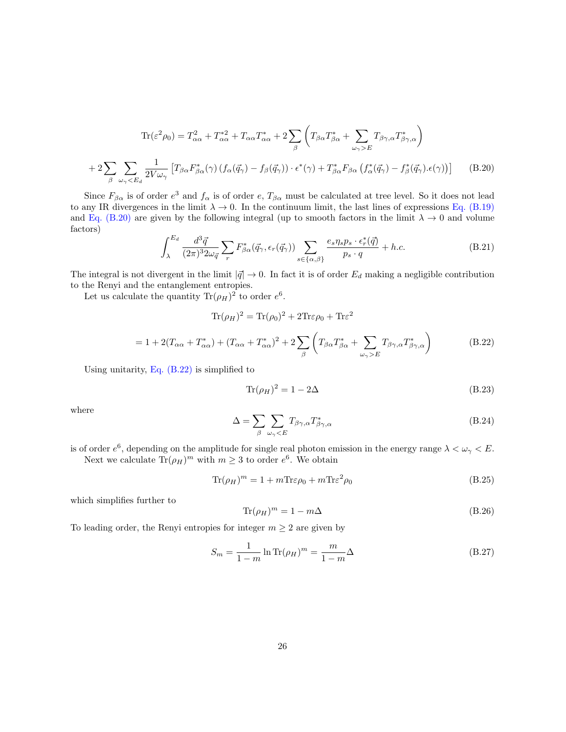$$\mathrm{Tr}(\varepsilon^2\rho_0) = T_{\alpha\alpha}^2 + T_{\alpha\alpha}^{*2} + T_{\alpha\alpha}T_{\alpha\alpha}^* + 2\sum_\beta \left( T_{\beta\alpha}T_{\beta\alpha}^* + \sum_{\omega_\gamma > E} T_{\beta\gamma,\alpha}T_{\beta\gamma,\alpha}^* \right)$$

$$+ 2\sum_\beta \sum_{\omega_\gamma < E_d} \frac{1}{2V\omega_\gamma} \left[ T_{\beta\alpha}F_{\beta\alpha}^*(\gamma) \left( f_\alpha(\vec{q}_\gamma) - f_\beta(\vec{q}_\gamma) \right) \cdot \epsilon^*(\gamma) + T_{\beta\alpha}^* F_{\beta\alpha} \left( f_\alpha^*(\vec{q}_\gamma) - f_\beta^*(\vec{q}_\gamma).\epsilon(\gamma) \right) \right] \tag{B.20}$$

Since $F_{\beta\alpha}$ is of order $e^3$ and $f_\alpha$ is of order $e$, $T_{\beta\alpha}$ must be calculated at tree level. So it does not lead to any IR divergences in the limit $\lambda \to 0$. In the continuum limit, the last lines of expressions Eq. (B.19) and Eq. (B.20) are given by the following integral (up to smooth factors in the limit $\lambda \to 0$ and volume factors)

$$\int_\lambda^{E_d} \frac{d^3\vec{q}}{(2\pi)^3 2\omega_{\vec{q}}} \sum_r F_{\beta\alpha}^*(\vec{q}_\gamma, \epsilon_r(\vec{q}_\gamma)) \sum_{s\in\{\alpha,\beta\}} \frac{e_s \eta_s p_s \cdot \epsilon_r^*(\vec{q})}{p_s \cdot q} + h.c. \tag{B.21}$$

The integral is not divergent in the limit $|\vec{q}| \to 0$. In fact it is of order $E_d$ making a negligible contribution to the Renyi and the entanglement entropies.

Let us calculate the quantity $\mathrm{Tr}(\rho_H)^2$ to order $e^6$.

$$\mathrm{Tr}(\rho_H)^2 = \mathrm{Tr}(\rho_0)^2 + 2\mathrm{Tr}\varepsilon\rho_0 + \mathrm{Tr}\varepsilon^2$$

$$= 1 + 2(T_{\alpha\alpha} + T_{\alpha\alpha}^*) + (T_{\alpha\alpha} + T_{\alpha\alpha}^*)^2 + 2\sum_\beta \left( T_{\beta\alpha}T_{\beta\alpha}^* + \sum_{\omega_\gamma > E} T_{\beta\gamma,\alpha}T_{\beta\gamma,\alpha}^* \right) \tag{B.22}$$

Using unitarity, Eq. (B.22) is simplified to

$$\mathrm{Tr}(\rho_H)^2 = 1 - 2\Delta \tag{B.23}$$

where

$$\Delta = \sum_\beta \sum_{\omega_\gamma < E} T_{\beta\gamma,\alpha}T_{\beta\gamma,\alpha}^* \tag{B.24}$$

is of order $e^6$, depending on the amplitude for single real photon emission in the energy range $\lambda < \omega_\gamma < E$.

Next we calculate $\mathrm{Tr}(\rho_H)^m$ with $m \geq 3$ to order $e^6$. We obtain

$$\mathrm{Tr}(\rho_H)^m = 1 + m\mathrm{Tr}\varepsilon\rho_0 + m\mathrm{Tr}\varepsilon^2\rho_0 \tag{B.25}$$

which simplifies further to

$$\mathrm{Tr}(\rho_H)^m = 1 - m\Delta \tag{B.26}$$

To leading order, the Renyi entropies for integer $m \geq 2$ are given by

$$S_m = \frac{1}{1-m} \ln \mathrm{Tr}(\rho_H)^m = \frac{m}{1-m}\Delta \tag{B.27}$$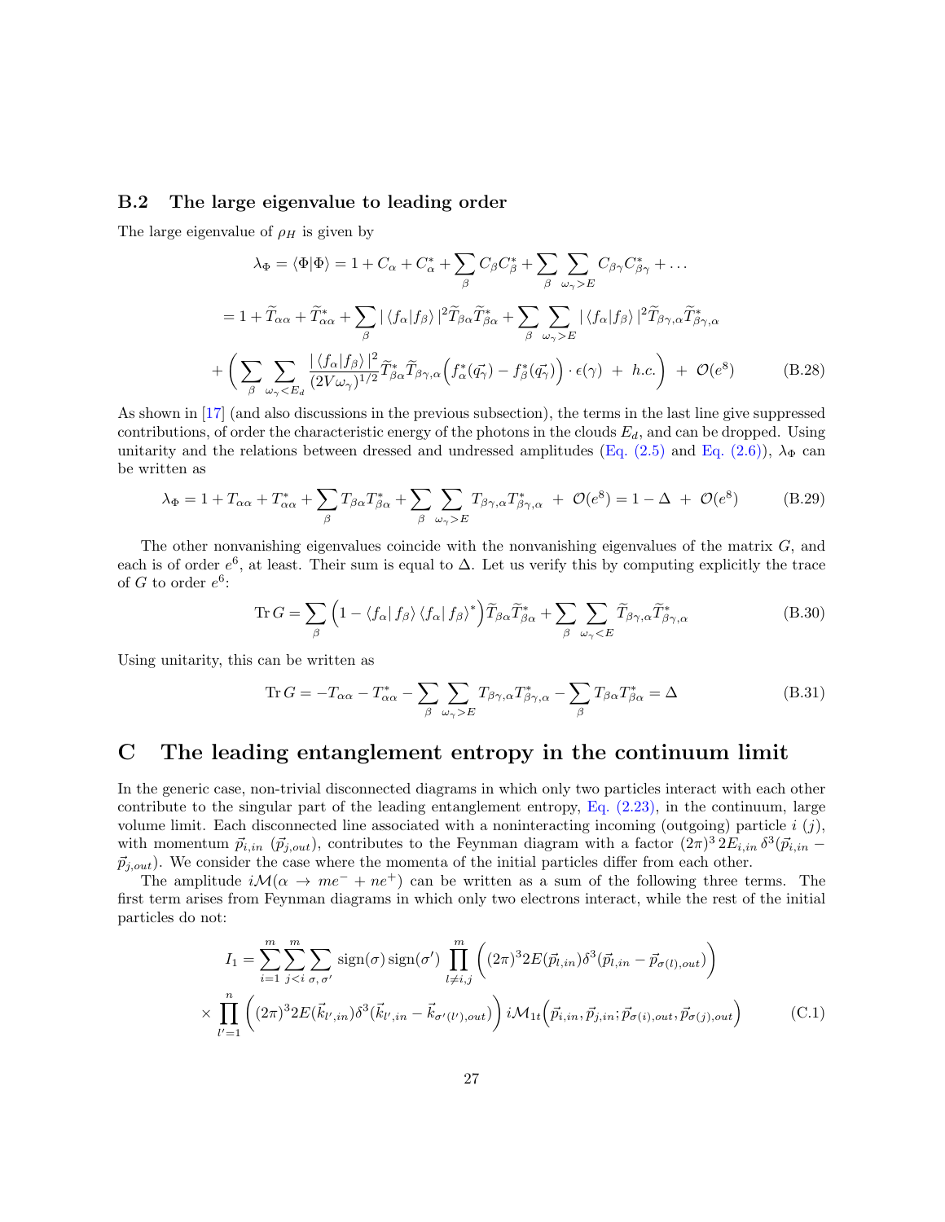### B.2 The large eigenvalue to leading order

The large eigenvalue of $\rho_H$ is given by

$$
\begin{aligned}
\lambda_\Phi = \langle \Phi | \Phi \rangle &= 1 + C_\alpha + C_\alpha^* + \sum_\beta C_\beta C_\beta^* + \sum_\beta \sum_{\omega_\gamma > E} C_{\beta\gamma} C_{\beta\gamma}^* + \dots \\
&= 1 + \widetilde{T}_{\alpha\alpha} + \widetilde{T}_{\alpha\alpha}^* + \sum_\beta |\langle f_\alpha | f_\beta \rangle|^2 \widetilde{T}_{\beta\alpha} \widetilde{T}_{\beta\alpha}^* + \sum_\beta \sum_{\omega_\gamma > E} |\langle f_\alpha | f_\beta \rangle|^2 \widetilde{T}_{\beta\gamma,\alpha} \widetilde{T}_{\beta\gamma,\alpha}^* \\
&+ \left( \sum_\beta \sum_{\omega_\gamma < E_d} \frac{|\langle f_\alpha | f_\beta \rangle|^2}{(2V\omega_\gamma)^{1/2}} \widetilde{T}_{\beta\alpha}^* \widetilde{T}_{\beta\gamma,\alpha} \Big( f_\alpha^*(\vec{q_\gamma}) - f_\beta^*(\vec{q_\gamma}) \Big) \cdot \epsilon(\gamma) \; + \; h.c. \right) \; + \; \mathcal{O}(e^8)
\end{aligned}
\tag{B.28}
$$

As shown in [17] (and also discussions in the previous subsection), the terms in the last line give suppressed contributions, of order the characteristic energy of the photons in the clouds $E_d$, and can be dropped. Using unitarity and the relations between dressed and undressed amplitudes (Eq. (2.5) and Eq. (2.6)), $\lambda_\Phi$ can be written as

$$
\lambda_\Phi = 1 + T_{\alpha\alpha} + T_{\alpha\alpha}^* + \sum_\beta T_{\beta\alpha} T_{\beta\alpha}^* + \sum_\beta \sum_{\omega_\gamma > E} T_{\beta\gamma,\alpha} T_{\beta\gamma,\alpha}^* \; + \; \mathcal{O}(e^8) = 1 - \Delta \; + \; \mathcal{O}(e^8) \tag{B.29}
$$

The other nonvanishing eigenvalues coincide with the nonvanishing eigenvalues of the matrix $G$, and each is of order $e^6$, at least. Their sum is equal to $\Delta$. Let us verify this by computing explicitly the trace of $G$ to order $e^6$:

$$
\operatorname{Tr} G = \sum_\beta \Big( 1 - \langle f_\alpha | f_\beta \rangle \langle f_\alpha | f_\beta \rangle^* \Big) \widetilde{T}_{\beta\alpha} \widetilde{T}_{\beta\alpha}^* + \sum_\beta \sum_{\omega_\gamma < E} \widetilde{T}_{\beta\gamma,\alpha} \widetilde{T}_{\beta\gamma,\alpha}^* \tag{B.30}
$$

Using unitarity, this can be written as

$$
\operatorname{Tr} G = -T_{\alpha\alpha} - T_{\alpha\alpha}^* - \sum_\beta \sum_{\omega_\gamma > E} T_{\beta\gamma,\alpha} T_{\beta\gamma,\alpha}^* - \sum_\beta T_{\beta\alpha} T_{\beta\alpha}^* = \Delta \tag{B.31}
$$

## C The leading entanglement entropy in the continuum limit

In the generic case, non-trivial disconnected diagrams in which only two particles interact with each other contribute to the singular part of the leading entanglement entropy, Eq. (2.23), in the continuum, large volume limit. Each disconnected line associated with a noninteracting incoming (outgoing) particle $i$ ($j$), with momentum $\vec{p}_{i,in}$ ($\vec{p}_{j,out}$), contributes to the Feynman diagram with a factor $(2\pi)^3 \, 2E_{i,in} \, \delta^3(\vec{p}_{i,in} - \vec{p}_{j,out})$. We consider the case where the momenta of the initial particles differ from each other.

The amplitude $i\mathcal{M}(\alpha \to me^- + ne^+)$ can be written as a sum of the following three terms. The first term arises from Feynman diagrams in which only two electrons interact, while the rest of the initial particles do not:

$$
\begin{aligned}
I_1 = &\sum_{i=1}^m \sum_{j<i}^m \sum_{\sigma, \sigma'} \operatorname{sign}(\sigma) \operatorname{sign}(\sigma') \prod_{l \neq i,j}^m \Big( (2\pi)^3 2E(\vec{p}_{l,in}) \delta^3(\vec{p}_{l,in} - \vec{p}_{\sigma(l),out}) \Big) \\
\times &\prod_{l'=1}^n \Big( (2\pi)^3 2E(\vec{k}_{l',in}) \delta^3(\vec{k}_{l',in} - \vec{k}_{\sigma'(l'),out}) \Big) \, i\mathcal{M}_{1t}\Big( \vec{p}_{i,in}, \vec{p}_{j,in}; \vec{p}_{\sigma(i),out}, \vec{p}_{\sigma(j),out} \Big)
\end{aligned}
\tag{C.1}
$$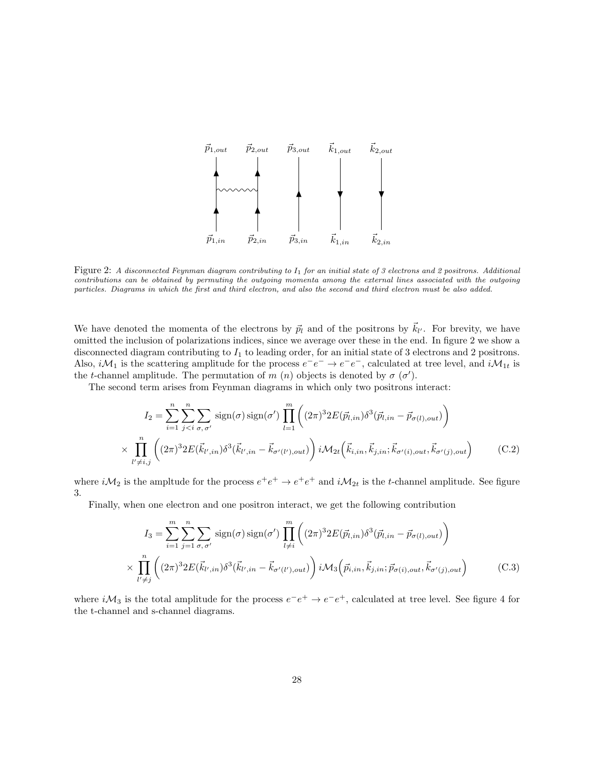Figure 2: *A disconnected Feynman diagram contributing to $I_1$ for an initial state of 3 electrons and 2 positrons. Additional contributions can be obtained by permuting the outgoing momenta among the external lines associated with the outgoing particles. Diagrams in which the first and third electron, and also the second and third electron must be also added.*

We have denoted the momenta of the electrons by $\vec{p}_l$ and of the positrons by $\vec{k}_{l'}$. For brevity, we have omitted the inclusion of polarizations indices, since we average over these in the end. In figure 2 we show a disconnected diagram contributing to $I_1$ to leading order, for an initial state of 3 electrons and 2 positrons. Also, $i\mathcal{M}_1$ is the scattering amplitude for the process $e^-e^- \to e^-e^-$, calculated at tree level, and $i\mathcal{M}_{1t}$ is the $t$-channel amplitude. The permutation of $m$ ($n$) objects is denoted by $\sigma$ ($\sigma'$).

The second term arises from Feynman diagrams in which only two positrons interact:

$$
\begin{aligned}
I_2 = \sum_{i=1}^{n}\sum_{j<i}^{n}\sum_{\sigma,\,\sigma'} \operatorname{sign}(\sigma)\operatorname{sign}(\sigma') \prod_{l=1}^{m}\Big((2\pi)^3 2E(\vec{p}_{l,in})\delta^3(\vec{p}_{l,in}-\vec{p}_{\sigma(l),out})\Big) \\
\times \prod_{l'\neq i,j}^{n}\Big((2\pi)^3 2E(\vec{k}_{l',in})\delta^3(\vec{k}_{l',in}-\vec{k}_{\sigma'(l'),out})\Big)\, i\mathcal{M}_{2t}\Big(\vec{k}_{i,in},\vec{k}_{j,in};\vec{k}_{\sigma'(i),out},\vec{k}_{\sigma'(j),out}\Big)
\end{aligned}
\tag{C.2}
$$

where $i\mathcal{M}_2$ is the ampltude for the process $e^+e^+ \to e^+e^+$ and $i\mathcal{M}_{2t}$ is the $t$-channel amplitude. See figure 3.

Finally, when one electron and one positron interact, we get the following contribution

$$
\begin{aligned}
I_3 = \sum_{i=1}^{m}\sum_{j=1}^{n}\sum_{\sigma,\,\sigma'} \operatorname{sign}(\sigma)\operatorname{sign}(\sigma') \prod_{l\neq i}^{m}\Big((2\pi)^3 2E(\vec{p}_{l,in})\delta^3(\vec{p}_{l,in}-\vec{p}_{\sigma(l),out})\Big) \\
\times \prod_{l'\neq j}^{n}\Big((2\pi)^3 2E(\vec{k}_{l',in})\delta^3(\vec{k}_{l',in}-\vec{k}_{\sigma'(l'),out})\Big)\, i\mathcal{M}_{3}\Big(\vec{p}_{i,in},\vec{k}_{j,in};\vec{p}_{\sigma(i),out},\vec{k}_{\sigma'(j),out}\Big)
\end{aligned}
\tag{C.3}
$$

where $i\mathcal{M}_3$ is the total amplitude for the process $e^-e^+ \to e^-e^+$, calculated at tree level. See figure 4 for the t-channel and s-channel diagrams.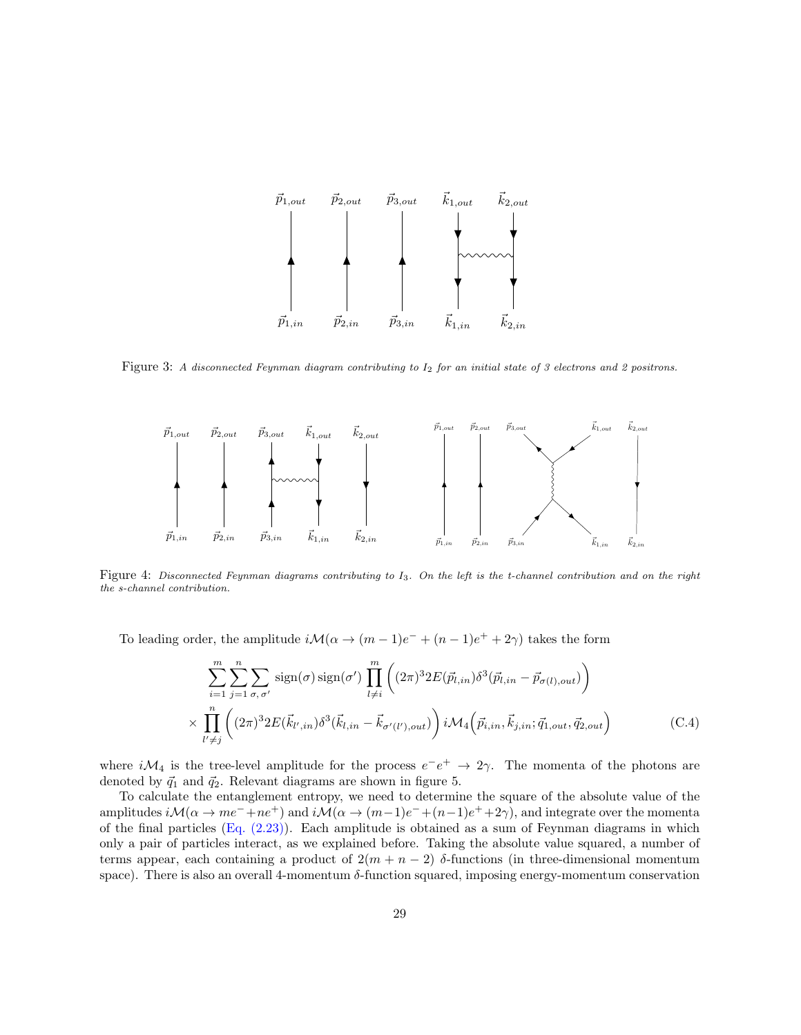Figure 3: *A disconnected Feynman diagram contributing to $I_2$ for an initial state of 3 electrons and 2 positrons.*

Figure 4: *Disconnected Feynman diagrams contributing to $I_3$. On the left is the t-channel contribution and on the right the s-channel contribution.*

To leading order, the amplitude $i\mathcal{M}(\alpha \to (m-1)e^- + (n-1)e^+ + 2\gamma)$ takes the form

$$
\sum_{i=1}^{m}\sum_{j=1}^{n}\sum_{\sigma,\,\sigma'} \operatorname{sign}(\sigma)\operatorname{sign}(\sigma') \prod_{l\neq i}^{m}\Big((2\pi)^3 2E(\vec{p}_{l,in})\delta^3(\vec{p}_{l,in}-\vec{p}_{\sigma(l),out})\Big)
$$

$$
\times \prod_{l'\neq j}^{n}\Big((2\pi)^3 2E(\vec{k}_{l',in})\delta^3(\vec{k}_{l,in}-\vec{k}_{\sigma'(l'),out})\Big)\, i\mathcal{M}_4\Big(\vec{p}_{i,in},\vec{k}_{j,in};\vec{q}_{1,out},\vec{q}_{2,out}\Big) \tag{C.4}
$$

where $i\mathcal{M}_4$ is the tree-level amplitude for the process $e^-e^+ \to 2\gamma$. The momenta of the photons are denoted by $\vec{q}_1$ and $\vec{q}_2$. Relevant diagrams are shown in figure 5.

To calculate the entanglement entropy, we need to determine the square of the absolute value of the amplitudes $i\mathcal{M}(\alpha \to me^- + ne^+)$ and $i\mathcal{M}(\alpha \to (m-1)e^- + (n-1)e^+ + 2\gamma)$, and integrate over the momenta of the final particles (Eq. (2.23)). Each amplitude is obtained as a sum of Feynman diagrams in which only a pair of particles interact, as we explained before. Taking the absolute value squared, a number of terms appear, each containing a product of $2(m+n-2)$ $\delta$-functions (in three-dimensional momentum space). There is also an overall 4-momentum $\delta$-function squared, imposing energy-momentum conservation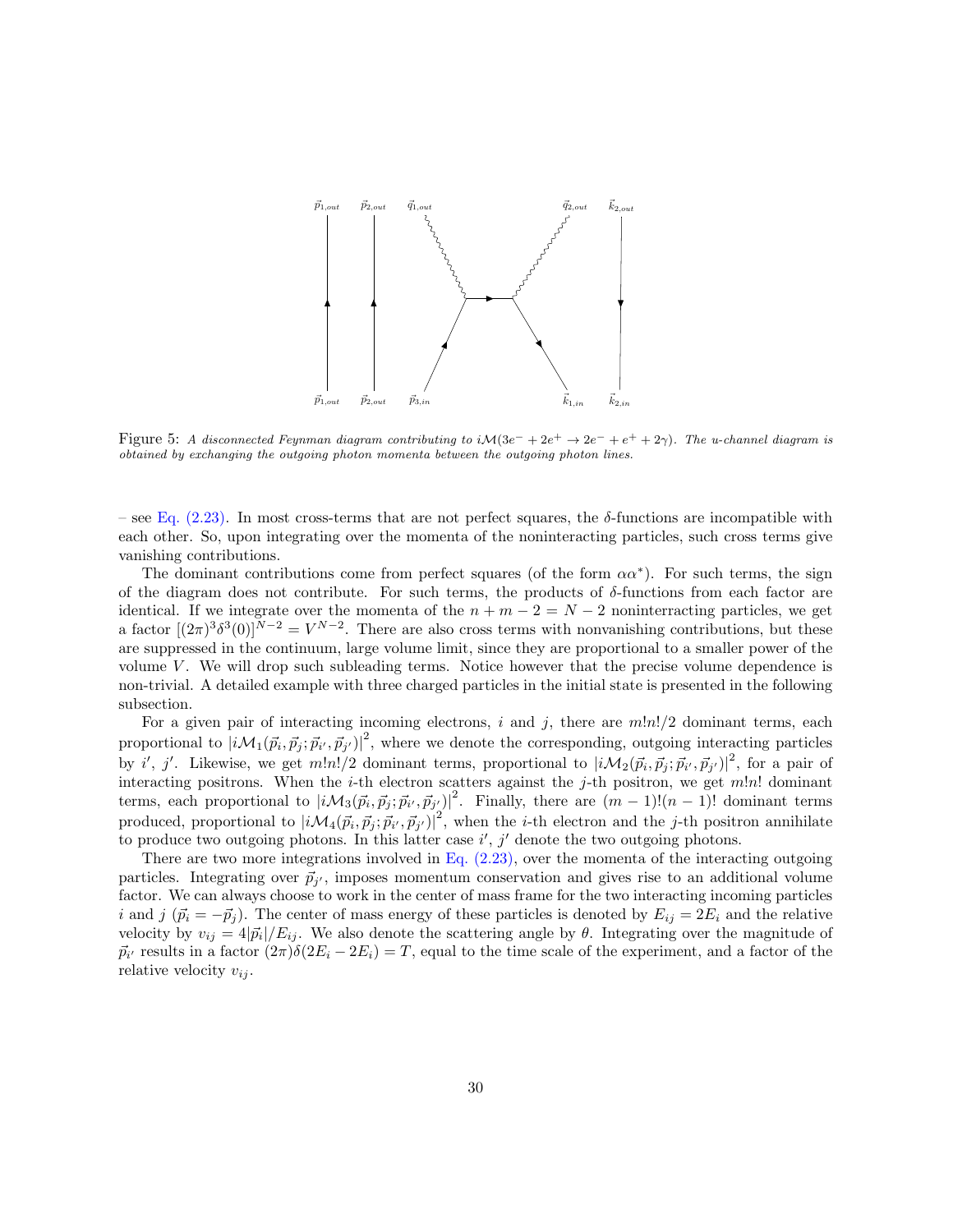Figure 5: *A disconnected Feynman diagram contributing to $i\mathcal{M}(3e^- + 2e^+ \to 2e^- + e^+ + 2\gamma)$. The u-channel diagram is obtained by exchanging the outgoing photon momenta between the outgoing photon lines.*

– see Eq. (2.23). In most cross-terms that are not perfect squares, the $\delta$-functions are incompatible with each other. So, upon integrating over the momenta of the noninteracting particles, such cross terms give vanishing contributions.

The dominant contributions come from perfect squares (of the form $\alpha\alpha^*$). For such terms, the sign of the diagram does not contribute. For such terms, the products of $\delta$-functions from each factor are identical. If we integrate over the momenta of the $n + m - 2 = N - 2$ noninterracting particles, we get a factor $[(2\pi)^3\delta^3(0)]^{N-2} = V^{N-2}$. There are also cross terms with nonvanishing contributions, but these are suppressed in the continuum, large volume limit, since they are proportional to a smaller power of the volume $V$. We will drop such subleading terms. Notice however that the precise volume dependence is non-trivial. A detailed example with three charged particles in the initial state is presented in the following subsection.

For a given pair of interacting incoming electrons, $i$ and $j$, there are $m!n!/2$ dominant terms, each proportional to $\left|i\mathcal{M}_1(\vec{p}_i, \vec{p}_j; \vec{p}_{i'}, \vec{p}_{j'})\right|^2$, where we denote the corresponding, outgoing interacting particles by $i'$, $j'$. Likewise, we get $m!n!/2$ dominant terms, proportional to $\left|i\mathcal{M}_2(\vec{p}_i, \vec{p}_j; \vec{p}_{i'}, \vec{p}_{j'})\right|^2$, for a pair of interacting positrons. When the $i$-th electron scatters against the $j$-th positron, we get $m!n!$ dominant terms, each proportional to $\left|i\mathcal{M}_3(\vec{p}_i, \vec{p}_j; \vec{p}_{i'}, \vec{p}_{j'})\right|^2$. Finally, there are $(m-1)!(n-1)!$ dominant terms produced, proportional to $\left|i\mathcal{M}_4(\vec{p}_i, \vec{p}_j; \vec{p}_{i'}, \vec{p}_{j'})\right|^2$, when the $i$-th electron and the $j$-th positron annihilate to produce two outgoing photons. In this latter case $i'$, $j'$ denote the two outgoing photons.

There are two more integrations involved in Eq. (2.23), over the momenta of the interacting outgoing particles. Integrating over $\vec{p}_{j'}$, imposes momentum conservation and gives rise to an additional volume factor. We can always choose to work in the center of mass frame for the two interacting incoming particles $i$ and $j$ ($\vec{p}_i = -\vec{p}_j$). The center of mass energy of these particles is denoted by $E_{ij} = 2E_i$ and the relative velocity by $v_{ij} = 4|\vec{p}_i|/E_{ij}$. We also denote the scattering angle by $\theta$. Integrating over the magnitude of $\vec{p}_{i'}$ results in a factor $(2\pi)\delta(2E_i - 2E_i) = T$, equal to the time scale of the experiment, and a factor of the relative velocity $v_{ij}$.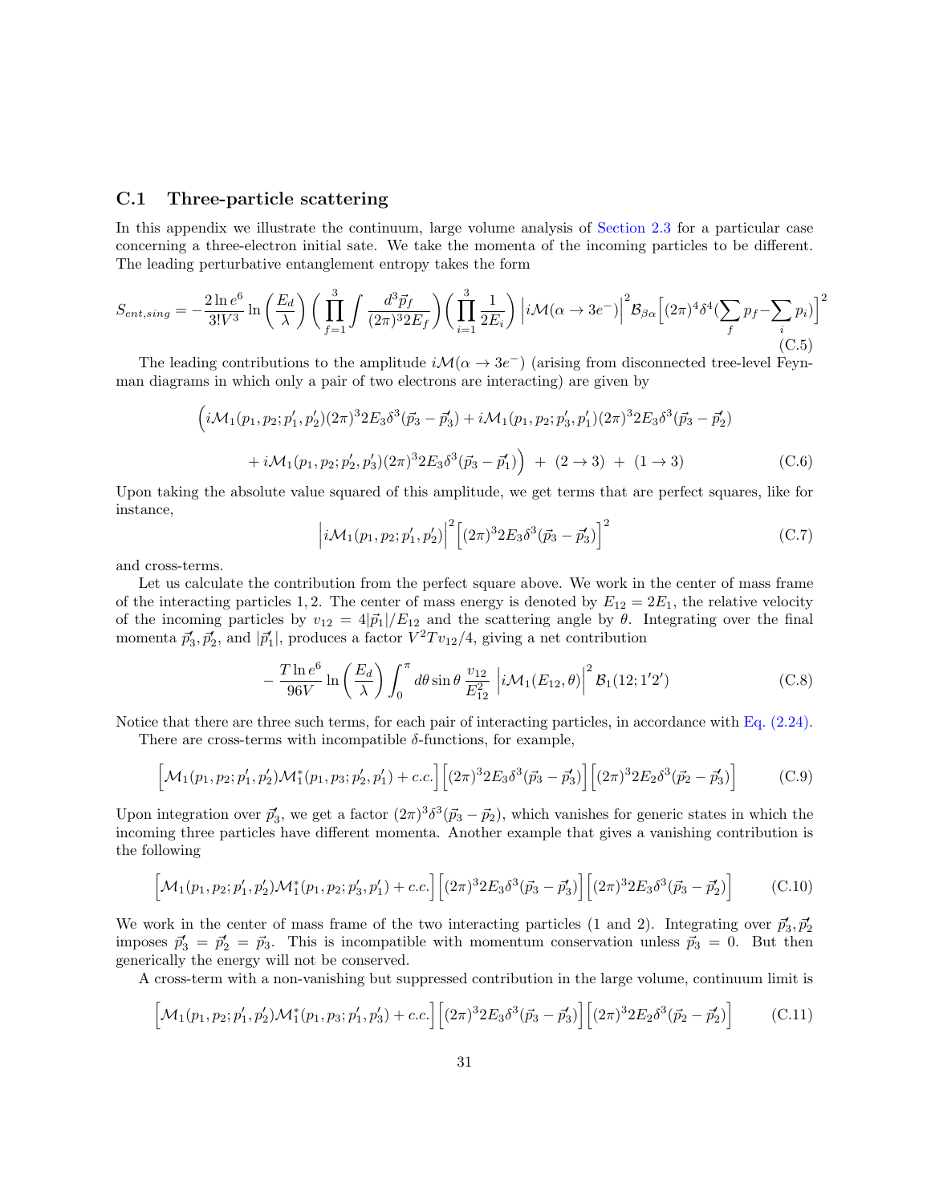### C.1 Three-particle scattering

In this appendix we illustrate the continuum, large volume analysis of Section 2.3 for a particular case concerning a three-electron initial sate. We take the momenta of the incoming particles to be different. The leading perturbative entanglement entropy takes the form

$$S_{ent,sing} = -\frac{2\ln e^6}{3!V^3}\ln\left(\frac{E_d}{\lambda}\right)\left(\prod_{f=1}^{3}\int\frac{d^3\vec{p}_f}{(2\pi)^3 2E_f}\right)\left(\prod_{i=1}^{3}\frac{1}{2E_i}\right)\Big|i\mathcal{M}(\alpha\to 3e^-)\Big|^2\mathcal{B}_{\beta\alpha}\Big[(2\pi)^4\delta^4(\sum_f p_f - \sum_i p_i)\Big]^2 \tag{C.5}$$

The leading contributions to the amplitude $i\mathcal{M}(\alpha\to 3e^-)$ (arising from disconnected tree-level Feynman diagrams in which only a pair of two electrons are interacting) are given by

$$\begin{aligned}\Big(&i\mathcal{M}_1(p_1,p_2;p_1',p_2')(2\pi)^3 2E_3\delta^3(\vec{p}_3-\vec{p}_3') + i\mathcal{M}_1(p_1,p_2;p_3',p_1')(2\pi)^3 2E_3\delta^3(\vec{p}_3-\vec{p}_2')\\ &+ i\mathcal{M}_1(p_1,p_2;p_2',p_3')(2\pi)^3 2E_3\delta^3(\vec{p}_3-\vec{p}_1')\Big) \;+\; (2\to 3) \;+\; (1\to 3)\end{aligned} \tag{C.6}$$

Upon taking the absolute value squared of this amplitude, we get terms that are perfect squares, like for instance,

$$\Big|i\mathcal{M}_1(p_1,p_2;p_1',p_2')\Big|^2\Big[(2\pi)^3 2E_3\delta^3(\vec{p}_3-\vec{p}_3')\Big]^2 \tag{C.7}$$

and cross-terms.

Let us calculate the contribution from the perfect square above. We work in the center of mass frame of the interacting particles $1,2$. The center of mass energy is denoted by $E_{12} = 2E_1$, the relative velocity of the incoming particles by $v_{12} = 4|\vec{p}_1|/E_{12}$ and the scattering angle by $\theta$. Integrating over the final momenta $\vec{p}_3', \vec{p}_2'$, and $|\vec{p}_1'|$, produces a factor $V^2 T v_{12}/4$, giving a net contribution

$$-\frac{T\ln e^6}{96V}\ln\left(\frac{E_d}{\lambda}\right)\int_0^{\pi} d\theta\sin\theta\,\frac{v_{12}}{E_{12}^2}\,\Big|i\mathcal{M}_1(E_{12},\theta)\Big|^2\mathcal{B}_1(12;1'2') \tag{C.8}$$

Notice that there are three such terms, for each pair of interacting particles, in accordance with Eq. (2.24).

There are cross-terms with incompatible $\delta$-functions, for example,

$$\Big[\mathcal{M}_1(p_1,p_2;p_1',p_2')\mathcal{M}_1^*(p_1,p_3;p_2',p_1') + c.c.\Big]\Big[(2\pi)^3 2E_3\delta^3(\vec{p}_3-\vec{p}_3')\Big]\Big[(2\pi)^3 2E_2\delta^3(\vec{p}_2-\vec{p}_3')\Big] \tag{C.9}$$

Upon integration over $\vec{p}_3'$, we get a factor $(2\pi)^3\delta^3(\vec{p}_3-\vec{p}_2)$, which vanishes for generic states in which the incoming three particles have different momenta. Another example that gives a vanishing contribution is the following

$$\Big[\mathcal{M}_1(p_1,p_2;p_1',p_2')\mathcal{M}_1^*(p_1,p_2;p_3',p_1') + c.c.\Big]\Big[(2\pi)^3 2E_3\delta^3(\vec{p}_3-\vec{p}_3')\Big]\Big[(2\pi)^3 2E_3\delta^3(\vec{p}_3-\vec{p}_2')\Big] \tag{C.10}$$

We work in the center of mass frame of the two interacting particles (1 and 2). Integrating over $\vec{p}_3', \vec{p}_2'$ imposes $\vec{p}_3' = \vec{p}_2' = \vec{p}_3$. This is incompatible with momentum conservation unless $\vec{p}_3 = 0$. But then generically the energy will not be conserved.

A cross-term with a non-vanishing but suppressed contribution in the large volume, continuum limit is

$$\Big[\mathcal{M}_1(p_1,p_2;p_1',p_2')\mathcal{M}_1^*(p_1,p_3;p_1',p_3') + c.c.\Big]\Big[(2\pi)^3 2E_3\delta^3(\vec{p}_3-\vec{p}_3')\Big]\Big[(2\pi)^3 2E_2\delta^3(\vec{p}_2-\vec{p}_2')\Big] \tag{C.11}$$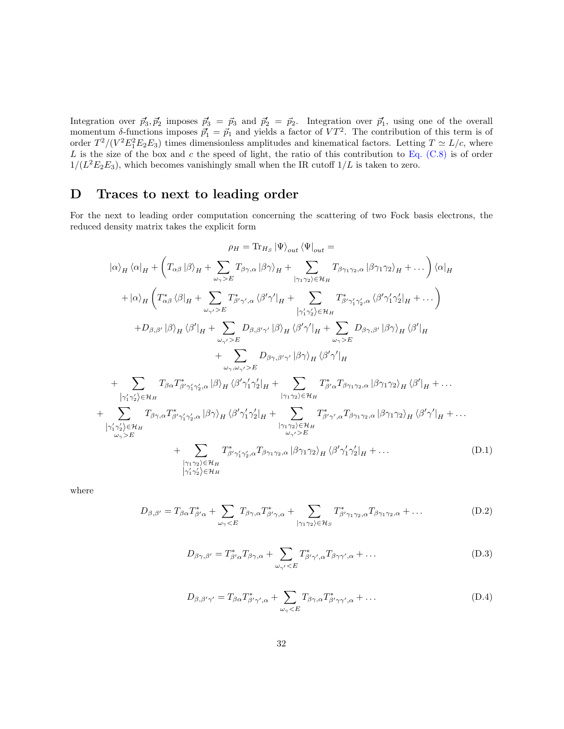Integration over $\vec{p}_3', \vec{p}_2'$ imposes $\vec{p}_3' = \vec{p}_3$ and $\vec{p}_2' = \vec{p}_2$. Integration over $\vec{p}_1'$, using one of the overall momentum $\delta$-functions imposes $\vec{p}_1' = \vec{p}_1$ and yields a factor of $VT^2$. The contribution of this term is of order $T^2/(V^2 E_1^2 E_2 E_3)$ times dimensionless amplitudes and kinematical factors. Letting $T \simeq L/c$, where $L$ is the size of the box and $c$ the speed of light, the ratio of this contribution to Eq. (C.8) is of order $1/(L^2 E_2 E_3)$, which becomes vanishingly small when the IR cutoff $1/L$ is taken to zero.

# D Traces to next to leading order

For the next to leading order computation concerning the scattering of two Fock basis electrons, the reduced density matrix takes the explicit form

$$
\begin{aligned}
&\rho_H = \mathrm{Tr}_{H_S} |\Psi\rangle_{out} \langle\Psi|_{out} = \\
&|\alpha\rangle_H \langle\alpha|_H + \Bigg( T_{\alpha\beta} |\beta\rangle_H + \sum_{\omega_\gamma > E} T_{\beta\gamma,\alpha} |\beta\gamma\rangle_H + \sum_{|\gamma_1\gamma_2\rangle \in \mathcal{H}_H} T_{\beta\gamma_1\gamma_2,\alpha} |\beta\gamma_1\gamma_2\rangle_H + \dots \Bigg) \langle\alpha|_H \\
&\quad + |\alpha\rangle_H \Bigg( T^*_{\alpha\beta} \langle\beta|_H + \sum_{\omega_{\gamma'} > E} T^*_{\beta'\gamma',\alpha} \langle\beta'\gamma'|_H + \sum_{|\gamma_1'\gamma_2'\rangle \in \mathcal{H}_H} T^*_{\beta'\gamma_1'\gamma_2',\alpha} \langle\beta'\gamma_1'\gamma_2'|_H + \dots \Bigg) \\
&\quad + D_{\beta,\beta'} |\beta\rangle_H \langle\beta'|_H + \sum_{\omega_{\gamma'} > E} D_{\beta,\beta'\gamma'} |\beta\rangle_H \langle\beta'\gamma'|_H + \sum_{\omega_\gamma > E} D_{\beta\gamma,\beta'} |\beta\gamma\rangle_H \langle\beta'|_H \\
&\quad + \sum_{\omega_\gamma, \omega_{\gamma'} > E} D_{\beta\gamma,\beta'\gamma'} |\beta\gamma\rangle_H \langle\beta'\gamma'|_H \\
&\quad + \sum_{|\gamma_1'\gamma_2'\rangle \in \mathcal{H}_H} T_{\beta\alpha} T^*_{\beta'\gamma_1'\gamma_2',\alpha} |\beta\rangle_H \langle\beta'\gamma_1'\gamma_2'|_H + \sum_{|\gamma_1\gamma_2\rangle \in \mathcal{H}_H} T^*_{\beta'\alpha} T_{\beta\gamma_1\gamma_2,\alpha} |\beta\gamma_1\gamma_2\rangle_H \langle\beta'|_H + \dots \\
&\quad + \sum_{\substack{|\gamma_1'\gamma_2'\rangle \in \mathcal{H}_H \\ \omega_\gamma > E}} T_{\beta\gamma,\alpha} T^*_{\beta'\gamma_1'\gamma_2',\alpha} |\beta\gamma\rangle_H \langle\beta'\gamma_1'\gamma_2'|_H + \sum_{\substack{|\gamma_1\gamma_2\rangle \in \mathcal{H}_H \\ \omega_{\gamma'} > E}} T^*_{\beta'\gamma',\alpha} T_{\beta\gamma_1\gamma_2,\alpha} |\beta\gamma_1\gamma_2\rangle_H \langle\beta'\gamma'|_H + \dots \\
&\quad + \sum_{\substack{|\gamma_1\gamma_2\rangle \in \mathcal{H}_H \\ |\gamma_1'\gamma_2'\rangle \in \mathcal{H}_H}} T^*_{\beta'\gamma_1'\gamma_2',\alpha} T_{\beta\gamma_1\gamma_2,\alpha} |\beta\gamma_1\gamma_2\rangle_H \langle\beta'\gamma_1'\gamma_2'|_H + \dots
\end{aligned}
\tag{D.1}
$$

where

$$
D_{\beta,\beta'} = T_{\beta\alpha} T^*_{\beta'\alpha} + \sum_{\omega_\gamma < E} T_{\beta\gamma,\alpha} T^*_{\beta'\gamma,\alpha} + \sum_{|\gamma_1\gamma_2\rangle \in \mathcal{H}_S} T^*_{\beta'\gamma_1\gamma_2,\alpha} T_{\beta\gamma_1\gamma_2,\alpha} + \dots \tag{D.2}
$$

$$
D_{\beta\gamma,\beta'} = T^*_{\beta'\alpha} T_{\beta\gamma,\alpha} + \sum_{\omega_{\gamma'} < E} T^*_{\beta'\gamma',\alpha} T_{\beta\gamma\gamma',\alpha} + \dots \tag{D.3}
$$

$$
D_{\beta,\beta'\gamma'} = T_{\beta\alpha} T^*_{\beta'\gamma',\alpha} + \sum_{\omega_\gamma < E} T_{\beta\gamma,\alpha} T^*_{\beta'\gamma\gamma',\alpha} + \dots \tag{D.4}
$$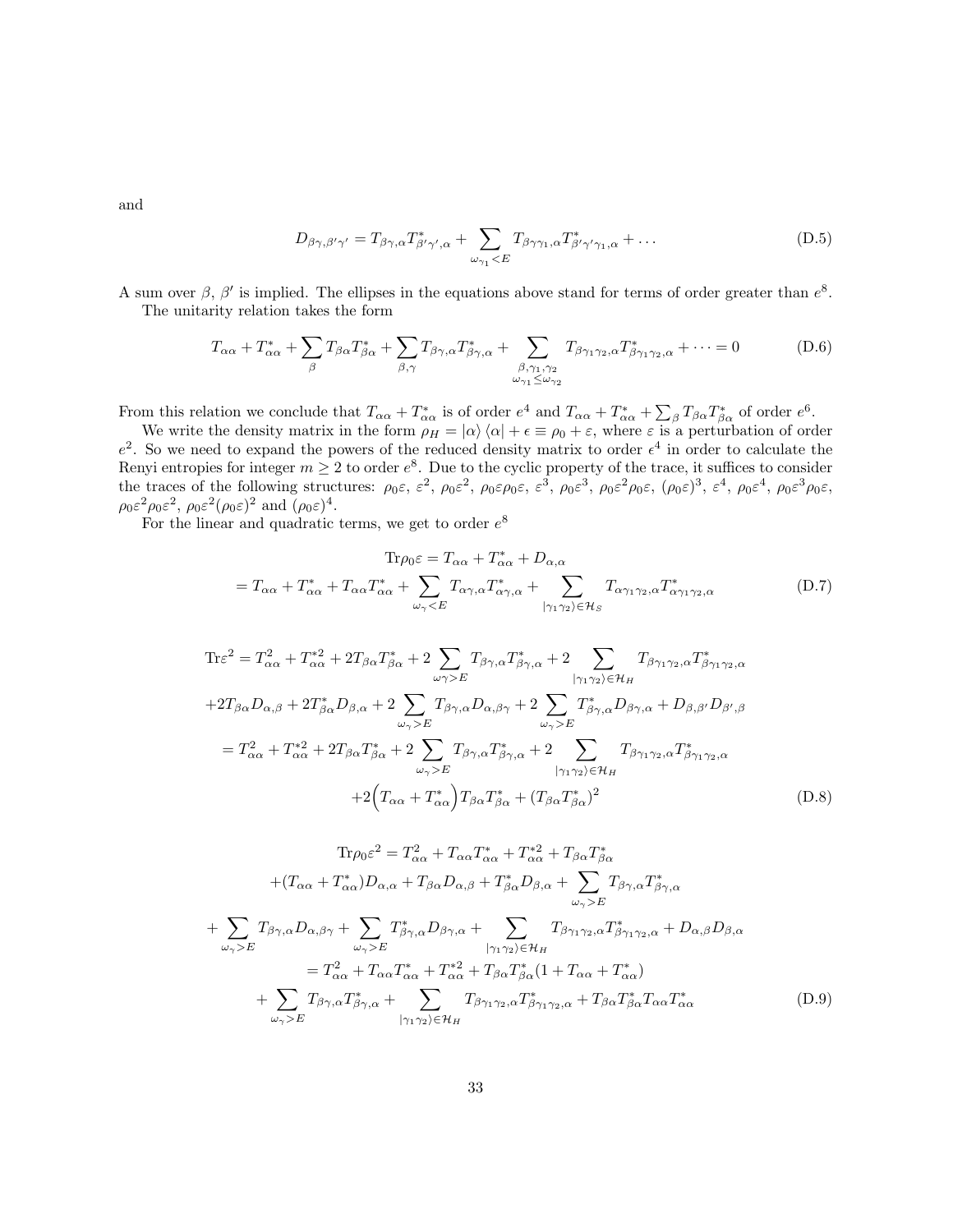and

$$
D_{\beta\gamma,\beta'\gamma'} = T_{\beta\gamma,\alpha} T^*_{\beta'\gamma',\alpha} + \sum_{\omega_{\gamma_1} < E} T_{\beta\gamma\gamma_1,\alpha} T^*_{\beta'\gamma'\gamma_1,\alpha} + \dots \tag{D.5}
$$

A sum over $\beta$, $\beta'$ is implied. The ellipses in the equations above stand for terms of order greater than $e^8$.

The unitarity relation takes the form

$$
T_{\alpha\alpha} + T^*_{\alpha\alpha} + \sum_{\beta} T_{\beta\alpha} T^*_{\beta\alpha} + \sum_{\beta,\gamma} T_{\beta\gamma,\alpha} T^*_{\beta\gamma,\alpha} + \sum_{\substack{\beta,\gamma_1,\gamma_2 \\ \omega_{\gamma_1} \le \omega_{\gamma_2}}} T_{\beta\gamma_1\gamma_2,\alpha} T^*_{\beta\gamma_1\gamma_2,\alpha} + \dots = 0 \tag{D.6}
$$

From this relation we conclude that $T_{\alpha\alpha} + T^*_{\alpha\alpha}$ is of order $e^4$ and $T_{\alpha\alpha} + T^*_{\alpha\alpha} + \sum_\beta T_{\beta\alpha} T^*_{\beta\alpha}$ of order $e^6$.

We write the density matrix in the form $\rho_H = |\alpha\rangle\langle\alpha| + \epsilon \equiv \rho_0 + \varepsilon$, where $\varepsilon$ is a perturbation of order $e^2$. So we need to expand the powers of the reduced density matrix to order $\epsilon^4$ in order to calculate the Renyi entropies for integer $m \ge 2$ to order $e^8$. Due to the cyclic property of the trace, it suffices to consider the traces of the following structures: $\rho_0\varepsilon$, $\varepsilon^2$, $\rho_0\varepsilon^2$, $\rho_0\varepsilon\rho_0\varepsilon$, $\varepsilon^3$, $\rho_0\varepsilon^3$, $\rho_0\varepsilon^2\rho_0\varepsilon$, $(\rho_0\varepsilon)^3$, $\varepsilon^4$, $\rho_0\varepsilon^4$, $\rho_0\varepsilon^3\rho_0\varepsilon$, $\rho_0\varepsilon^2\rho_0\varepsilon^2$, $\rho_0\varepsilon^2(\rho_0\varepsilon)^2$ and $(\rho_0\varepsilon)^4$.

For the linear and quadratic terms, we get to order $e^8$

$$
\begin{aligned}
\mathrm{Tr}\rho_0\varepsilon &= T_{\alpha\alpha} + T^*_{\alpha\alpha} + D_{\alpha,\alpha} \\
&= T_{\alpha\alpha} + T^*_{\alpha\alpha} + T_{\alpha\alpha} T^*_{\alpha\alpha} + \sum_{\omega_\gamma < E} T_{\alpha\gamma,\alpha} T^*_{\alpha\gamma,\alpha} + \sum_{|\gamma_1\gamma_2\rangle \in \mathcal{H}_S} T_{\alpha\gamma_1\gamma_2,\alpha} T^*_{\alpha\gamma_1\gamma_2,\alpha}
\end{aligned} \tag{D.7}
$$

$$
\begin{aligned}
\mathrm{Tr}\varepsilon^2 &= T^2_{\alpha\alpha} + T^{*2}_{\alpha\alpha} + 2T_{\beta\alpha} T^*_{\beta\alpha} + 2\sum_{\omega_\gamma > E} T_{\beta\gamma,\alpha} T^*_{\beta\gamma,\alpha} + 2\sum_{|\gamma_1\gamma_2\rangle \in \mathcal{H}_H} T_{\beta\gamma_1\gamma_2,\alpha} T^*_{\beta\gamma_1\gamma_2,\alpha} \\
&\quad + 2T_{\beta\alpha} D_{\alpha,\beta} + 2T^*_{\beta\alpha} D_{\beta,\alpha} + 2\sum_{\omega_\gamma > E} T_{\beta\gamma,\alpha} D_{\alpha,\beta\gamma} + 2\sum_{\omega_\gamma > E} T^*_{\beta\gamma,\alpha} D_{\beta\gamma,\alpha} + D_{\beta,\beta'} D_{\beta',\beta} \\
&= T^2_{\alpha\alpha} + T^{*2}_{\alpha\alpha} + 2T_{\beta\alpha} T^*_{\beta\alpha} + 2\sum_{\omega_\gamma > E} T_{\beta\gamma,\alpha} T^*_{\beta\gamma,\alpha} + 2\sum_{|\gamma_1\gamma_2\rangle \in \mathcal{H}_H} T_{\beta\gamma_1\gamma_2,\alpha} T^*_{\beta\gamma_1\gamma_2,\alpha} \\
&\quad + 2\Big(T_{\alpha\alpha} + T^*_{\alpha\alpha}\Big) T_{\beta\alpha} T^*_{\beta\alpha} + (T_{\beta\alpha} T^*_{\beta\alpha})^2
\end{aligned} \tag{D.8}
$$

$$
\begin{aligned}
\mathrm{Tr}\rho_0\varepsilon^2 &= T^2_{\alpha\alpha} + T_{\alpha\alpha} T^*_{\alpha\alpha} + T^{*2}_{\alpha\alpha} + T_{\beta\alpha} T^*_{\beta\alpha} \\
&\quad + (T_{\alpha\alpha} + T^*_{\alpha\alpha}) D_{\alpha,\alpha} + T_{\beta\alpha} D_{\alpha,\beta} + T^*_{\beta\alpha} D_{\beta,\alpha} + \sum_{\omega_\gamma > E} T_{\beta\gamma,\alpha} T^*_{\beta\gamma,\alpha} \\
&\quad + \sum_{\omega_\gamma > E} T_{\beta\gamma,\alpha} D_{\alpha,\beta\gamma} + \sum_{\omega_\gamma > E} T^*_{\beta\gamma,\alpha} D_{\beta\gamma,\alpha} + \sum_{|\gamma_1\gamma_2\rangle \in \mathcal{H}_H} T_{\beta\gamma_1\gamma_2,\alpha} T^*_{\beta\gamma_1\gamma_2,\alpha} + D_{\alpha,\beta} D_{\beta,\alpha} \\
&= T^2_{\alpha\alpha} + T_{\alpha\alpha} T^*_{\alpha\alpha} + T^{*2}_{\alpha\alpha} + T_{\beta\alpha} T^*_{\beta\alpha}(1 + T_{\alpha\alpha} + T^*_{\alpha\alpha}) \\
&\quad + \sum_{\omega_\gamma > E} T_{\beta\gamma,\alpha} T^*_{\beta\gamma,\alpha} + \sum_{|\gamma_1\gamma_2\rangle \in \mathcal{H}_H} T_{\beta\gamma_1\gamma_2,\alpha} T^*_{\beta\gamma_1\gamma_2,\alpha} + T_{\beta\alpha} T^*_{\beta\alpha} T_{\alpha\alpha} T^*_{\alpha\alpha}
\end{aligned} \tag{D.9}
$$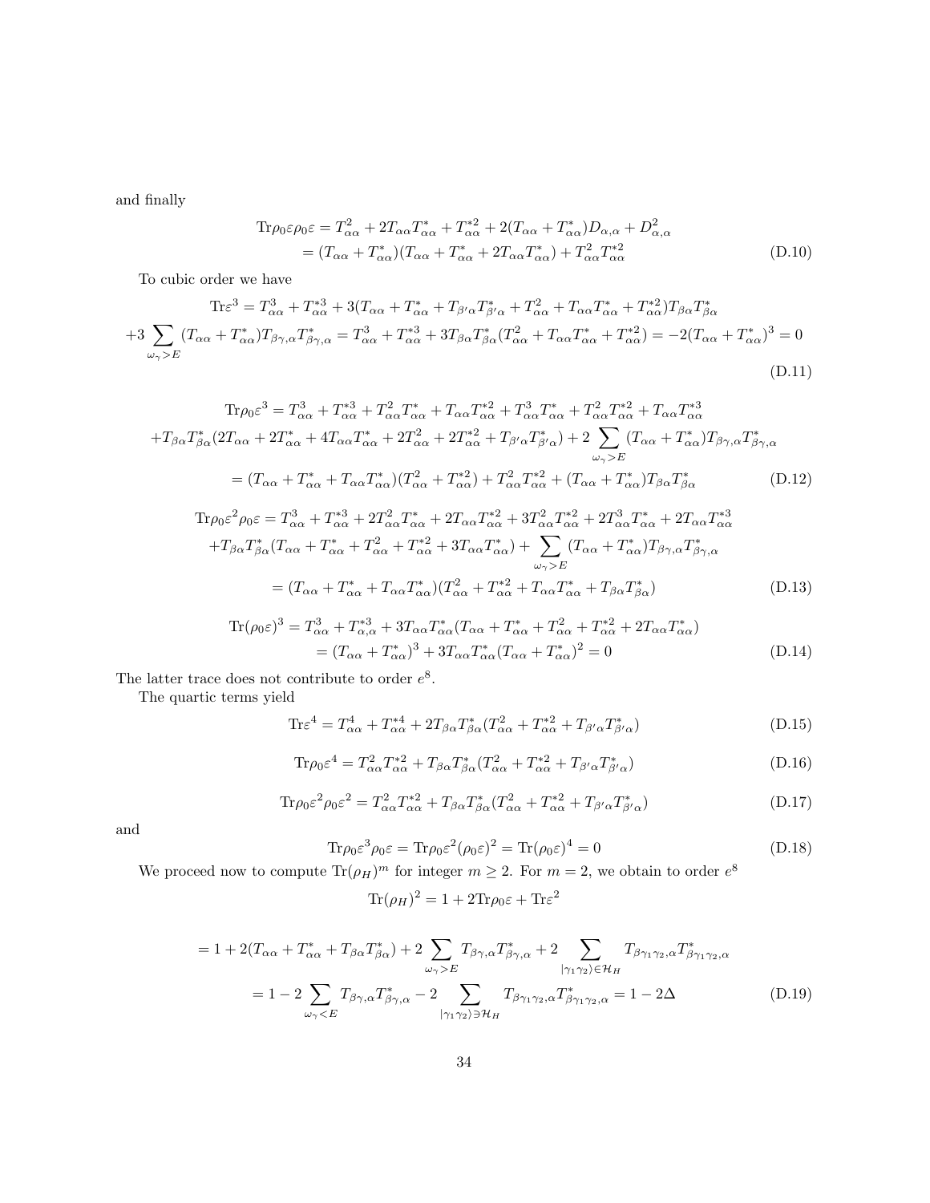and finally

$$
\begin{aligned}
\mathrm{Tr}\rho_0\varepsilon\rho_0\varepsilon &= T_{\alpha\alpha}^2 + 2T_{\alpha\alpha}T_{\alpha\alpha}^* + T_{\alpha\alpha}^{*2} + 2(T_{\alpha\alpha} + T_{\alpha\alpha}^*)D_{\alpha,\alpha} + D_{\alpha,\alpha}^2 \\
&= (T_{\alpha\alpha} + T_{\alpha\alpha}^*)(T_{\alpha\alpha} + T_{\alpha\alpha}^* + 2T_{\alpha\alpha}T_{\alpha\alpha}^*) + T_{\alpha\alpha}^2 T_{\alpha\alpha}^{*2}
\end{aligned}
\tag{D.10}
$$

To cubic order we have

$$
\begin{aligned}
\mathrm{Tr}\varepsilon^3 &= T_{\alpha\alpha}^3 + T_{\alpha\alpha}^{*3} + 3(T_{\alpha\alpha} + T_{\alpha\alpha}^* + T_{\beta'\alpha}T_{\beta'\alpha}^* + T_{\alpha\alpha}^2 + T_{\alpha\alpha}T_{\alpha\alpha}^* + T_{\alpha\alpha}^{*2})T_{\beta\alpha}T_{\beta\alpha}^* \\
+3\sum_{\omega_\gamma > E}&(T_{\alpha\alpha} + T_{\alpha\alpha}^*)T_{\beta\gamma,\alpha}T_{\beta\gamma,\alpha}^* = T_{\alpha\alpha}^3 + T_{\alpha\alpha}^{*3} + 3T_{\beta\alpha}T_{\beta\alpha}^*(T_{\alpha\alpha}^2 + T_{\alpha\alpha}T_{\alpha\alpha}^* + T_{\alpha\alpha}^{*2}) = -2(T_{\alpha\alpha} + T_{\alpha\alpha}^*)^3 = 0
\end{aligned}
\tag{D.11}
$$

$$
\begin{aligned}
\mathrm{Tr}\rho_0\varepsilon^3 &= T_{\alpha\alpha}^3 + T_{\alpha\alpha}^{*3} + T_{\alpha\alpha}^2 T_{\alpha\alpha}^* + T_{\alpha\alpha}T_{\alpha\alpha}^{*2} + T_{\alpha\alpha}^3 T_{\alpha\alpha}^* + T_{\alpha\alpha}^2 T_{\alpha\alpha}^{*2} + T_{\alpha\alpha}T_{\alpha\alpha}^{*3} \\
&+T_{\beta\alpha}T_{\beta\alpha}^*(2T_{\alpha\alpha} + 2T_{\alpha\alpha}^* + 4T_{\alpha\alpha}T_{\alpha\alpha}^* + 2T_{\alpha\alpha}^2 + 2T_{\alpha\alpha}^{*2} + T_{\beta'\alpha}T_{\beta'\alpha}^*) + 2\sum_{\omega_\gamma > E}(T_{\alpha\alpha} + T_{\alpha\alpha}^*)T_{\beta\gamma,\alpha}T_{\beta\gamma,\alpha}^* \\
&= (T_{\alpha\alpha} + T_{\alpha\alpha}^* + T_{\alpha\alpha}T_{\alpha\alpha}^*)(T_{\alpha\alpha}^2 + T_{\alpha\alpha}^{*2}) + T_{\alpha\alpha}^2 T_{\alpha\alpha}^{*2} + (T_{\alpha\alpha} + T_{\alpha\alpha}^*)T_{\beta\alpha}T_{\beta\alpha}^*
\end{aligned}
\tag{D.12}
$$

$$
\begin{aligned}
\mathrm{Tr}\rho_0\varepsilon^2\rho_0\varepsilon &= T_{\alpha\alpha}^3 + T_{\alpha\alpha}^{*3} + 2T_{\alpha\alpha}^2 T_{\alpha\alpha}^* + 2T_{\alpha\alpha}T_{\alpha\alpha}^{*2} + 3T_{\alpha\alpha}^2 T_{\alpha\alpha}^{*2} + 2T_{\alpha\alpha}^3 T_{\alpha\alpha}^* + 2T_{\alpha\alpha}T_{\alpha\alpha}^{*3} \\
&+T_{\beta\alpha}T_{\beta\alpha}^*(T_{\alpha\alpha} + T_{\alpha\alpha}^* + T_{\alpha\alpha}^2 + T_{\alpha\alpha}^{*2} + 3T_{\alpha\alpha}T_{\alpha\alpha}^*) + \sum_{\omega_\gamma > E}(T_{\alpha\alpha} + T_{\alpha\alpha}^*)T_{\beta\gamma,\alpha}T_{\beta\gamma,\alpha}^* \\
&= (T_{\alpha\alpha} + T_{\alpha\alpha}^* + T_{\alpha\alpha}T_{\alpha\alpha}^*)(T_{\alpha\alpha}^2 + T_{\alpha\alpha}^{*2} + T_{\alpha\alpha}T_{\alpha\alpha}^* + T_{\beta\alpha}T_{\beta\alpha}^*)
\end{aligned}
\tag{D.13}
$$

$$
\begin{aligned}
\mathrm{Tr}(\rho_0\varepsilon)^3 &= T_{\alpha\alpha}^3 + T_{\alpha,\alpha}^{*3} + 3T_{\alpha\alpha}T_{\alpha\alpha}^*(T_{\alpha\alpha} + T_{\alpha\alpha}^* + T_{\alpha\alpha}^2 + T_{\alpha\alpha}^{*2} + 2T_{\alpha\alpha}T_{\alpha\alpha}^*) \\
&= (T_{\alpha\alpha} + T_{\alpha\alpha}^*)^3 + 3T_{\alpha\alpha}T_{\alpha\alpha}^*(T_{\alpha\alpha} + T_{\alpha\alpha}^*)^2 = 0
\end{aligned}
\tag{D.14}
$$

The latter trace does not contribute to order $e^8$.

The quartic terms yield

$$
\mathrm{Tr}\varepsilon^4 = T_{\alpha\alpha}^4 + T_{\alpha\alpha}^{*4} + 2T_{\beta\alpha}T_{\beta\alpha}^*(T_{\alpha\alpha}^2 + T_{\alpha\alpha}^{*2} + T_{\beta'\alpha}T_{\beta'\alpha}^*)
\tag{D.15}
$$

$$
\mathrm{Tr}\rho_0\varepsilon^4 = T_{\alpha\alpha}^2 T_{\alpha\alpha}^{*2} + T_{\beta\alpha}T_{\beta\alpha}^*(T_{\alpha\alpha}^2 + T_{\alpha\alpha}^{*2} + T_{\beta'\alpha}T_{\beta'\alpha}^*)
\tag{D.16}
$$

$$
\mathrm{Tr}\rho_0\varepsilon^2\rho_0\varepsilon^2 = T_{\alpha\alpha}^2 T_{\alpha\alpha}^{*2} + T_{\beta\alpha}T_{\beta\alpha}^*(T_{\alpha\alpha}^2 + T_{\alpha\alpha}^{*2} + T_{\beta'\alpha}T_{\beta'\alpha}^*)
\tag{D.17}
$$

and

$$
\mathrm{Tr}\rho_0\varepsilon^3\rho_0\varepsilon = \mathrm{Tr}\rho_0\varepsilon^2(\rho_0\varepsilon)^2 = \mathrm{Tr}(\rho_0\varepsilon)^4 = 0
\tag{D.18}
$$

We proceed now to compute $\mathrm{Tr}(\rho_H)^m$ for integer $m \geq 2$. For $m = 2$, we obtain to order $e^8$

$$
\mathrm{Tr}(\rho_H)^2 = 1 + 2\mathrm{Tr}\rho_0\varepsilon + \mathrm{Tr}\varepsilon^2
$$

$$
\begin{aligned}
&= 1 + 2(T_{\alpha\alpha} + T_{\alpha\alpha}^* + T_{\beta\alpha}T_{\beta\alpha}^*) + 2\sum_{\omega_\gamma > E} T_{\beta\gamma,\alpha}T_{\beta\gamma,\alpha}^* + 2\sum_{|\gamma_1\gamma_2\rangle \in \mathcal{H}_H} T_{\beta\gamma_1\gamma_2,\alpha}T_{\beta\gamma_1\gamma_2,\alpha}^* \\
&= 1 - 2\sum_{\omega_\gamma < E} T_{\beta\gamma,\alpha}T_{\beta\gamma,\alpha}^* - 2\sum_{|\gamma_1\gamma_2\rangle \ni \mathcal{H}_H} T_{\beta\gamma_1\gamma_2,\alpha}T_{\beta\gamma_1\gamma_2,\alpha}^* = 1 - 2\Delta
\end{aligned}
\tag{D.19}
$$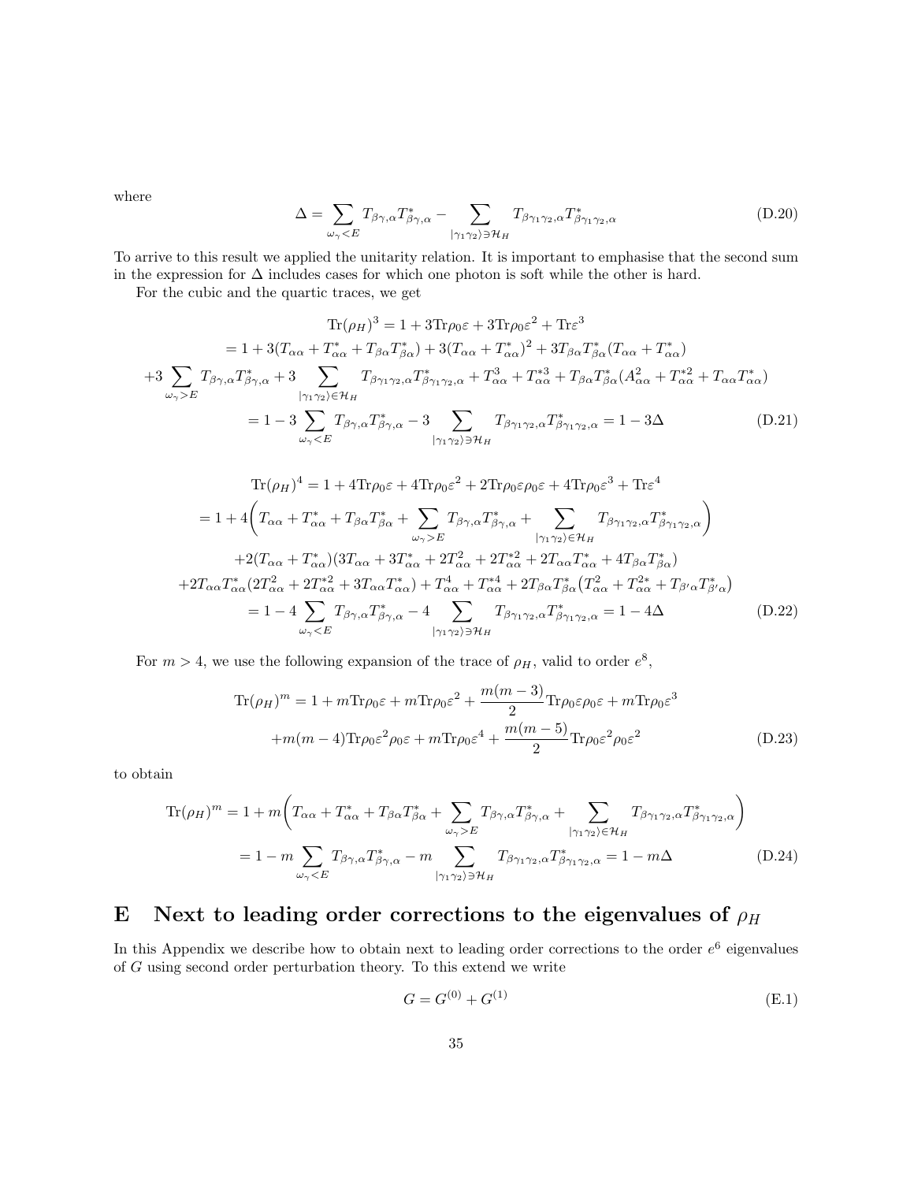where

$$\Delta = \sum_{\omega_\gamma < E} T_{\beta\gamma,\alpha} T^*_{\beta\gamma,\alpha} - \sum_{|\gamma_1\gamma_2\rangle \ni \mathcal{H}_H} T_{\beta\gamma_1\gamma_2,\alpha} T^*_{\beta\gamma_1\gamma_2,\alpha} \tag{D.20}$$

To arrive to this result we applied the unitarity relation. It is important to emphasise that the second sum in the expression for $\Delta$ includes cases for which one photon is soft while the other is hard.

For the cubic and the quartic traces, we get

$$\begin{aligned}
\mathrm{Tr}(\rho_H)^3 &= 1 + 3\mathrm{Tr}\rho_0\varepsilon + 3\mathrm{Tr}\rho_0\varepsilon^2 + \mathrm{Tr}\varepsilon^3 \\
&= 1 + 3(T_{\alpha\alpha} + T^*_{\alpha\alpha} + T_{\beta\alpha}T^*_{\beta\alpha}) + 3(T_{\alpha\alpha} + T^*_{\alpha\alpha})^2 + 3T_{\beta\alpha}T^*_{\beta\alpha}(T_{\alpha\alpha} + T^*_{\alpha\alpha}) \\
+3 &\sum_{\omega_\gamma > E} T_{\beta\gamma,\alpha}T^*_{\beta\gamma,\alpha} + 3 \sum_{|\gamma_1\gamma_2\rangle \in \mathcal{H}_H} T_{\beta\gamma_1\gamma_2,\alpha}T^*_{\beta\gamma_1\gamma_2,\alpha} + T^3_{\alpha\alpha} + T^{*3}_{\alpha\alpha} + T_{\beta\alpha}T^*_{\beta\alpha}(A^2_{\alpha\alpha} + T^{*2}_{\alpha\alpha} + T_{\alpha\alpha}T^*_{\alpha\alpha}) \\
&= 1 - 3\sum_{\omega_\gamma < E} T_{\beta\gamma,\alpha}T^*_{\beta\gamma,\alpha} - 3\sum_{|\gamma_1\gamma_2\rangle \ni \mathcal{H}_H} T_{\beta\gamma_1\gamma_2,\alpha}T^*_{\beta\gamma_1\gamma_2,\alpha} = 1 - 3\Delta
\end{aligned} \tag{D.21}$$

$$\begin{aligned}
\mathrm{Tr}(\rho_H)^4 &= 1 + 4\mathrm{Tr}\rho_0\varepsilon + 4\mathrm{Tr}\rho_0\varepsilon^2 + 2\mathrm{Tr}\rho_0\varepsilon\rho_0\varepsilon + 4\mathrm{Tr}\rho_0\varepsilon^3 + \mathrm{Tr}\varepsilon^4 \\
&= 1 + 4\bigg(T_{\alpha\alpha} + T^*_{\alpha\alpha} + T_{\beta\alpha}T^*_{\beta\alpha} + \sum_{\omega_\gamma > E} T_{\beta\gamma,\alpha}T^*_{\beta\gamma,\alpha} + \sum_{|\gamma_1\gamma_2\rangle \in \mathcal{H}_H} T_{\beta\gamma_1\gamma_2,\alpha}T^*_{\beta\gamma_1\gamma_2,\alpha}\bigg) \\
&\quad + 2(T_{\alpha\alpha} + T^*_{\alpha\alpha})(3T_{\alpha\alpha} + 3T^*_{\alpha\alpha} + 2T^2_{\alpha\alpha} + 2T^{*2}_{\alpha\alpha} + 2T_{\alpha\alpha}T^*_{\alpha\alpha} + 4T_{\beta\alpha}T^*_{\beta\alpha}) \\
&\quad + 2T_{\alpha\alpha}T^*_{\alpha\alpha}(2T^2_{\alpha\alpha} + 2T^{*2}_{\alpha\alpha} + 3T_{\alpha\alpha}T^*_{\alpha\alpha}) + T^4_{\alpha\alpha} + T^{*4}_{\alpha\alpha} + 2T_{\beta\alpha}T^*_{\beta\alpha}\big(T^2_{\alpha\alpha} + T^{2*}_{\alpha\alpha} + T_{\beta'\alpha}T^*_{\beta'\alpha}\big) \\
&= 1 - 4\sum_{\omega_\gamma < E} T_{\beta\gamma,\alpha}T^*_{\beta\gamma,\alpha} - 4\sum_{|\gamma_1\gamma_2\rangle \ni \mathcal{H}_H} T_{\beta\gamma_1\gamma_2,\alpha}T^*_{\beta\gamma_1\gamma_2,\alpha} = 1 - 4\Delta
\end{aligned} \tag{D.22}$$

For $m > 4$, we use the following expansion of the trace of $\rho_H$, valid to order $e^8$,

$$\begin{aligned}
\mathrm{Tr}(\rho_H)^m &= 1 + m\mathrm{Tr}\rho_0\varepsilon + m\mathrm{Tr}\rho_0\varepsilon^2 + \frac{m(m-3)}{2}\mathrm{Tr}\rho_0\varepsilon\rho_0\varepsilon + m\mathrm{Tr}\rho_0\varepsilon^3 \\
&\quad + m(m-4)\mathrm{Tr}\rho_0\varepsilon^2\rho_0\varepsilon + m\mathrm{Tr}\rho_0\varepsilon^4 + \frac{m(m-5)}{2}\mathrm{Tr}\rho_0\varepsilon^2\rho_0\varepsilon^2
\end{aligned} \tag{D.23}$$

to obtain

$$\begin{aligned}
\mathrm{Tr}(\rho_H)^m &= 1 + m\bigg(T_{\alpha\alpha} + T^*_{\alpha\alpha} + T_{\beta\alpha}T^*_{\beta\alpha} + \sum_{\omega_\gamma > E} T_{\beta\gamma,\alpha}T^*_{\beta\gamma,\alpha} + \sum_{|\gamma_1\gamma_2\rangle \in \mathcal{H}_H} T_{\beta\gamma_1\gamma_2,\alpha}T^*_{\beta\gamma_1\gamma_2,\alpha}\bigg) \\
&= 1 - m\sum_{\omega_\gamma < E} T_{\beta\gamma,\alpha}T^*_{\beta\gamma,\alpha} - m\sum_{|\gamma_1\gamma_2\rangle \ni \mathcal{H}_H} T_{\beta\gamma_1\gamma_2,\alpha}T^*_{\beta\gamma_1\gamma_2,\alpha} = 1 - m\Delta
\end{aligned} \tag{D.24}$$

# E Next to leading order corrections to the eigenvalues of $\rho_H$

In this Appendix we describe how to obtain next to leading order corrections to the order $e^6$ eigenvalues of $G$ using second order perturbation theory. To this extend we write

$$G = G^{(0)} + G^{(1)} \tag{E.1}$$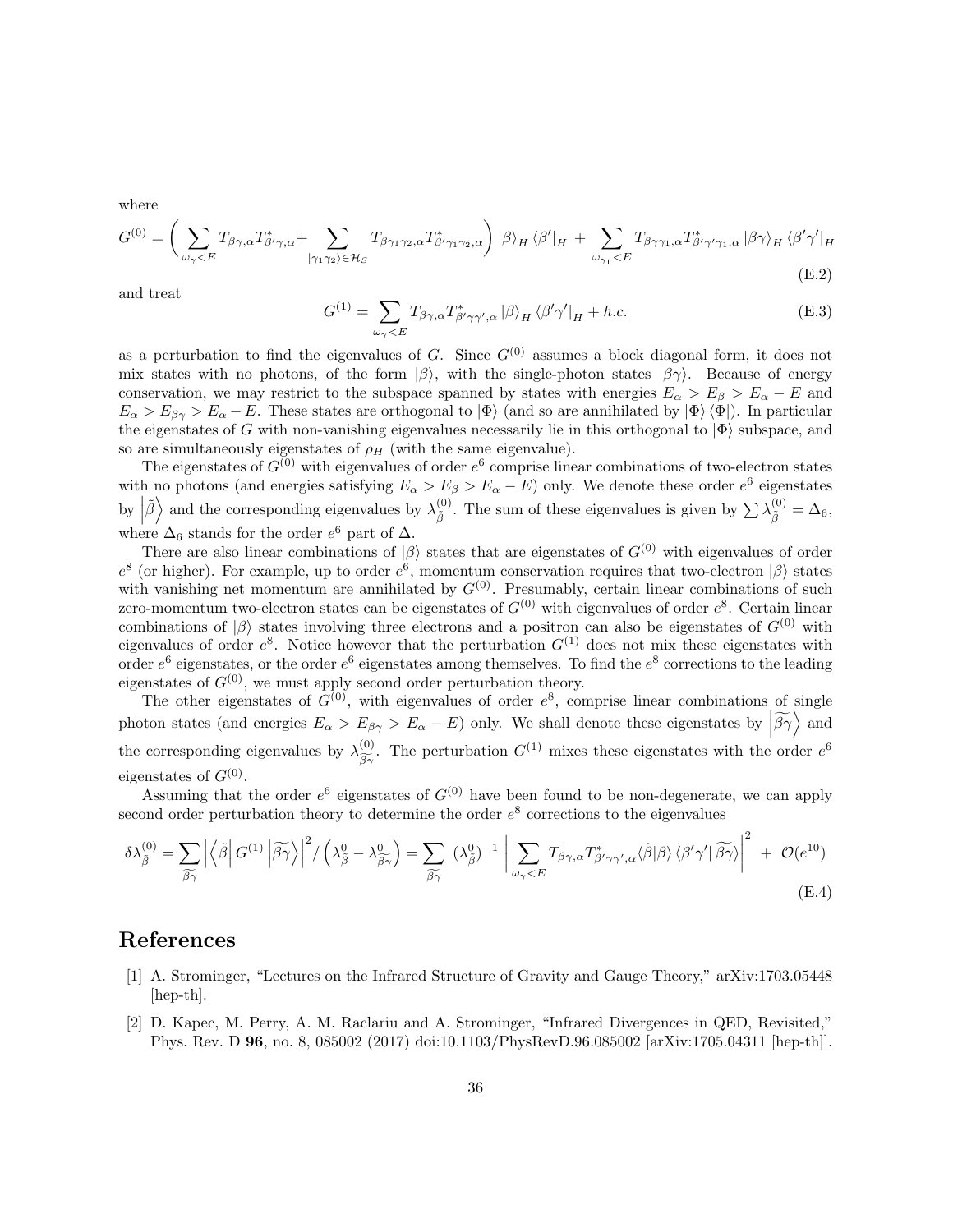where

$$G^{(0)} = \left( \sum_{\omega_\gamma < E} T_{\beta\gamma,\alpha} T^*_{\beta'\gamma,\alpha} + \sum_{|\gamma_1\gamma_2\rangle \in \mathcal{H}_S} T_{\beta\gamma_1\gamma_2,\alpha} T^*_{\beta'\gamma_1\gamma_2,\alpha} \right) |\beta\rangle_H \langle\beta'|_H \; + \sum_{\omega_{\gamma_1} < E} T_{\beta\gamma\gamma_1,\alpha} T^*_{\beta'\gamma'\gamma_1,\alpha} |\beta\gamma\rangle_H \langle\beta'\gamma'|_H \tag{E.2}$$

and treat

$$G^{(1)} = \sum_{\omega_\gamma < E} T_{\beta\gamma,\alpha} T^*_{\beta'\gamma\gamma',\alpha} |\beta\rangle_H \langle\beta'\gamma'|_H + h.c. \tag{E.3}$$

as a perturbation to find the eigenvalues of $G$. Since $G^{(0)}$ assumes a block diagonal form, it does not mix states with no photons, of the form $|\beta\rangle$, with the single-photon states $|\beta\gamma\rangle$. Because of energy conservation, we may restrict to the subspace spanned by states with energies $E_\alpha > E_\beta > E_\alpha - E$ and $E_\alpha > E_{\beta\gamma} > E_\alpha - E$. These states are orthogonal to $|\Phi\rangle$ (and so are annihilated by $|\Phi\rangle\langle\Phi|$). In particular the eigenstates of $G$ with non-vanishing eigenvalues necessarily lie in this orthogonal to $|\Phi\rangle$ subspace, and so are simultaneously eigenstates of $\rho_H$ (with the same eigenvalue).

The eigenstates of $G^{(0)}$ with eigenvalues of order $e^6$ comprise linear combinations of two-electron states with no photons (and energies satisfying $E_\alpha > E_\beta > E_\alpha - E$) only. We denote these order $e^6$ eigenstates by $\left|\tilde{\beta}\right\rangle$ and the corresponding eigenvalues by $\lambda^{(0)}_{\tilde{\beta}}$. The sum of these eigenvalues is given by $\sum \lambda^{(0)}_{\tilde{\beta}} = \Delta_6$, where $\Delta_6$ stands for the order $e^6$ part of $\Delta$.

There are also linear combinations of $|\beta\rangle$ states that are eigenstates of $G^{(0)}$ with eigenvalues of order $e^8$ (or higher). For example, up to order $e^6$, momentum conservation requires that two-electron $|\beta\rangle$ states with vanishing net momentum are annihilated by $G^{(0)}$. Presumably, certain linear combinations of such zero-momentum two-electron states can be eigenstates of $G^{(0)}$ with eigenvalues of order $e^8$. Certain linear combinations of $|\beta\rangle$ states involving three electrons and a positron can also be eigenstates of $G^{(0)}$ with eigenvalues of order $e^8$. Notice however that the perturbation $G^{(1)}$ does not mix these eigenstates with order $e^6$ eigenstates, or the order $e^6$ eigenstates among themselves. To find the $e^8$ corrections to the leading eigenstates of $G^{(0)}$, we must apply second order perturbation theory.

The other eigenstates of $G^{(0)}$, with eigenvalues of order $e^8$, comprise linear combinations of single photon states (and energies $E_\alpha > E_{\beta\gamma} > E_\alpha - E$) only. We shall denote these eigenstates by $\left|\widetilde{\beta\gamma}\right\rangle$ and the corresponding eigenvalues by $\lambda^{(0)}_{\widetilde{\beta\gamma}}$. The perturbation $G^{(1)}$ mixes these eigenstates with the order $e^6$ eigenstates of $G^{(0)}$.

Assuming that the order $e^6$ eigenstates of $G^{(0)}$ have been found to be non-degenerate, we can apply second order perturbation theory to determine the order $e^8$ corrections to the eigenvalues

$$\delta\lambda^{(0)}_{\tilde{\beta}} = \sum_{\widetilde{\beta\gamma}} \left| \left\langle \tilde{\beta} \right| G^{(1)} \left| \widetilde{\beta\gamma} \right\rangle \right|^2 / \left( \lambda^0_{\tilde{\beta}} - \lambda^0_{\widetilde{\beta\gamma}} \right) = \sum_{\widetilde{\beta\gamma}} \; (\lambda^0_{\tilde{\beta}})^{-1} \left| \sum_{\omega_\gamma < E} T_{\beta\gamma,\alpha} T^*_{\beta'\gamma\gamma',\alpha} \langle\tilde{\beta}|\beta\rangle \langle\beta'\gamma'|\widetilde{\beta\gamma}\rangle \right|^2 \; + \; \mathcal{O}(e^{10}) \tag{E.4}$$

## References

[1] A. Strominger, "Lectures on the Infrared Structure of Gravity and Gauge Theory," arXiv:1703.05448 [hep-th].

[2] D. Kapec, M. Perry, A. M. Raclariu and A. Strominger, "Infrared Divergences in QED, Revisited," Phys. Rev. D **96**, no. 8, 085002 (2017) doi:10.1103/PhysRevD.96.085002 [arXiv:1705.04311 [hep-th]].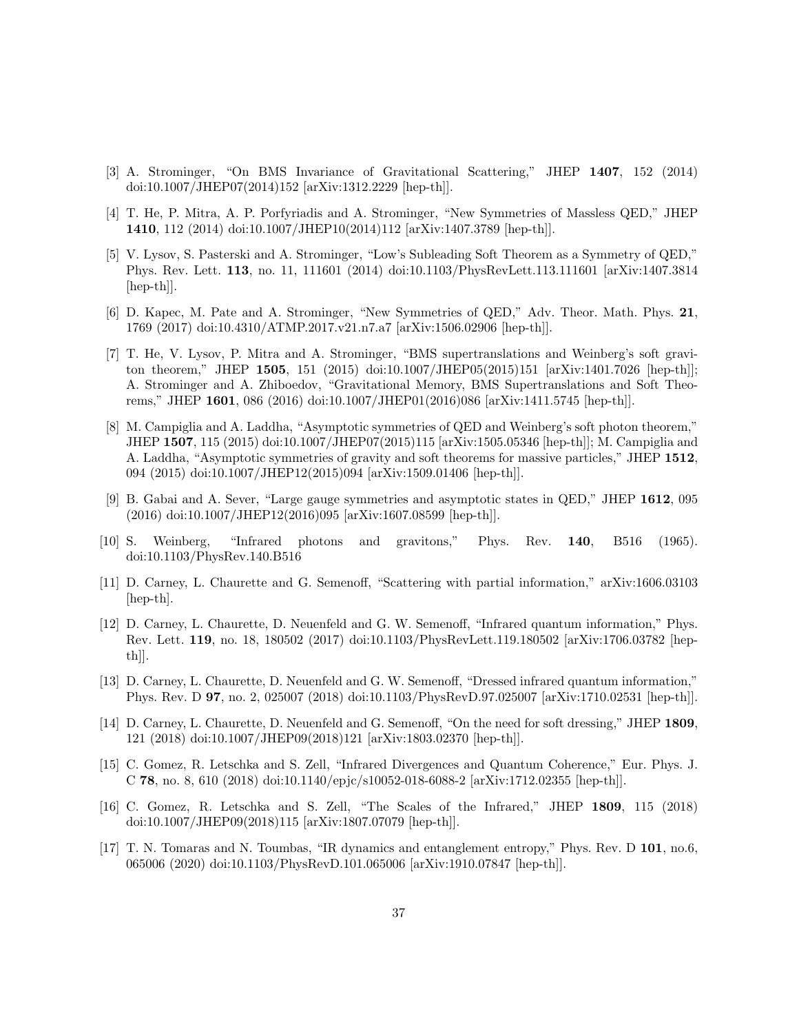[3] A. Strominger, "On BMS Invariance of Gravitational Scattering," JHEP **1407**, 152 (2014) doi:10.1007/JHEP07(2014)152 [arXiv:1312.2229 [hep-th]].

[4] T. He, P. Mitra, A. P. Porfyriadis and A. Strominger, "New Symmetries of Massless QED," JHEP **1410**, 112 (2014) doi:10.1007/JHEP10(2014)112 [arXiv:1407.3789 [hep-th]].

[5] V. Lysov, S. Pasterski and A. Strominger, "Low's Subleading Soft Theorem as a Symmetry of QED," Phys. Rev. Lett. **113**, no. 11, 111601 (2014) doi:10.1103/PhysRevLett.113.111601 [arXiv:1407.3814 [hep-th]].

[6] D. Kapec, M. Pate and A. Strominger, "New Symmetries of QED," Adv. Theor. Math. Phys. **21**, 1769 (2017) doi:10.4310/ATMP.2017.v21.n7.a7 [arXiv:1506.02906 [hep-th]].

[7] T. He, V. Lysov, P. Mitra and A. Strominger, "BMS supertranslations and Weinberg's soft graviton theorem," JHEP **1505**, 151 (2015) doi:10.1007/JHEP05(2015)151 [arXiv:1401.7026 [hep-th]]; A. Strominger and A. Zhiboedov, "Gravitational Memory, BMS Supertranslations and Soft Theorems," JHEP **1601**, 086 (2016) doi:10.1007/JHEP01(2016)086 [arXiv:1411.5745 [hep-th]].

[8] M. Campiglia and A. Laddha, "Asymptotic symmetries of QED and Weinberg's soft photon theorem," JHEP **1507**, 115 (2015) doi:10.1007/JHEP07(2015)115 [arXiv:1505.05346 [hep-th]]; M. Campiglia and A. Laddha, "Asymptotic symmetries of gravity and soft theorems for massive particles," JHEP **1512**, 094 (2015) doi:10.1007/JHEP12(2015)094 [arXiv:1509.01406 [hep-th]].

[9] B. Gabai and A. Sever, "Large gauge symmetries and asymptotic states in QED," JHEP **1612**, 095 (2016) doi:10.1007/JHEP12(2016)095 [arXiv:1607.08599 [hep-th]].

[10] S. Weinberg, "Infrared photons and gravitons," Phys. Rev. **140**, B516 (1965). doi:10.1103/PhysRev.140.B516

[11] D. Carney, L. Chaurette and G. Semenoff, "Scattering with partial information," arXiv:1606.03103 [hep-th].

[12] D. Carney, L. Chaurette, D. Neuenfeld and G. W. Semenoff, "Infrared quantum information," Phys. Rev. Lett. **119**, no. 18, 180502 (2017) doi:10.1103/PhysRevLett.119.180502 [arXiv:1706.03782 [hep-th]].

[13] D. Carney, L. Chaurette, D. Neuenfeld and G. W. Semenoff, "Dressed infrared quantum information," Phys. Rev. D **97**, no. 2, 025007 (2018) doi:10.1103/PhysRevD.97.025007 [arXiv:1710.02531 [hep-th]].

[14] D. Carney, L. Chaurette, D. Neuenfeld and G. Semenoff, "On the need for soft dressing," JHEP **1809**, 121 (2018) doi:10.1007/JHEP09(2018)121 [arXiv:1803.02370 [hep-th]].

[15] C. Gomez, R. Letschka and S. Zell, "Infrared Divergences and Quantum Coherence," Eur. Phys. J. C **78**, no. 8, 610 (2018) doi:10.1140/epjc/s10052-018-6088-2 [arXiv:1712.02355 [hep-th]].

[16] C. Gomez, R. Letschka and S. Zell, "The Scales of the Infrared," JHEP **1809**, 115 (2018) doi:10.1007/JHEP09(2018)115 [arXiv:1807.07079 [hep-th]].

[17] T. N. Tomaras and N. Toumbas, "IR dynamics and entanglement entropy," Phys. Rev. D **101**, no.6, 065006 (2020) doi:10.1103/PhysRevD.101.065006 [arXiv:1910.07847 [hep-th]].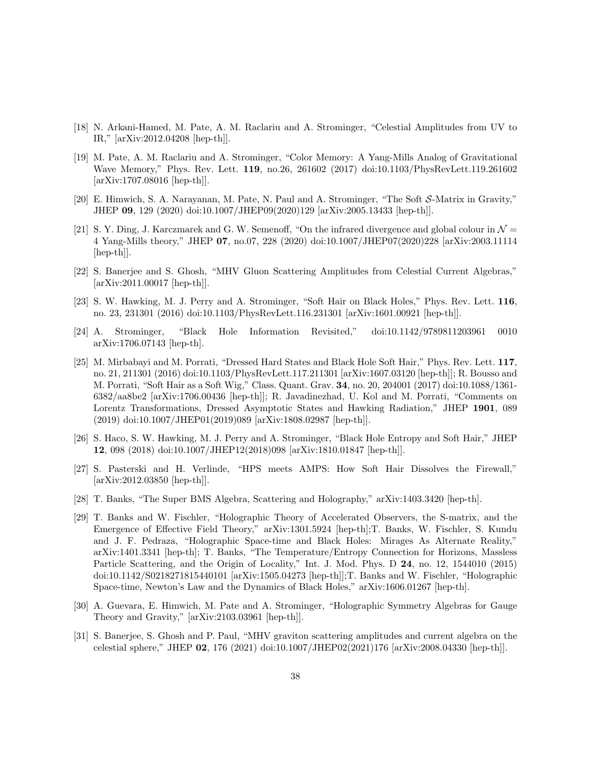[18] N. Arkani-Hamed, M. Pate, A. M. Raclariu and A. Strominger, "Celestial Amplitudes from UV to IR," [arXiv:2012.04208 [hep-th]].

[19] M. Pate, A. M. Raclariu and A. Strominger, "Color Memory: A Yang-Mills Analog of Gravitational Wave Memory," Phys. Rev. Lett. **119**, no.26, 261602 (2017) doi:10.1103/PhysRevLett.119.261602 [arXiv:1707.08016 [hep-th]].

[20] E. Himwich, S. A. Narayanan, M. Pate, N. Paul and A. Strominger, "The Soft $\mathcal{S}$-Matrix in Gravity," JHEP **09**, 129 (2020) doi:10.1007/JHEP09(2020)129 [arXiv:2005.13433 [hep-th]].

[21] S. Y. Ding, J. Karczmarek and G. W. Semenoff, "On the infrared divergence and global colour in $\mathcal{N} = 4$ Yang-Mills theory," JHEP **07**, no.07, 228 (2020) doi:10.1007/JHEP07(2020)228 [arXiv:2003.11114 [hep-th]].

[22] S. Banerjee and S. Ghosh, "MHV Gluon Scattering Amplitudes from Celestial Current Algebras," [arXiv:2011.00017 [hep-th]].

[23] S. W. Hawking, M. J. Perry and A. Strominger, "Soft Hair on Black Holes," Phys. Rev. Lett. **116**, no. 23, 231301 (2016) doi:10.1103/PhysRevLett.116.231301 [arXiv:1601.00921 [hep-th]].

[24] A. Strominger, "Black Hole Information Revisited," doi:10.1142/9789811203961 0010 arXiv:1706.07143 [hep-th].

[25] M. Mirbabayi and M. Porrati, "Dressed Hard States and Black Hole Soft Hair," Phys. Rev. Lett. **117**, no. 21, 211301 (2016) doi:10.1103/PhysRevLett.117.211301 [arXiv:1607.03120 [hep-th]]; R. Bousso and M. Porrati, "Soft Hair as a Soft Wig," Class. Quant. Grav. **34**, no. 20, 204001 (2017) doi:10.1088/1361-6382/aa8be2 [arXiv:1706.00436 [hep-th]]; R. Javadinezhad, U. Kol and M. Porrati, "Comments on Lorentz Transformations, Dressed Asymptotic States and Hawking Radiation," JHEP **1901**, 089 (2019) doi:10.1007/JHEP01(2019)089 [arXiv:1808.02987 [hep-th]].

[26] S. Haco, S. W. Hawking, M. J. Perry and A. Strominger, "Black Hole Entropy and Soft Hair," JHEP **12**, 098 (2018) doi:10.1007/JHEP12(2018)098 [arXiv:1810.01847 [hep-th]].

[27] S. Pasterski and H. Verlinde, "HPS meets AMPS: How Soft Hair Dissolves the Firewall," [arXiv:2012.03850 [hep-th]].

[28] T. Banks, "The Super BMS Algebra, Scattering and Holography," arXiv:1403.3420 [hep-th].

[29] T. Banks and W. Fischler, "Holographic Theory of Accelerated Observers, the S-matrix, and the Emergence of Effective Field Theory," arXiv:1301.5924 [hep-th];T. Banks, W. Fischler, S. Kundu and J. F. Pedraza, "Holographic Space-time and Black Holes: Mirages As Alternate Reality," arXiv:1401.3341 [hep-th]; T. Banks, "The Temperature/Entropy Connection for Horizons, Massless Particle Scattering, and the Origin of Locality," Int. J. Mod. Phys. D **24**, no. 12, 1544010 (2015) doi:10.1142/S0218271815440101 [arXiv:1505.04273 [hep-th]];T. Banks and W. Fischler, "Holographic Space-time, Newton's Law and the Dynamics of Black Holes," arXiv:1606.01267 [hep-th].

[30] A. Guevara, E. Himwich, M. Pate and A. Strominger, "Holographic Symmetry Algebras for Gauge Theory and Gravity," [arXiv:2103.03961 [hep-th]].

[31] S. Banerjee, S. Ghosh and P. Paul, "MHV graviton scattering amplitudes and current algebra on the celestial sphere," JHEP **02**, 176 (2021) doi:10.1007/JHEP02(2021)176 [arXiv:2008.04330 [hep-th]].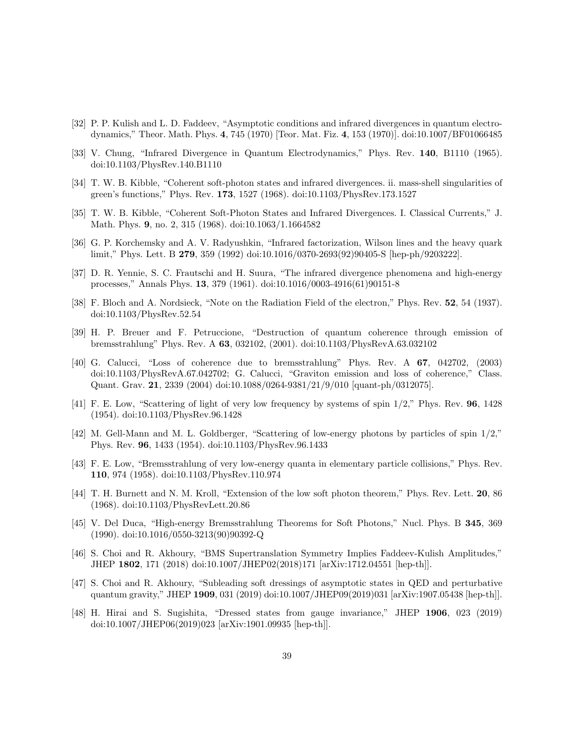[32] P. P. Kulish and L. D. Faddeev, "Asymptotic conditions and infrared divergences in quantum electrodynamics," Theor. Math. Phys. **4**, 745 (1970) [Teor. Mat. Fiz. **4**, 153 (1970)]. doi:10.1007/BF01066485

[33] V. Chung, "Infrared Divergence in Quantum Electrodynamics," Phys. Rev. **140**, B1110 (1965). doi:10.1103/PhysRev.140.B1110

[34] T. W. B. Kibble, "Coherent soft-photon states and infrared divergences. ii. mass-shell singularities of green's functions," Phys. Rev. **173**, 1527 (1968). doi:10.1103/PhysRev.173.1527

[35] T. W. B. Kibble, "Coherent Soft-Photon States and Infrared Divergences. I. Classical Currents," J. Math. Phys. **9**, no. 2, 315 (1968). doi:10.1063/1.1664582

[36] G. P. Korchemsky and A. V. Radyushkin, "Infrared factorization, Wilson lines and the heavy quark limit," Phys. Lett. B **279**, 359 (1992) doi:10.1016/0370-2693(92)90405-S [hep-ph/9203222].

[37] D. R. Yennie, S. C. Frautschi and H. Suura, "The infrared divergence phenomena and high-energy processes," Annals Phys. **13**, 379 (1961). doi:10.1016/0003-4916(61)90151-8

[38] F. Bloch and A. Nordsieck, "Note on the Radiation Field of the electron," Phys. Rev. **52**, 54 (1937). doi:10.1103/PhysRev.52.54

[39] H. P. Breuer and F. Petruccione, "Destruction of quantum coherence through emission of bremsstrahlung" Phys. Rev. A **63**, 032102, (2001). doi:10.1103/PhysRevA.63.032102

[40] G. Calucci, "Loss of coherence due to bremsstrahlung" Phys. Rev. A **67**, 042702, (2003) doi:10.1103/PhysRevA.67.042702; G. Calucci, "Graviton emission and loss of coherence," Class. Quant. Grav. **21**, 2339 (2004) doi:10.1088/0264-9381/21/9/010 [quant-ph/0312075].

[41] F. E. Low, "Scattering of light of very low frequency by systems of spin 1/2," Phys. Rev. **96**, 1428 (1954). doi:10.1103/PhysRev.96.1428

[42] M. Gell-Mann and M. L. Goldberger, "Scattering of low-energy photons by particles of spin 1/2," Phys. Rev. **96**, 1433 (1954). doi:10.1103/PhysRev.96.1433

[43] F. E. Low, "Bremsstrahlung of very low-energy quanta in elementary particle collisions," Phys. Rev. **110**, 974 (1958). doi:10.1103/PhysRev.110.974

[44] T. H. Burnett and N. M. Kroll, "Extension of the low soft photon theorem," Phys. Rev. Lett. **20**, 86 (1968). doi:10.1103/PhysRevLett.20.86

[45] V. Del Duca, "High-energy Bremsstrahlung Theorems for Soft Photons," Nucl. Phys. B **345**, 369 (1990). doi:10.1016/0550-3213(90)90392-Q

[46] S. Choi and R. Akhoury, "BMS Supertranslation Symmetry Implies Faddeev-Kulish Amplitudes," JHEP **1802**, 171 (2018) doi:10.1007/JHEP02(2018)171 [arXiv:1712.04551 [hep-th]].

[47] S. Choi and R. Akhoury, "Subleading soft dressings of asymptotic states in QED and perturbative quantum gravity," JHEP **1909**, 031 (2019) doi:10.1007/JHEP09(2019)031 [arXiv:1907.05438 [hep-th]].

[48] H. Hirai and S. Sugishita, "Dressed states from gauge invariance," JHEP **1906**, 023 (2019) doi:10.1007/JHEP06(2019)023 [arXiv:1901.09935 [hep-th]].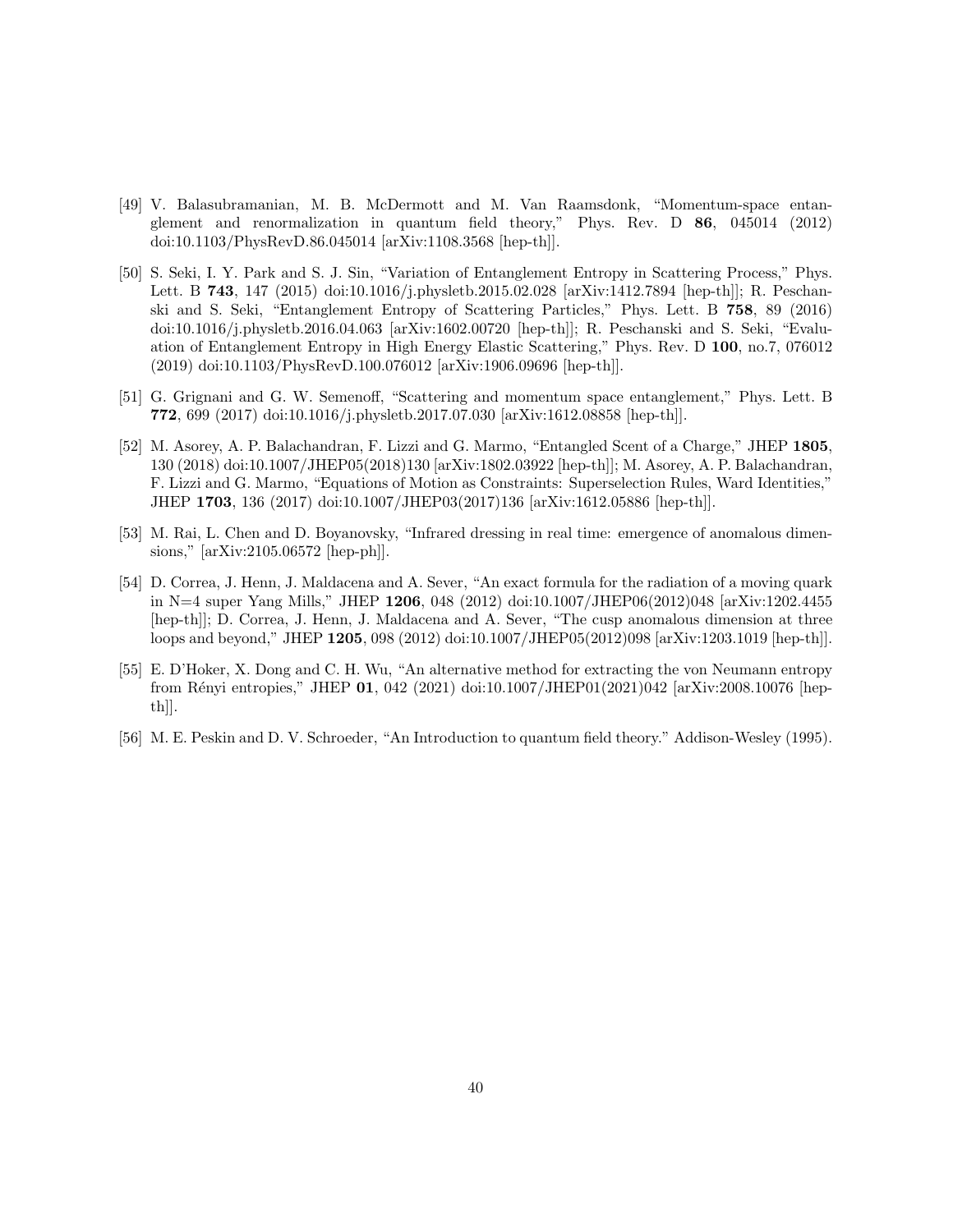[49] V. Balasubramanian, M. B. McDermott and M. Van Raamsdonk, "Momentum-space entanglement and renormalization in quantum field theory," Phys. Rev. D **86**, 045014 (2012) doi:10.1103/PhysRevD.86.045014 [arXiv:1108.3568 [hep-th]].

[50] S. Seki, I. Y. Park and S. J. Sin, "Variation of Entanglement Entropy in Scattering Process," Phys. Lett. B **743**, 147 (2015) doi:10.1016/j.physletb.2015.02.028 [arXiv:1412.7894 [hep-th]]; R. Peschanski and S. Seki, "Entanglement Entropy of Scattering Particles," Phys. Lett. B **758**, 89 (2016) doi:10.1016/j.physletb.2016.04.063 [arXiv:1602.00720 [hep-th]]; R. Peschanski and S. Seki, "Evaluation of Entanglement Entropy in High Energy Elastic Scattering," Phys. Rev. D **100**, no.7, 076012 (2019) doi:10.1103/PhysRevD.100.076012 [arXiv:1906.09696 [hep-th]].

[51] G. Grignani and G. W. Semenoff, "Scattering and momentum space entanglement," Phys. Lett. B **772**, 699 (2017) doi:10.1016/j.physletb.2017.07.030 [arXiv:1612.08858 [hep-th]].

[52] M. Asorey, A. P. Balachandran, F. Lizzi and G. Marmo, "Entangled Scent of a Charge," JHEP **1805**, 130 (2018) doi:10.1007/JHEP05(2018)130 [arXiv:1802.03922 [hep-th]]; M. Asorey, A. P. Balachandran, F. Lizzi and G. Marmo, "Equations of Motion as Constraints: Superselection Rules, Ward Identities," JHEP **1703**, 136 (2017) doi:10.1007/JHEP03(2017)136 [arXiv:1612.05886 [hep-th]].

[53] M. Rai, L. Chen and D. Boyanovsky, "Infrared dressing in real time: emergence of anomalous dimensions," [arXiv:2105.06572 [hep-ph]].

[54] D. Correa, J. Henn, J. Maldacena and A. Sever, "An exact formula for the radiation of a moving quark in N=4 super Yang Mills," JHEP **1206**, 048 (2012) doi:10.1007/JHEP06(2012)048 [arXiv:1202.4455 [hep-th]]; D. Correa, J. Henn, J. Maldacena and A. Sever, "The cusp anomalous dimension at three loops and beyond," JHEP **1205**, 098 (2012) doi:10.1007/JHEP05(2012)098 [arXiv:1203.1019 [hep-th]].

[55] E. D'Hoker, X. Dong and C. H. Wu, "An alternative method for extracting the von Neumann entropy from Rényi entropies," JHEP **01**, 042 (2021) doi:10.1007/JHEP01(2021)042 [arXiv:2008.10076 [hep-th]].

[56] M. E. Peskin and D. V. Schroeder, "An Introduction to quantum field theory." Addison-Wesley (1995).